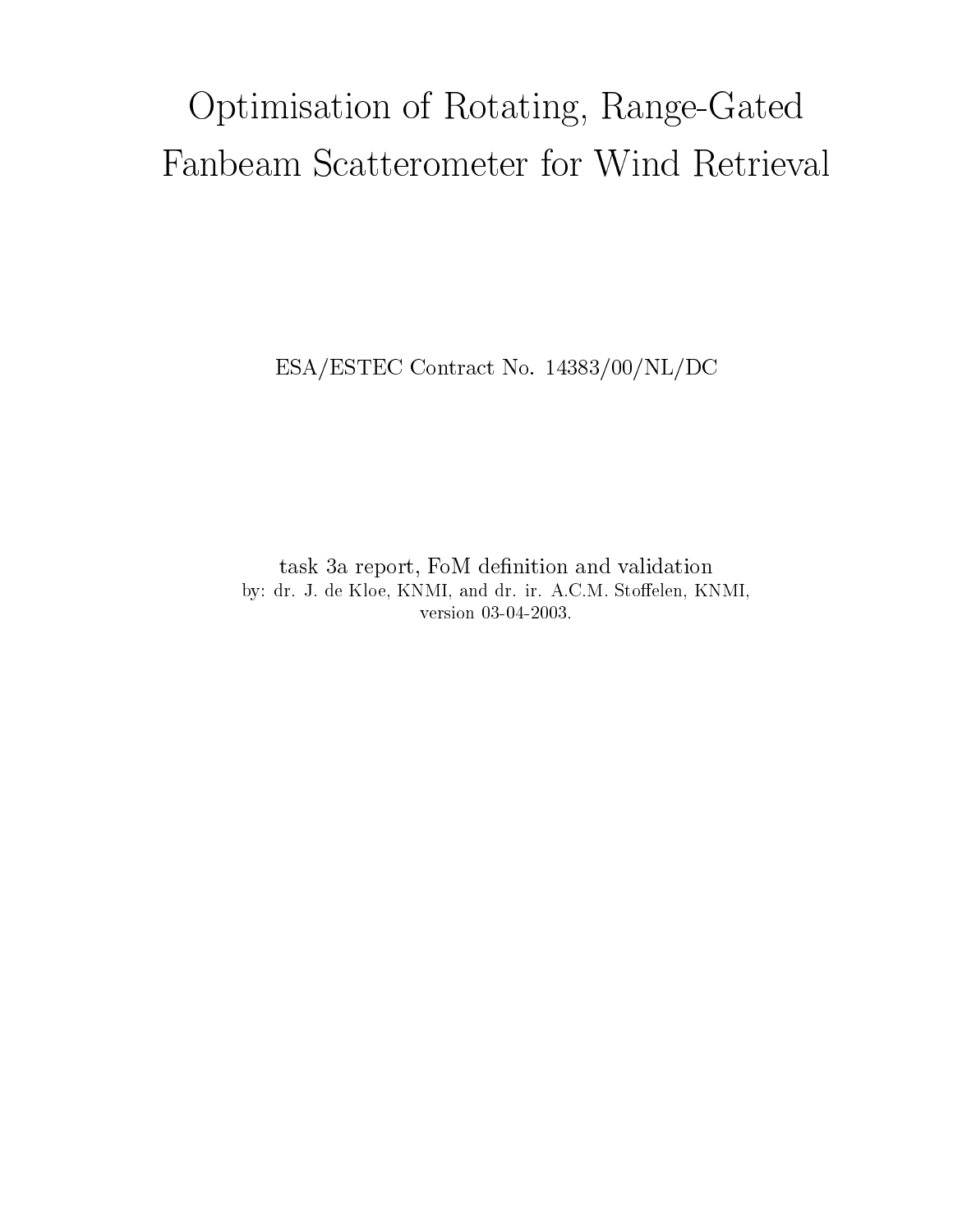# Optimisation of Rotating, Range-Gated Fanbeam Scatterometer for Wind Retrieval

ESA/ESTEC Contract No. 14383/00/NL/DC

task 3a report, FoM definition and validation
by: dr. J. de Kloe, KNMI, and dr. ir. A.C.M. Stoffelen, KNMI,
version 03-04-2003.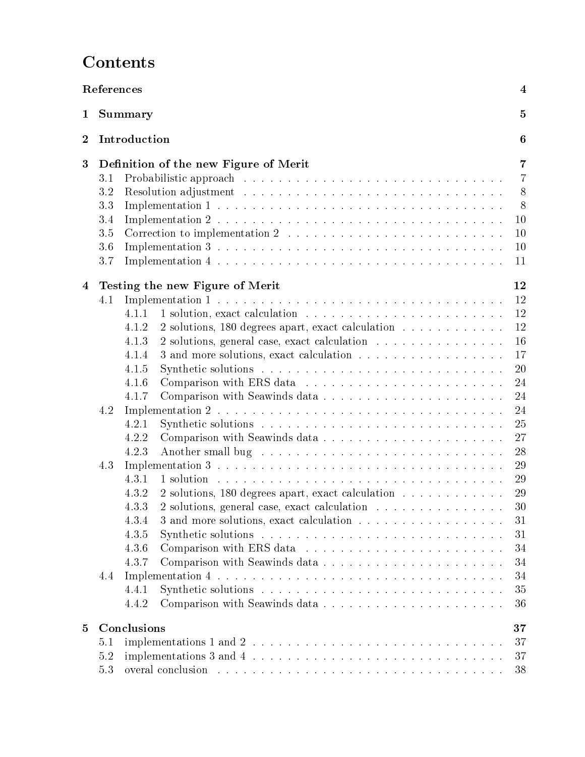# Contents

| | | |
|---|---|---|
| **References** | | **4** |
| **1** | **Summary** | **5** |
| **2** | **Introduction** | **6** |
| **3** | **Definition of the new Figure of Merit** | **7** |
| 3.1 | Probabilistic approach | 7 |
| 3.2 | Resolution adjustment | 8 |
| 3.3 | Implementation 1 | 8 |
| 3.4 | Implementation 2 | 10 |
| 3.5 | Correction to implementation 2 | 10 |
| 3.6 | Implementation 3 | 10 |
| 3.7 | Implementation 4 | 11 |
| **4** | **Testing the new Figure of Merit** | **12** |
| 4.1 | Implementation 1 | 12 |
| 4.1.1 | 1 solution, exact calculation | 12 |
| 4.1.2 | 2 solutions, 180 degrees apart, exact calculation | 12 |
| 4.1.3 | 2 solutions, general case, exact calculation | 16 |
| 4.1.4 | 3 and more solutions, exact calculation | 17 |
| 4.1.5 | Synthetic solutions | 20 |
| 4.1.6 | Comparison with ERS data | 24 |
| 4.1.7 | Comparison with Seawinds data | 24 |
| 4.2 | Implementation 2 | 24 |
| 4.2.1 | Synthetic solutions | 25 |
| 4.2.2 | Comparison with Seawinds data | 27 |
| 4.2.3 | Another small bug | 28 |
| 4.3 | Implementation 3 | 29 |
| 4.3.1 | 1 solution | 29 |
| 4.3.2 | 2 solutions, 180 degrees apart, exact calculation | 29 |
| 4.3.3 | 2 solutions, general case, exact calculation | 30 |
| 4.3.4 | 3 and more solutions, exact calculation | 31 |
| 4.3.5 | Synthetic solutions | 31 |
| 4.3.6 | Comparison with ERS data | 34 |
| 4.3.7 | Comparison with Seawinds data | 34 |
| 4.4 | Implementation 4 | 34 |
| 4.4.1 | Synthetic solutions | 35 |
| 4.4.2 | Comparison with Seawinds data | 36 |
| **5** | **Conclusions** | **37** |
| 5.1 | implementations 1 and 2 | 37 |
| 5.2 | implementations 3 and 4 | 37 |
| 5.3 | overal conclusion | 38 |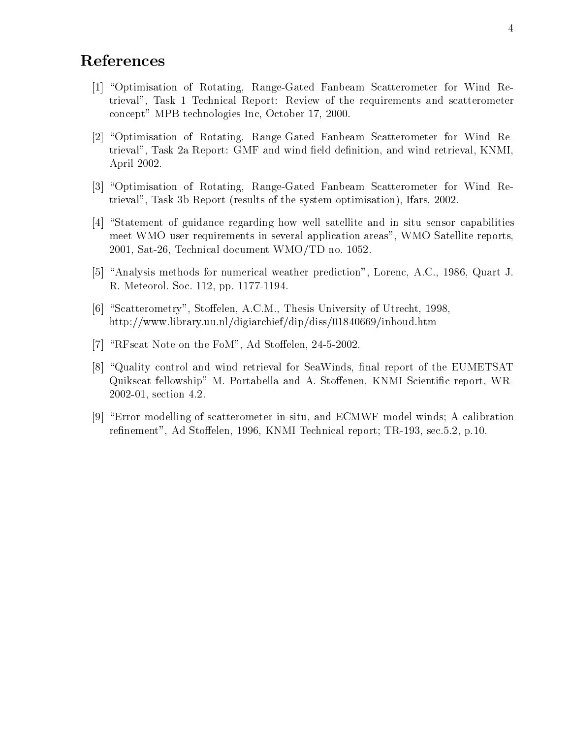# References

[1] "Optimisation of Rotating, Range-Gated Fanbeam Scatterometer for Wind Retrieval", Task 1 Technical Report: Review of the requirements and scatterometer concept" MPB technologies Inc, October 17, 2000.

[2] "Optimisation of Rotating, Range-Gated Fanbeam Scatterometer for Wind Retrieval", Task 2a Report: GMF and wind field definition, and wind retrieval, KNMI, April 2002.

[3] "Optimisation of Rotating, Range-Gated Fanbeam Scatterometer for Wind Retrieval", Task 3b Report (results of the system optimisation), Ifars, 2002.

[4] "Statement of guidance regarding how well satellite and in situ sensor capabilities meet WMO user requirements in several application areas", WMO Satellite reports, 2001, Sat-26, Technical document WMO/TD no. 1052.

[5] "Analysis methods for numerical weather prediction", Lorenc, A.C., 1986, Quart J. R. Meteorol. Soc. 112, pp. 1177-1194.

[6] "Scatterometry", Stoffelen, A.C.M., Thesis University of Utrecht, 1998, http://www.library.uu.nl/digiarchief/dip/diss/01840669/inhoud.htm

[7] "RFscat Note on the FoM", Ad Stoffelen, 24-5-2002.

[8] "Quality control and wind retrieval for SeaWinds, final report of the EUMETSAT Quikscat fellowship" M. Portabella and A. Stoffenen, KNMI Scientific report, WR-2002-01, section 4.2.

[9] "Error modelling of scatterometer in-situ, and ECMWF model winds; A calibration refinement", Ad Stoffelen, 1996, KNMI Technical report; TR-193, sec.5.2, p.10.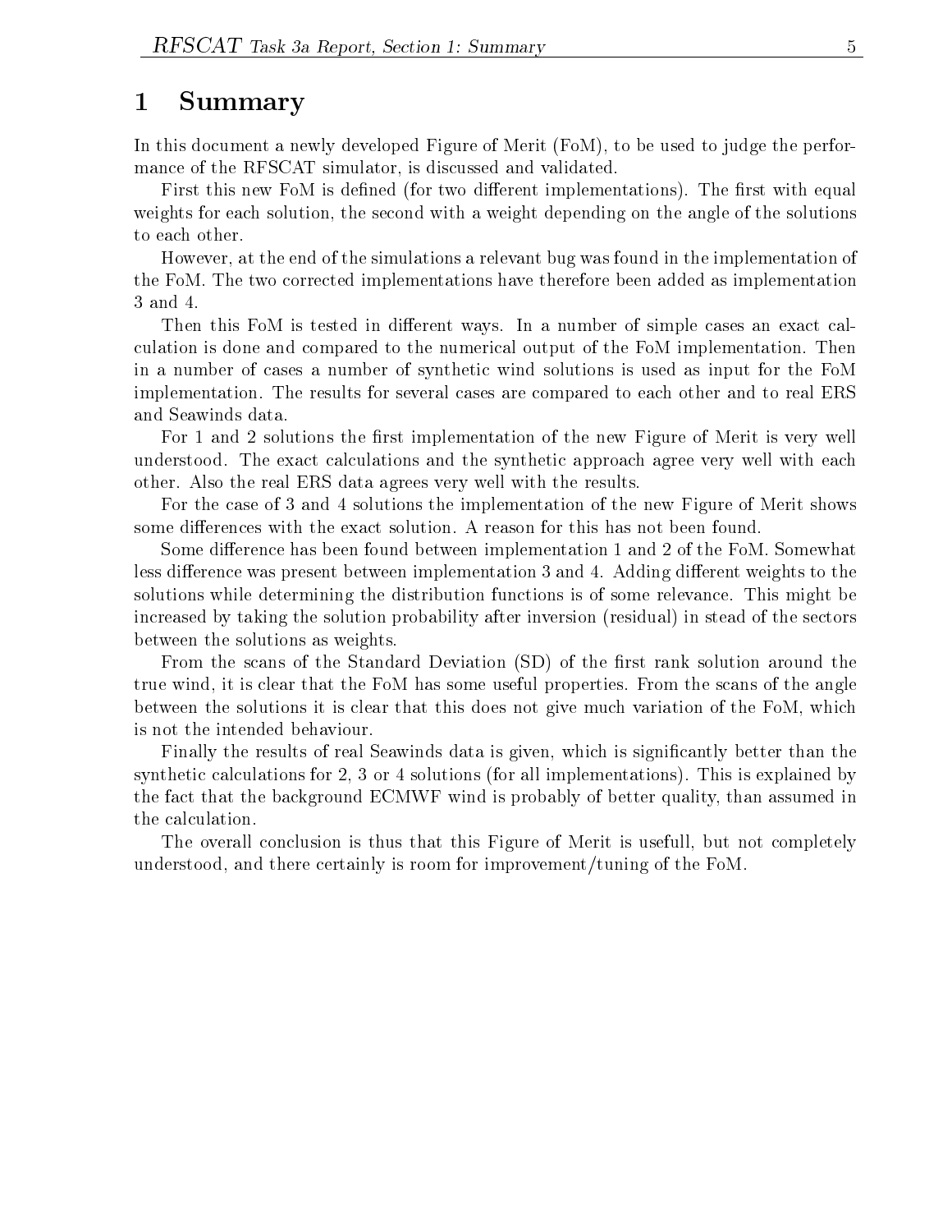# 1 Summary

In this document a newly developed Figure of Merit (FoM), to be used to judge the performance of the RFSCAT simulator, is discussed and validated.

First this new FoM is defined (for two different implementations). The first with equal weights for each solution, the second with a weight depending on the angle of the solutions to each other.

However, at the end of the simulations a relevant bug was found in the implementation of the FoM. The two corrected implementations have therefore been added as implementation 3 and 4.

Then this FoM is tested in different ways. In a number of simple cases an exact calculation is done and compared to the numerical output of the FoM implementation. Then in a number of cases a number of synthetic wind solutions is used as input for the FoM implementation. The results for several cases are compared to each other and to real ERS and Seawinds data.

For 1 and 2 solutions the first implementation of the new Figure of Merit is very well understood. The exact calculations and the synthetic approach agree very well with each other. Also the real ERS data agrees very well with the results.

For the case of 3 and 4 solutions the implementation of the new Figure of Merit shows some differences with the exact solution. A reason for this has not been found.

Some difference has been found between implementation 1 and 2 of the FoM. Somewhat less difference was present between implementation 3 and 4. Adding different weights to the solutions while determining the distribution functions is of some relevance. This might be increased by taking the solution probability after inversion (residual) in stead of the sectors between the solutions as weights.

From the scans of the Standard Deviation (SD) of the first rank solution around the true wind, it is clear that the FoM has some useful properties. From the scans of the angle between the solutions it is clear that this does not give much variation of the FoM, which is not the intended behaviour.

Finally the results of real Seawinds data is given, which is significantly better than the synthetic calculations for 2, 3 or 4 solutions (for all implementations). This is explained by the fact that the background ECMWF wind is probably of better quality, than assumed in the calculation.

The overall conclusion is thus that this Figure of Merit is usefull, but not completely understood, and there certainly is room for improvement/tuning of the FoM.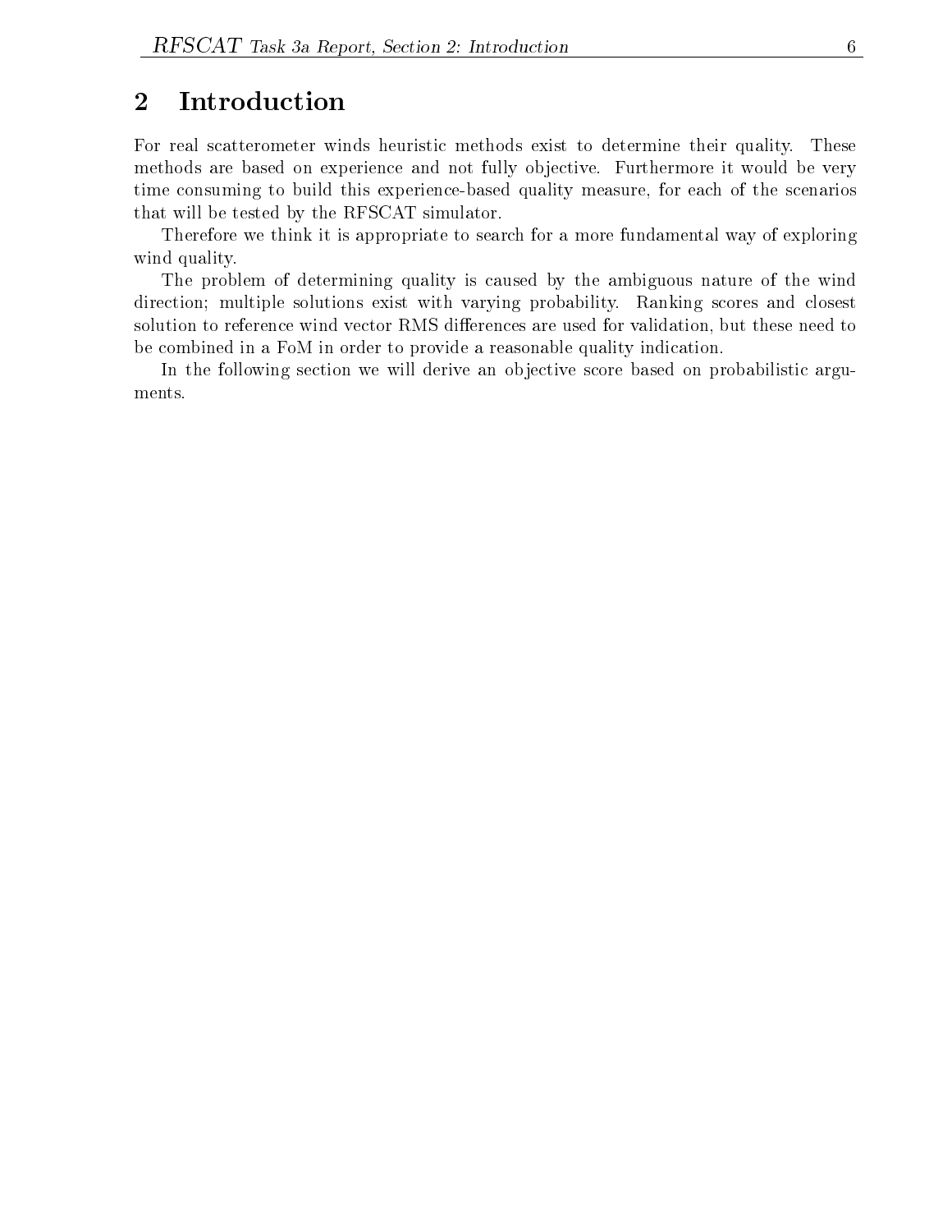# 2 Introduction

For real scatterometer winds heuristic methods exist to determine their quality. These methods are based on experience and not fully objective. Furthermore it would be very time consuming to build this experience-based quality measure, for each of the scenarios that will be tested by the RFSCAT simulator.

Therefore we think it is appropriate to search for a more fundamental way of exploring wind quality.

The problem of determining quality is caused by the ambiguous nature of the wind direction; multiple solutions exist with varying probability. Ranking scores and closest solution to reference wind vector RMS differences are used for validation, but these need to be combined in a FoM in order to provide a reasonable quality indication.

In the following section we will derive an objective score based on probabilistic arguments.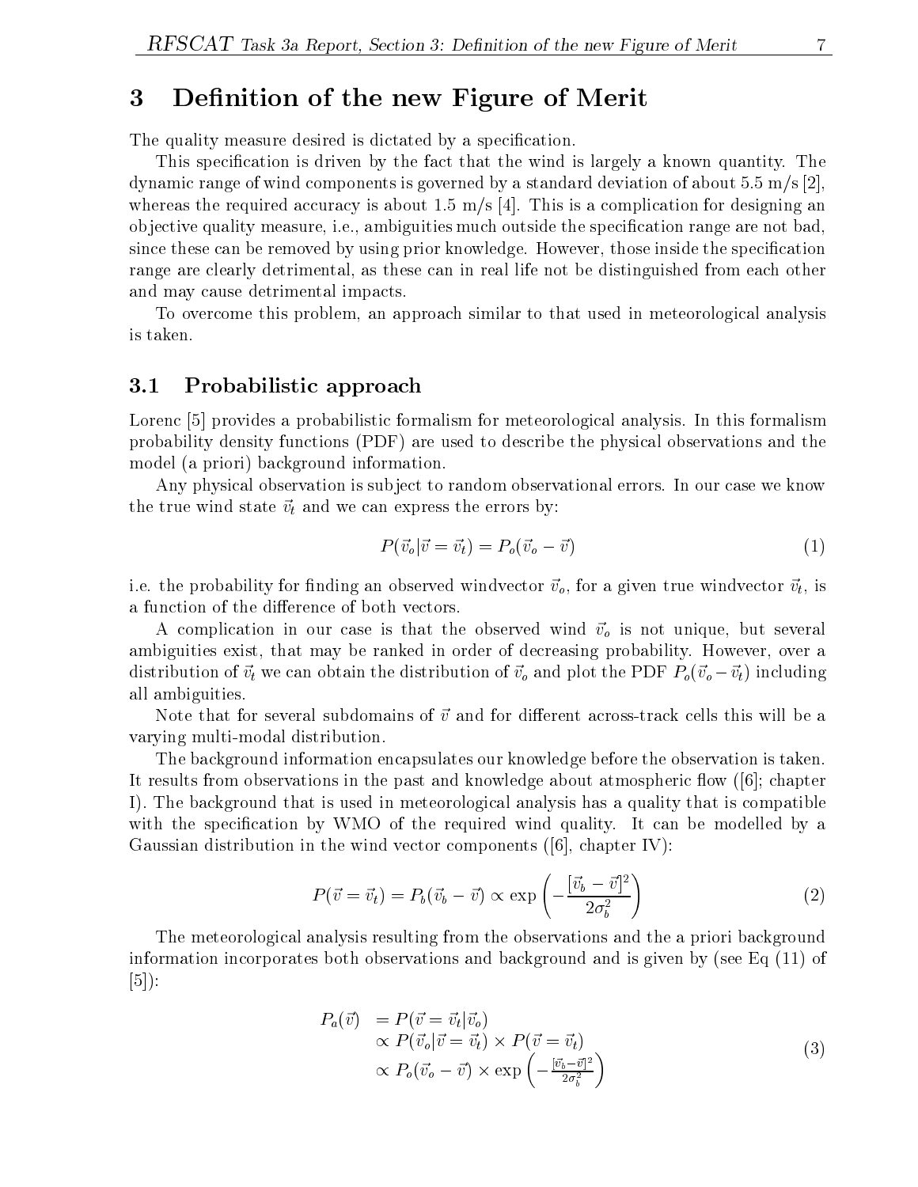# 3 Definition of the new Figure of Merit

The quality measure desired is dictated by a specification.

This specification is driven by the fact that the wind is largely a known quantity. The dynamic range of wind components is governed by a standard deviation of about 5.5 m/s [2], whereas the required accuracy is about 1.5 m/s [4]. This is a complication for designing an objective quality measure, i.e., ambiguities much outside the specification range are not bad, since these can be removed by using prior knowledge. However, those inside the specification range are clearly detrimental, as these can in real life not be distinguished from each other and may cause detrimental impacts.

To overcome this problem, an approach similar to that used in meteorological analysis is taken.

## 3.1 Probabilistic approach

Lorenc [5] provides a probabilistic formalism for meteorological analysis. In this formalism probability density functions (PDF) are used to describe the physical observations and the model (a priori) background information.

Any physical observation is subject to random observational errors. In our case we know the true wind state $\vec{v}_t$ and we can express the errors by:

$$P(\vec{v}_o|\vec{v} = \vec{v}_t) = P_o(\vec{v}_o - \vec{v}) \tag{1}$$

i.e. the probability for finding an observed windvector $\vec{v}_o$, for a given true windvector $\vec{v}_t$, is a function of the difference of both vectors.

A complication in our case is that the observed wind $\vec{v}_o$ is not unique, but several ambiguities exist, that may be ranked in order of decreasing probability. However, over a distribution of $\vec{v}_t$ we can obtain the distribution of $\vec{v}_o$ and plot the PDF $P_o(\vec{v}_o - \vec{v}_t)$ including all ambiguities.

Note that for several subdomains of $\vec{v}$ and for different across-track cells this will be a varying multi-modal distribution.

The background information encapsulates our knowledge before the observation is taken. It results from observations in the past and knowledge about atmospheric flow ([6]; chapter I). The background that is used in meteorological analysis has a quality that is compatible with the specification by WMO of the required wind quality. It can be modelled by a Gaussian distribution in the wind vector components ([6], chapter IV):

$$P(\vec{v} = \vec{v}_t) = P_b(\vec{v}_b - \vec{v}) \propto \exp\left(-\frac{[\vec{v}_b - \vec{v}]^2}{2\sigma_b^2}\right) \tag{2}$$

The meteorological analysis resulting from the observations and the a priori background information incorporates both observations and background and is given by (see Eq (11) of [5]):

$$\begin{aligned} P_a(\vec{v}) &= P(\vec{v} = \vec{v}_t|\vec{v}_o) \\ &\propto P(\vec{v}_o|\vec{v} = \vec{v}_t) \times P(\vec{v} = \vec{v}_t) \\ &\propto P_o(\vec{v}_o - \vec{v}) \times \exp\left(-\frac{[\vec{v}_b - \vec{v}]^2}{2\sigma_b^2}\right) \end{aligned} \tag{3}$$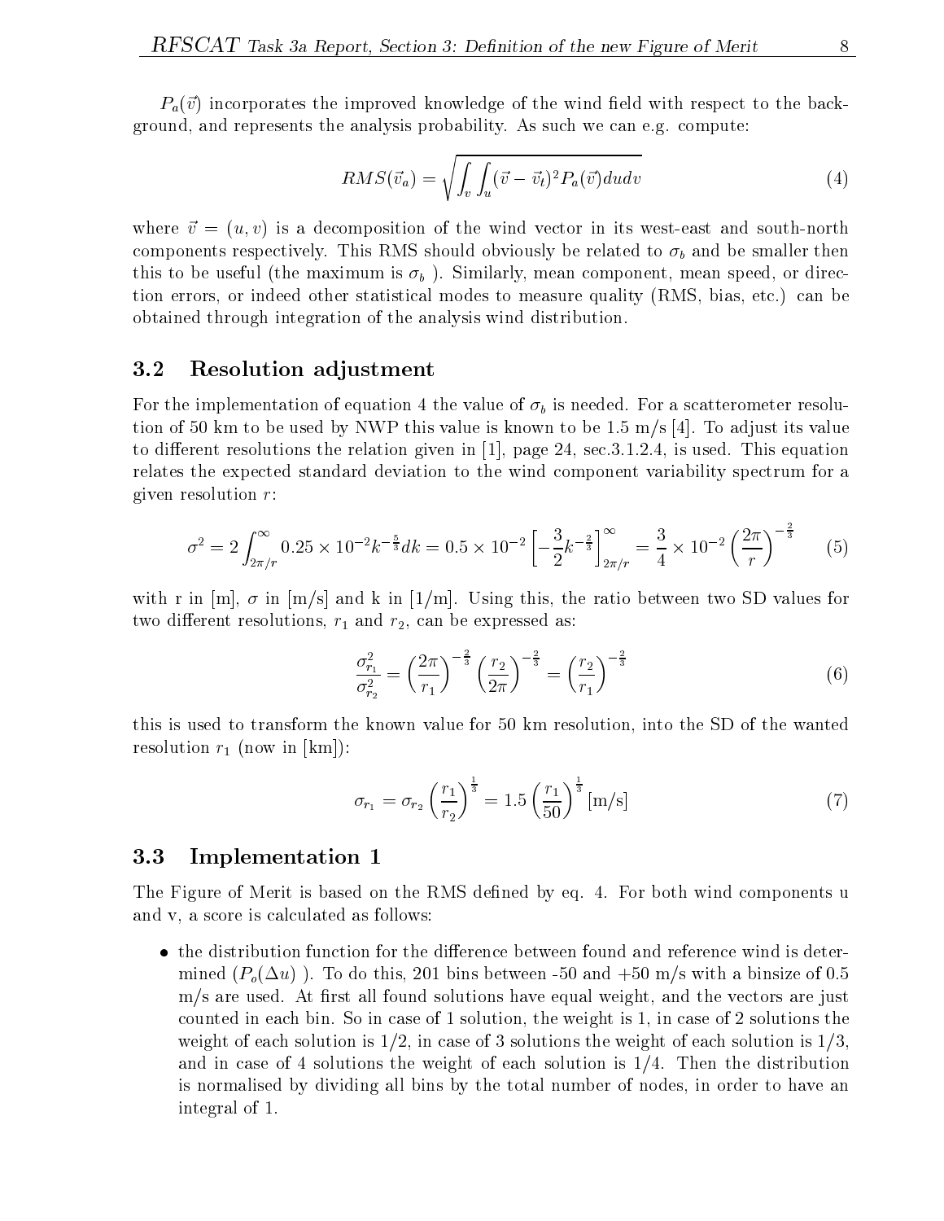$P_a(\vec{v})$ incorporates the improved knowledge of the wind field with respect to the background, and represents the analysis probability. As such we can e.g. compute:

$$RMS(\vec{v}_a) = \sqrt{\int_v \int_u (\vec{v} - \vec{v}_t)^2 P_a(\vec{v}) du dv} \qquad (4)$$

where $\vec{v} = (u, v)$ is a decomposition of the wind vector in its west-east and south-north components respectively. This RMS should obviously be related to $\sigma_b$ and be smaller then this to be useful (the maximum is $\sigma_b$ ). Similarly, mean component, mean speed, or direction errors, or indeed other statistical modes to measure quality (RMS, bias, etc.) can be obtained through integration of the analysis wind distribution.

## 3.2 Resolution adjustment

For the implementation of equation 4 the value of $\sigma_b$ is needed. For a scatterometer resolution of 50 km to be used by NWP this value is known to be 1.5 m/s [4]. To adjust its value to different resolutions the relation given in [1], page 24, sec.3.1.2.4, is used. This equation relates the expected standard deviation to the wind component variability spectrum for a given resolution $r$:

$$\sigma^2 = 2 \int_{2\pi/r}^{\infty} 0.25 \times 10^{-2} k^{-\frac{5}{3}} dk = 0.5 \times 10^{-2} \left[ -\frac{3}{2} k^{-\frac{2}{3}} \right]_{2\pi/r}^{\infty} = \frac{3}{4} \times 10^{-2} \left( \frac{2\pi}{r} \right)^{-\frac{2}{3}} \qquad (5)$$

with r in [m], $\sigma$ in [m/s] and k in [1/m]. Using this, the ratio between two SD values for two different resolutions, $r_1$ and $r_2$, can be expressed as:

$$\frac{\sigma_{r_1}^2}{\sigma_{r_2}^2} = \left( \frac{2\pi}{r_1} \right)^{-\frac{2}{3}} \left( \frac{r_2}{2\pi} \right)^{-\frac{2}{3}} = \left( \frac{r_2}{r_1} \right)^{-\frac{2}{3}} \qquad (6)$$

this is used to transform the known value for 50 km resolution, into the SD of the wanted resolution $r_1$ (now in [km]):

$$\sigma_{r_1} = \sigma_{r_2} \left( \frac{r_1}{r_2} \right)^{\frac{1}{3}} = 1.5 \left( \frac{r_1}{50} \right)^{\frac{1}{3}} \text{[m/s]} \qquad (7)$$

## 3.3 Implementation 1

The Figure of Merit is based on the RMS defined by eq. 4. For both wind components u and v, a score is calculated as follows:

- the distribution function for the difference between found and reference wind is determined ($P_o(\Delta u)$ ). To do this, 201 bins between -50 and +50 m/s with a binsize of 0.5 m/s are used. At first all found solutions have equal weight, and the vectors are just counted in each bin. So in case of 1 solution, the weight is 1, in case of 2 solutions the weight of each solution is 1/2, in case of 3 solutions the weight of each solution is 1/3, and in case of 4 solutions the weight of each solution is 1/4. Then the distribution is normalised by dividing all bins by the total number of nodes, in order to have an integral of 1.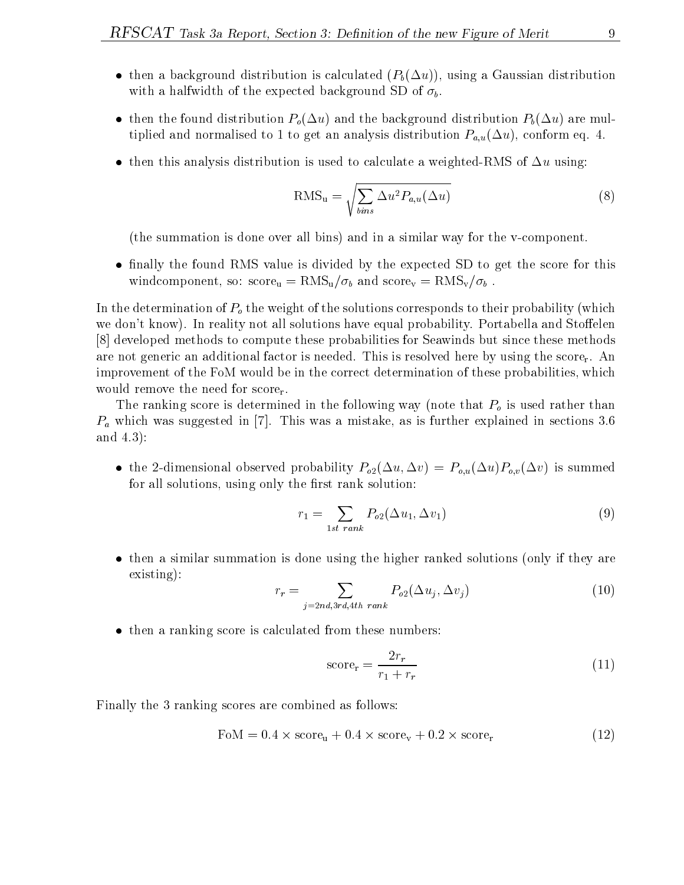- then a background distribution is calculated ($P_b(\Delta u)$), using a Gaussian distribution with a halfwidth of the expected background SD of $\sigma_b$.
- then the found distribution $P_o(\Delta u)$ and the background distribution $P_b(\Delta u)$ are multiplied and normalised to 1 to get an analysis distribution $P_{a,u}(\Delta u)$, conform eq. 4.
- then this analysis distribution is used to calculate a weighted-RMS of $\Delta u$ using:

$$\mathrm{RMS_u} = \sqrt{\sum_{bins} \Delta u^2 P_{a,u}(\Delta u)} \tag{8}$$

  (the summation is done over all bins) and in a similar way for the v-component.

- finally the found RMS value is divided by the expected SD to get the score for this windcomponent, so: $\mathrm{score_u} = \mathrm{RMS_u}/\sigma_b$ and $\mathrm{score_v} = \mathrm{RMS_v}/\sigma_b$ .

In the determination of $P_o$ the weight of the solutions corresponds to their probability (which we don't know). In reality not all solutions have equal probability. Portabella and Stoffelen [8] developed methods to compute these probabilities for Seawinds but since these methods are not generic an additional factor is needed. This is resolved here by using the $\mathrm{score_r}$. An improvement of the FoM would be in the correct determination of these probabilities, which would remove the need for $\mathrm{score_r}$.

The ranking score is determined in the following way (note that $P_o$ is used rather than $P_a$ which was suggested in [7]. This was a mistake, as is further explained in sections 3.6 and 4.3):

- the 2-dimensional observed probability $P_{o2}(\Delta u, \Delta v) = P_{o,u}(\Delta u) P_{o,v}(\Delta v)$ is summed for all solutions, using only the first rank solution:

$$r_1 = \sum_{1st\ rank} P_{o2}(\Delta u_1, \Delta v_1) \tag{9}$$

- then a similar summation is done using the higher ranked solutions (only if they are existing):

$$r_r = \sum_{j=2nd,3rd,4th\ rank} P_{o2}(\Delta u_j, \Delta v_j) \tag{10}$$

- then a ranking score is calculated from these numbers:

$$\mathrm{score_r} = \frac{2 r_r}{r_1 + r_r} \tag{11}$$

Finally the 3 ranking scores are combined as follows:

$$\mathrm{FoM} = 0.4 \times \mathrm{score_u} + 0.4 \times \mathrm{score_v} + 0.2 \times \mathrm{score_r} \tag{12}$$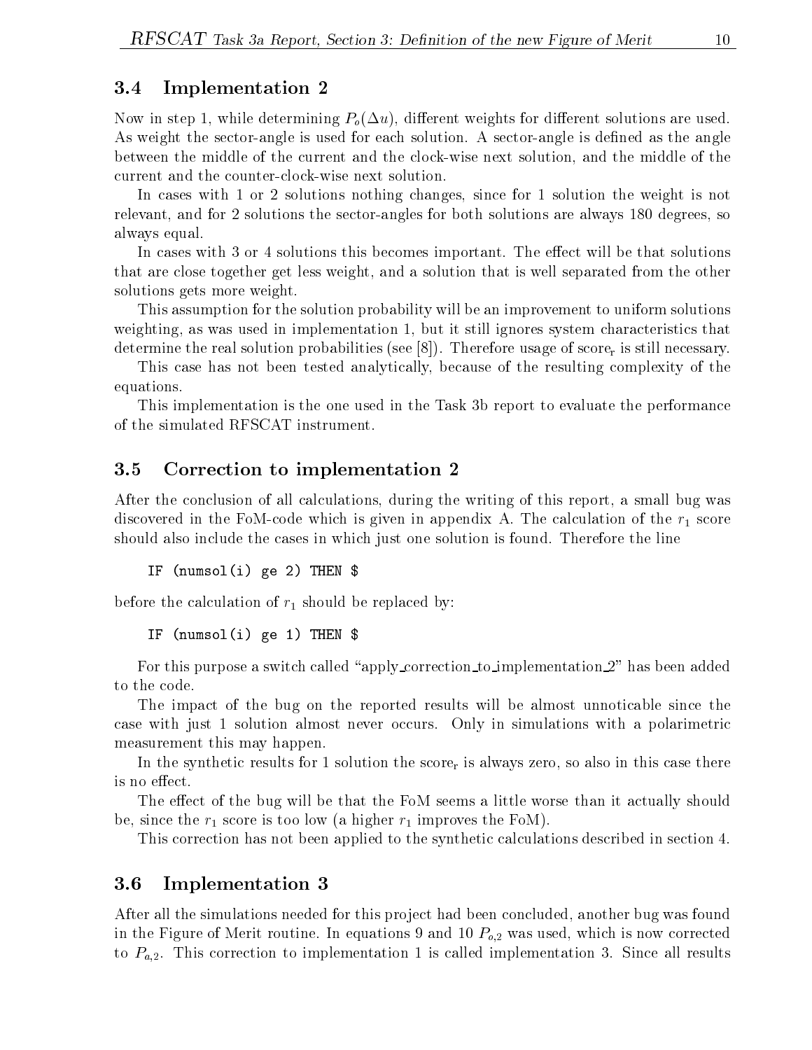### 3.4 Implementation 2

Now in step 1, while determining $P_o(\Delta u)$, different weights for different solutions are used. As weight the sector-angle is used for each solution. A sector-angle is defined as the angle between the middle of the current and the clock-wise next solution, and the middle of the current and the counter-clock-wise next solution.

In cases with 1 or 2 solutions nothing changes, since for 1 solution the weight is not relevant, and for 2 solutions the sector-angles for both solutions are always 180 degrees, so always equal.

In cases with 3 or 4 solutions this becomes important. The effect will be that solutions that are close together get less weight, and a solution that is well separated from the other solutions gets more weight.

This assumption for the solution probability will be an improvement to uniform solutions weighting, as was used in implementation 1, but it still ignores system characteristics that determine the real solution probabilities (see [8]). Therefore usage of $\text{score}_\text{r}$ is still necessary.

This case has not been tested analytically, because of the resulting complexity of the equations.

This implementation is the one used in the Task 3b report to evaluate the performance of the simulated RFSCAT instrument.

### 3.5 Correction to implementation 2

After the conclusion of all calculations, during the writing of this report, a small bug was discovered in the FoM-code which is given in appendix A. The calculation of the $r_1$ score should also include the cases in which just one solution is found. Therefore the line

```
IF (numsol(i) ge 2) THEN $
```

before the calculation of $r_1$ should be replaced by:

```
IF (numsol(i) ge 1) THEN $
```

For this purpose a switch called "apply_correction_to_implementation_2" has been added to the code.

The impact of the bug on the reported results will be almost unnoticable since the case with just 1 solution almost never occurs. Only in simulations with a polarimetric measurement this may happen.

In the synthetic results for 1 solution the $\text{score}_\text{r}$ is always zero, so also in this case there is no effect.

The effect of the bug will be that the FoM seems a little worse than it actually should be, since the $r_1$ score is too low (a higher $r_1$ improves the FoM).

This correction has not been applied to the synthetic calculations described in section 4.

### 3.6 Implementation 3

After all the simulations needed for this project had been concluded, another bug was found in the Figure of Merit routine. In equations 9 and 10 $P_{o,2}$ was used, which is now corrected to $P_{a,2}$. This correction to implementation 1 is called implementation 3. Since all results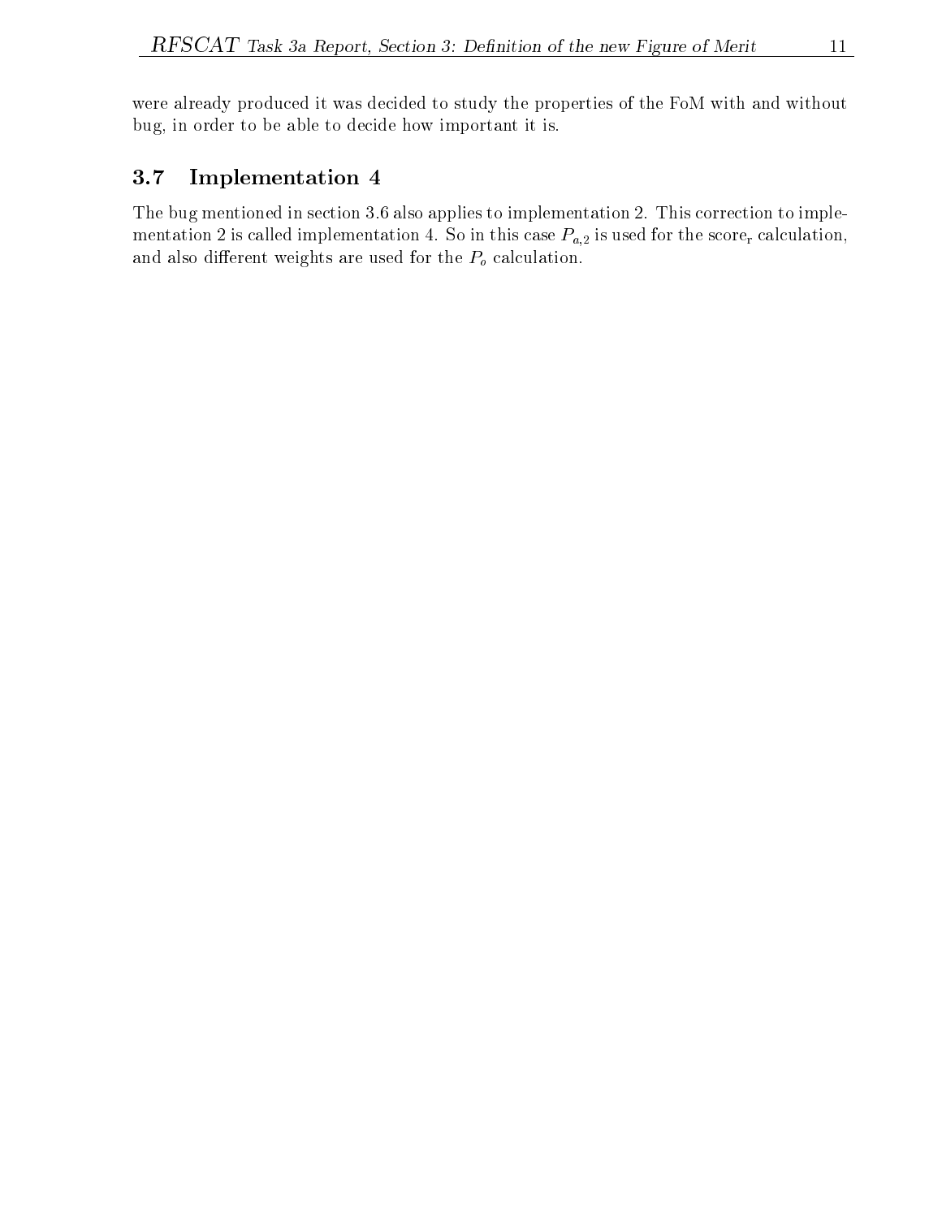were already produced it was decided to study the properties of the FoM with and without bug, in order to be able to decide how important it is.

## 3.7 Implementation 4

The bug mentioned in section 3.6 also applies to implementation 2. This correction to implementation 2 is called implementation 4. So in this case $P_{a,2}$ is used for the $\mathrm{score_r}$ calculation, and also different weights are used for the $P_o$ calculation.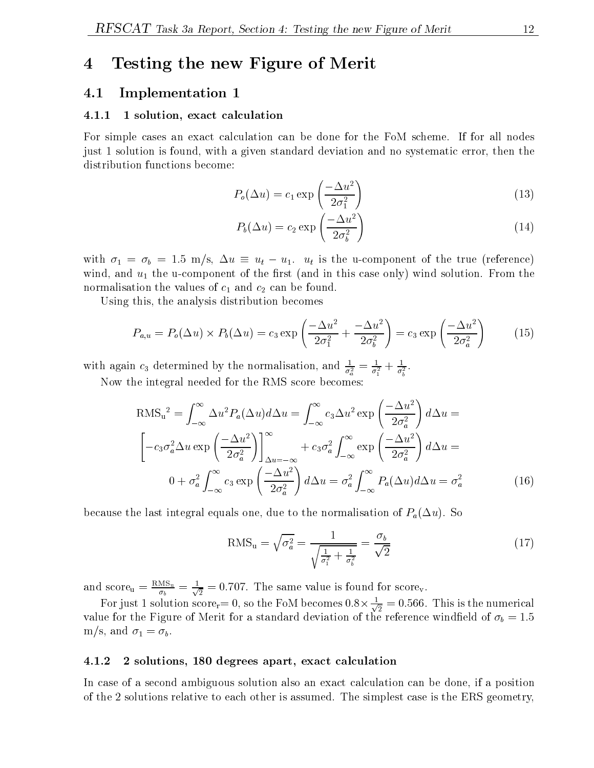# 4 Testing the new Figure of Merit

## 4.1 Implementation 1

### 4.1.1 1 solution, exact calculation

For simple cases an exact calculation can be done for the FoM scheme. If for all nodes just 1 solution is found, with a given standard deviation and no systematic error, then the distribution functions become:

$$P_o(\Delta u) = c_1 \exp\left(\frac{-\Delta u^2}{2\sigma_1^2}\right) \tag{13}$$

$$P_b(\Delta u) = c_2 \exp\left(\frac{-\Delta u^2}{2\sigma_b^2}\right) \tag{14}$$

with $\sigma_1 = \sigma_b = 1.5$ m/s, $\Delta u \equiv u_t - u_1$. $u_t$ is the u-component of the true (reference) wind, and $u_1$ the u-component of the first (and in this case only) wind solution. From the normalisation the values of $c_1$ and $c_2$ can be found.

Using this, the analysis distribution becomes

$$P_{a,u} = P_o(\Delta u) \times P_b(\Delta u) = c_3 \exp\left(\frac{-\Delta u^2}{2\sigma_1^2} + \frac{-\Delta u^2}{2\sigma_b^2}\right) = c_3 \exp\left(\frac{-\Delta u^2}{2\sigma_a^2}\right) \tag{15}$$

with again $c_3$ determined by the normalisation, and $\frac{1}{\sigma_a^2} = \frac{1}{\sigma_1^2} + \frac{1}{\sigma_b^2}$.

Now the integral needed for the RMS score becomes:

$$\begin{aligned}
\mathrm{RMS_u}^2 = \int_{-\infty}^{\infty} \Delta u^2 P_a(\Delta u) d\Delta u = \int_{-\infty}^{\infty} c_3 \Delta u^2 \exp\left(\frac{-\Delta u^2}{2\sigma_a^2}\right) d\Delta u = \\
\left[-c_3 \sigma_a^2 \Delta u \exp\left(\frac{-\Delta u^2}{2\sigma_a^2}\right)\right]_{\Delta u=-\infty}^{\infty} + c_3 \sigma_a^2 \int_{-\infty}^{\infty} \exp\left(\frac{-\Delta u^2}{2\sigma_a^2}\right) d\Delta u = \\
0 + \sigma_a^2 \int_{-\infty}^{\infty} c_3 \exp\left(\frac{-\Delta u^2}{2\sigma_a^2}\right) d\Delta u = \sigma_a^2 \int_{-\infty}^{\infty} P_a(\Delta u) d\Delta u = \sigma_a^2
\end{aligned} \tag{16}$$

because the last integral equals one, due to the normalisation of $P_a(\Delta u)$. So

$$\mathrm{RMS_u} = \sqrt{\sigma_a^2} = \frac{1}{\sqrt{\frac{1}{\sigma_1^2} + \frac{1}{\sigma_b^2}}} = \frac{\sigma_b}{\sqrt{2}} \tag{17}$$

and $\mathrm{score_u} = \frac{\mathrm{RMS_u}}{\sigma_b} = \frac{1}{\sqrt{2}} = 0.707$. The same value is found for $\mathrm{score_v}$.

For just 1 solution $\mathrm{score_r}= 0$, so the FoM becomes $0.8 \times \frac{1}{\sqrt{2}} = 0.566$. This is the numerical value for the Figure of Merit for a standard deviation of the reference windfield of $\sigma_b = 1.5$ m/s, and $\sigma_1 = \sigma_b$.

### 4.1.2 2 solutions, 180 degrees apart, exact calculation

In case of a second ambiguous solution also an exact calculation can be done, if a position of the 2 solutions relative to each other is assumed. The simplest case is the ERS geometry,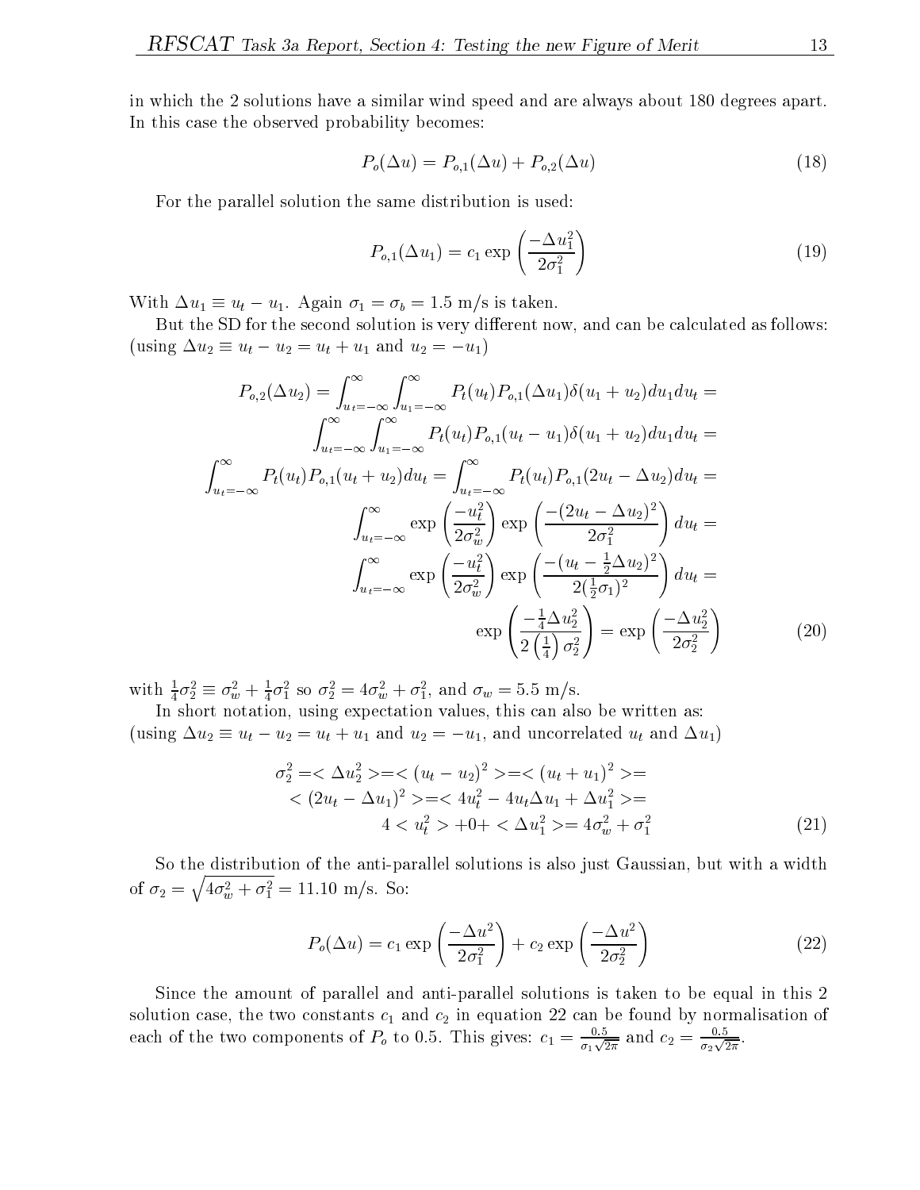in which the 2 solutions have a similar wind speed and are always about 180 degrees apart. In this case the observed probability becomes:

$$P_o(\Delta u) = P_{o,1}(\Delta u) + P_{o,2}(\Delta u) \tag{18}$$

For the parallel solution the same distribution is used:

$$P_{o,1}(\Delta u_1) = c_1 \exp\left(\frac{-\Delta u_1^2}{2\sigma_1^2}\right) \tag{19}$$

With $\Delta u_1 \equiv u_t - u_1$. Again $\sigma_1 = \sigma_b = 1.5$ m/s is taken.

But the SD for the second solution is very different now, and can be calculated as follows: (using $\Delta u_2 \equiv u_t - u_2 = u_t + u_1$ and $u_2 = -u_1$)

$$\begin{aligned}
P_{o,2}(\Delta u_2) = \int_{u_t=-\infty}^{\infty} \int_{u_1=-\infty}^{\infty} P_t(u_t) P_{o,1}(\Delta u_1) \delta(u_1 + u_2) du_1 du_t = \\
\int_{u_t=-\infty}^{\infty} \int_{u_1=-\infty}^{\infty} P_t(u_t) P_{o,1}(u_t - u_1) \delta(u_1 + u_2) du_1 du_t = \\
\int_{u_t=-\infty}^{\infty} P_t(u_t) P_{o,1}(u_t + u_2) du_t = \int_{u_t=-\infty}^{\infty} P_t(u_t) P_{o,1}(2u_t - \Delta u_2) du_t = \\
\int_{u_t=-\infty}^{\infty} \exp\left(\frac{-u_t^2}{2\sigma_w^2}\right) \exp\left(\frac{-(2u_t - \Delta u_2)^2}{2\sigma_1^2}\right) du_t = \\
\int_{u_t=-\infty}^{\infty} \exp\left(\frac{-u_t^2}{2\sigma_w^2}\right) \exp\left(\frac{-(u_t - \frac{1}{2}\Delta u_2)^2}{2(\frac{1}{2}\sigma_1)^2}\right) du_t = \\
\exp\left(\frac{-\frac{1}{4}\Delta u_2^2}{2\left(\frac{1}{4}\right)\sigma_2^2}\right) = \exp\left(\frac{-\Delta u_2^2}{2\sigma_2^2}\right)
\end{aligned} \tag{20}$$

with $\frac{1}{4}\sigma_2^2 \equiv \sigma_w^2 + \frac{1}{4}\sigma_1^2$ so $\sigma_2^2 = 4\sigma_w^2 + \sigma_1^2$, and $\sigma_w = 5.5$ m/s.

In short notation, using expectation values, this can also be written as: (using $\Delta u_2 \equiv u_t - u_2 = u_t + u_1$ and $u_2 = -u_1$, and uncorrelated $u_t$ and $\Delta u_1$)

$$\begin{aligned}
\sigma_2^2 = <\Delta u_2^2> = <(u_t - u_2)^2> = <(u_t + u_1)^2> = \\
<(2u_t - \Delta u_1)^2> = <4u_t^2 - 4u_t \Delta u_1 + \Delta u_1^2> = \\
4 <u_t^2> + 0 + <\Delta u_1^2> = 4\sigma_w^2 + \sigma_1^2
\end{aligned} \tag{21}$$

So the distribution of the anti-parallel solutions is also just Gaussian, but with a width of $\sigma_2 = \sqrt{4\sigma_w^2 + \sigma_1^2} = 11.10$ m/s. So:

$$P_o(\Delta u) = c_1 \exp\left(\frac{-\Delta u^2}{2\sigma_1^2}\right) + c_2 \exp\left(\frac{-\Delta u^2}{2\sigma_2^2}\right) \tag{22}$$

Since the amount of parallel and anti-parallel solutions is taken to be equal in this 2 solution case, the two constants $c_1$ and $c_2$ in equation 22 can be found by normalisation of each of the two components of $P_o$ to 0.5. This gives: $c_1 = \frac{0.5}{\sigma_1\sqrt{2\pi}}$ and $c_2 = \frac{0.5}{\sigma_2\sqrt{2\pi}}$.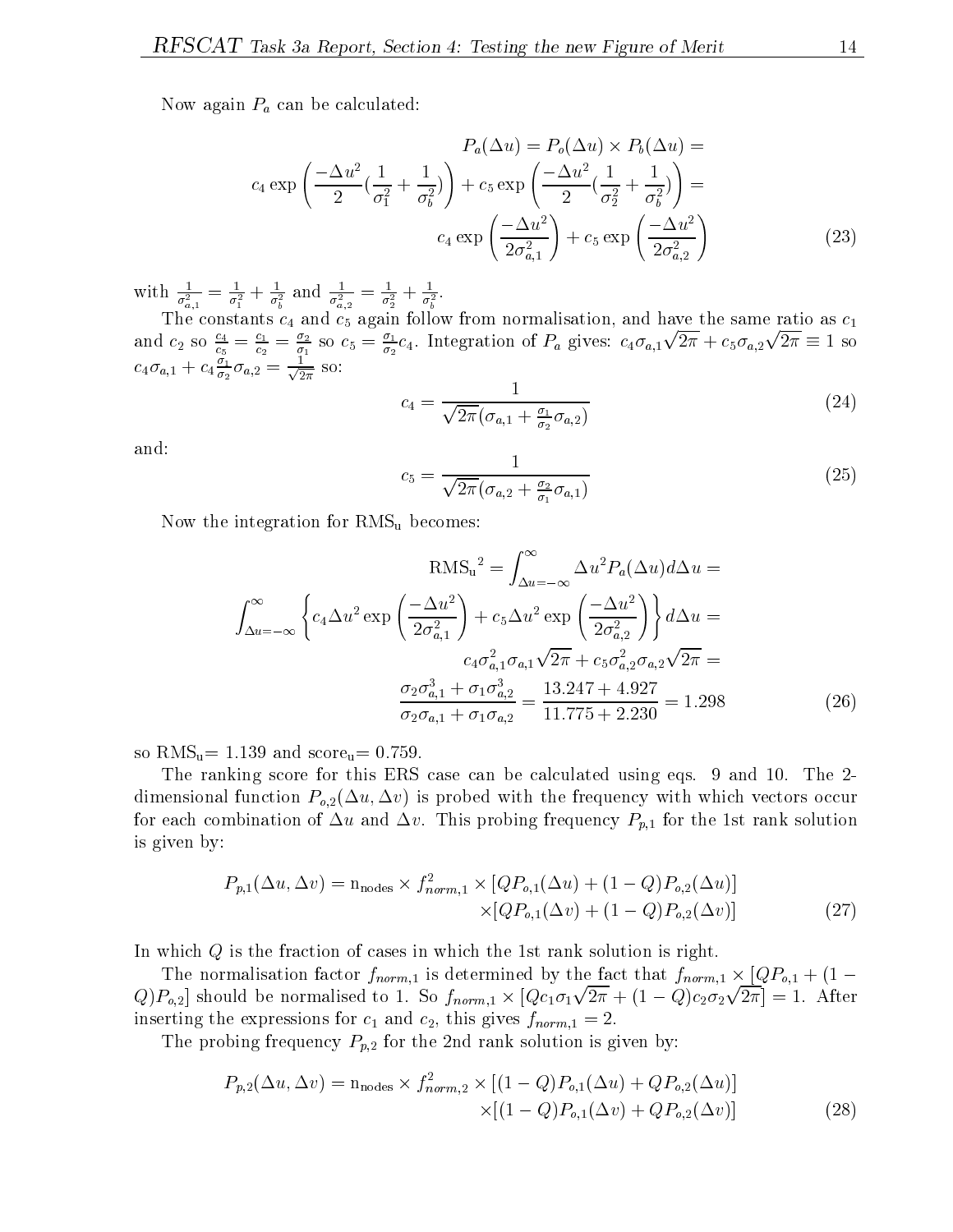Now again $P_a$ can be calculated:

$$
\begin{aligned}
P_a(\Delta u) = P_o(\Delta u) \times P_b(\Delta u) = \\
c_4 \exp\left(\frac{-\Delta u^2}{2}(\frac{1}{\sigma_1^2} + \frac{1}{\sigma_b^2})\right) + c_5 \exp\left(\frac{-\Delta u^2}{2}(\frac{1}{\sigma_2^2} + \frac{1}{\sigma_b^2})\right) = \\
c_4 \exp\left(\frac{-\Delta u^2}{2\sigma_{a,1}^2}\right) + c_5 \exp\left(\frac{-\Delta u^2}{2\sigma_{a,2}^2}\right)
\end{aligned}
\tag{23}
$$

with $\frac{1}{\sigma_{a,1}^2} = \frac{1}{\sigma_1^2} + \frac{1}{\sigma_b^2}$ and $\frac{1}{\sigma_{a,2}^2} = \frac{1}{\sigma_2^2} + \frac{1}{\sigma_b^2}$.

The constants $c_4$ and $c_5$ again follow from normalisation, and have the same ratio as $c_1$ and $c_2$ so $\frac{c_4}{c_5} = \frac{c_1}{c_2} = \frac{\sigma_2}{\sigma_1}$ so $c_5 = \frac{\sigma_1}{\sigma_2} c_4$. Integration of $P_a$ gives: $c_4 \sigma_{a,1}\sqrt{2\pi} + c_5 \sigma_{a,2}\sqrt{2\pi} \equiv 1$ so $c_4 \sigma_{a,1} + c_4 \frac{\sigma_1}{\sigma_2}\sigma_{a,2} = \frac{1}{\sqrt{2\pi}}$ so:

$$
c_4 = \frac{1}{\sqrt{2\pi}(\sigma_{a,1} + \frac{\sigma_1}{\sigma_2}\sigma_{a,2})}
\tag{24}
$$

and:

$$
c_5 = \frac{1}{\sqrt{2\pi}(\sigma_{a,2} + \frac{\sigma_2}{\sigma_1}\sigma_{a,1})}
\tag{25}
$$

Now the integration for $\text{RMS}_\text{u}$ becomes:

$$
\begin{aligned}
{\text{RMS}_\text{u}}^2 = \int_{\Delta u=-\infty}^{\infty} \Delta u^2 P_a(\Delta u) d\Delta u = \\
\int_{\Delta u=-\infty}^{\infty} \left\{ c_4 \Delta u^2 \exp\left(\frac{-\Delta u^2}{2\sigma_{a,1}^2}\right) + c_5 \Delta u^2 \exp\left(\frac{-\Delta u^2}{2\sigma_{a,2}^2}\right) \right\} d\Delta u = \\
c_4 \sigma_{a,1}^2 \sigma_{a,1}\sqrt{2\pi} + c_5 \sigma_{a,2}^2 \sigma_{a,2}\sqrt{2\pi} = \\
\frac{\sigma_2 \sigma_{a,1}^3 + \sigma_1 \sigma_{a,2}^3}{\sigma_2 \sigma_{a,1} + \sigma_1 \sigma_{a,2}} = \frac{13.247 + 4.927}{11.775 + 2.230} = 1.298
\end{aligned}
\tag{26}
$$

so $\text{RMS}_\text{u} = 1.139$ and $\text{score}_\text{u} = 0.759$.

The ranking score for this ERS case can be calculated using eqs. 9 and 10. The 2-dimensional function $P_{o,2}(\Delta u, \Delta v)$ is probed with the frequency with which vectors occur for each combination of $\Delta u$ and $\Delta v$. This probing frequency $P_{p,1}$ for the 1st rank solution is given by:

$$
\begin{aligned}
P_{p,1}(\Delta u, \Delta v) = \text{n}_\text{nodes} \times f_{norm,1}^2 \times [Q P_{o,1}(\Delta u) + (1-Q) P_{o,2}(\Delta u)] \\
\times [Q P_{o,1}(\Delta v) + (1-Q) P_{o,2}(\Delta v)]
\end{aligned}
\tag{27}
$$

In which $Q$ is the fraction of cases in which the 1st rank solution is right.

The normalisation factor $f_{norm,1}$ is determined by the fact that $f_{norm,1} \times [Q P_{o,1} + (1-Q) P_{o,2}]$ should be normalised to 1. So $f_{norm,1} \times [Q c_1 \sigma_1 \sqrt{2\pi} + (1-Q) c_2 \sigma_2 \sqrt{2\pi}] = 1$. After inserting the expressions for $c_1$ and $c_2$, this gives $f_{norm,1} = 2$.

The probing frequency $P_{p,2}$ for the 2nd rank solution is given by:

$$
\begin{aligned}
P_{p,2}(\Delta u, \Delta v) = \text{n}_\text{nodes} \times f_{norm,2}^2 \times [(1-Q) P_{o,1}(\Delta u) + Q P_{o,2}(\Delta u)] \\
\times [(1-Q) P_{o,1}(\Delta v) + Q P_{o,2}(\Delta v)]
\end{aligned}
\tag{28}
$$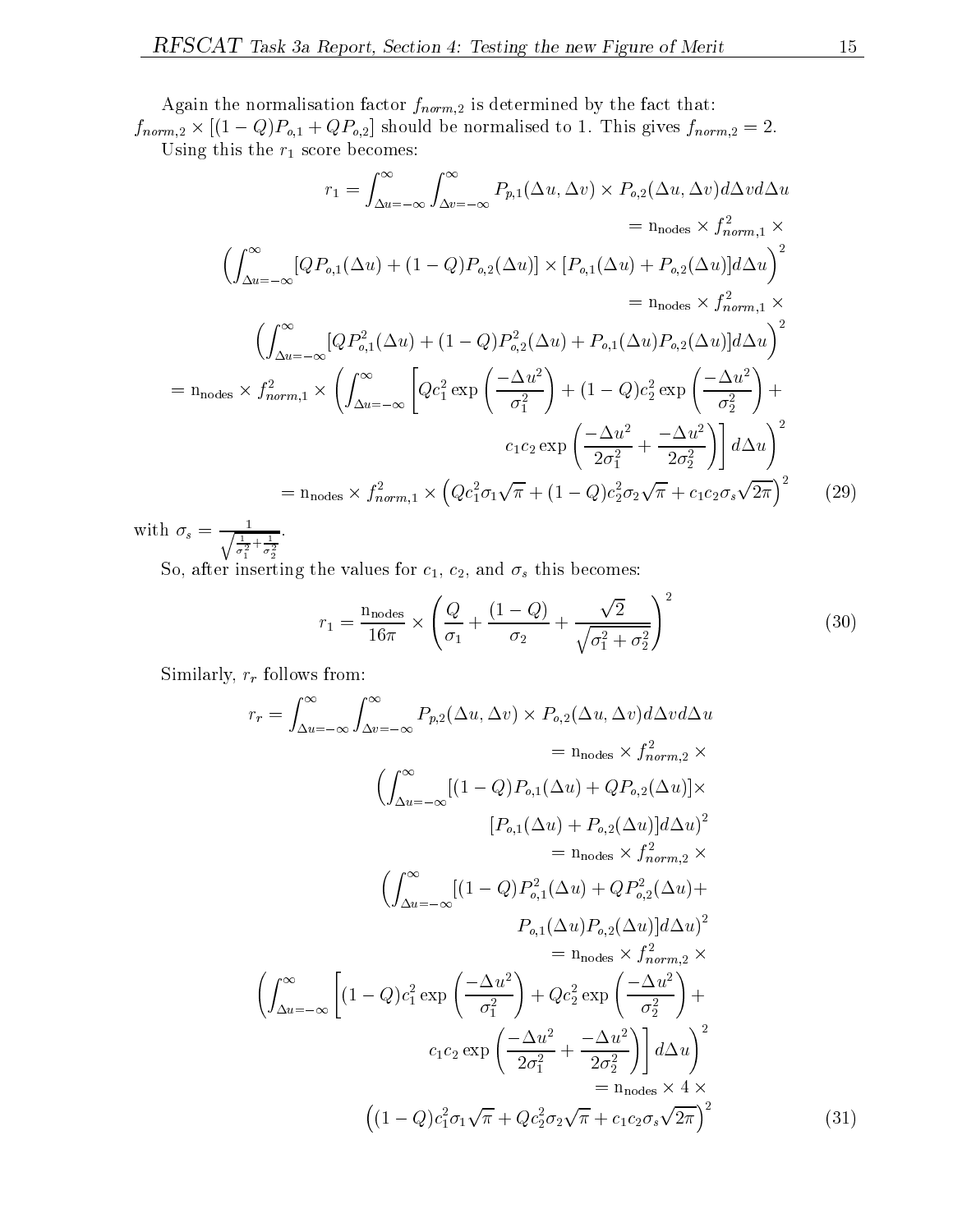Again the normalisation factor $f_{norm,2}$ is determined by the fact that: $f_{norm,2} \times [(1-Q)P_{o,1} + QP_{o,2}]$ should be normalised to 1. This gives $f_{norm,2} = 2$.

Using this the $r_1$ score becomes:

$$
\begin{aligned}
r_1 &= \int_{\Delta u=-\infty}^{\infty} \int_{\Delta v=-\infty}^{\infty} P_{p,1}(\Delta u, \Delta v) \times P_{o,2}(\Delta u, \Delta v) d\Delta v d\Delta u \\
&= \mathrm{n_{nodes}} \times f_{norm,1}^2 \times \\
&\left( \int_{\Delta u=-\infty}^{\infty} [QP_{o,1}(\Delta u) + (1-Q)P_{o,2}(\Delta u)] \times [P_{o,1}(\Delta u) + P_{o,2}(\Delta u)] d\Delta u \right)^2 \\
&= \mathrm{n_{nodes}} \times f_{norm,1}^2 \times \\
&\left( \int_{\Delta u=-\infty}^{\infty} [QP_{o,1}^2(\Delta u) + (1-Q)P_{o,2}^2(\Delta u) + P_{o,1}(\Delta u)P_{o,2}(\Delta u)] d\Delta u \right)^2 \\
&= \mathrm{n_{nodes}} \times f_{norm,1}^2 \times \left( \int_{\Delta u=-\infty}^{\infty} \left[ Qc_1^2 \exp\left(\frac{-\Delta u^2}{\sigma_1^2}\right) + (1-Q)c_2^2 \exp\left(\frac{-\Delta u^2}{\sigma_2^2}\right) + \right.\right. \\
&\left.\left. c_1 c_2 \exp\left(\frac{-\Delta u^2}{2\sigma_1^2} + \frac{-\Delta u^2}{2\sigma_2^2}\right) \right] d\Delta u \right)^2 \\
&= \mathrm{n_{nodes}} \times f_{norm,1}^2 \times \left( Qc_1^2 \sigma_1 \sqrt{\pi} + (1-Q)c_2^2 \sigma_2 \sqrt{\pi} + c_1 c_2 \sigma_s \sqrt{2\pi} \right)^2
\end{aligned}
\tag{29}
$$

with $\sigma_s = \frac{1}{\sqrt{\frac{1}{\sigma_1^2} + \frac{1}{\sigma_2^2}}}$.

So, after inserting the values for $c_1$, $c_2$, and $\sigma_s$ this becomes:

$$
r_1 = \frac{\mathrm{n_{nodes}}}{16\pi} \times \left( \frac{Q}{\sigma_1} + \frac{(1-Q)}{\sigma_2} + \frac{\sqrt{2}}{\sqrt{\sigma_1^2 + \sigma_2^2}} \right)^2
\tag{30}
$$

Similarly, $r_r$ follows from:

$$
\begin{aligned}
r_r &= \int_{\Delta u=-\infty}^{\infty} \int_{\Delta v=-\infty}^{\infty} P_{p,2}(\Delta u, \Delta v) \times P_{o,2}(\Delta u, \Delta v) d\Delta v d\Delta u \\
&= \mathrm{n_{nodes}} \times f_{norm,2}^2 \times \\
&\left( \int_{\Delta u=-\infty}^{\infty} [(1-Q)P_{o,1}(\Delta u) + QP_{o,2}(\Delta u)] \times \right. \\
&\left. [P_{o,1}(\Delta u) + P_{o,2}(\Delta u)] d\Delta u \right)^2 \\
&= \mathrm{n_{nodes}} \times f_{norm,2}^2 \times \\
&\left( \int_{\Delta u=-\infty}^{\infty} [(1-Q)P_{o,1}^2(\Delta u) + QP_{o,2}^2(\Delta u) + \right. \\
&\left. P_{o,1}(\Delta u)P_{o,2}(\Delta u)] d\Delta u \right)^2 \\
&= \mathrm{n_{nodes}} \times f_{norm,2}^2 \times \\
&\left( \int_{\Delta u=-\infty}^{\infty} \left[ (1-Q)c_1^2 \exp\left(\frac{-\Delta u^2}{\sigma_1^2}\right) + Qc_2^2 \exp\left(\frac{-\Delta u^2}{\sigma_2^2}\right) + \right.\right. \\
&\left.\left. c_1 c_2 \exp\left(\frac{-\Delta u^2}{2\sigma_1^2} + \frac{-\Delta u^2}{2\sigma_2^2}\right) \right] d\Delta u \right)^2 \\
&= \mathrm{n_{nodes}} \times 4 \times \\
&\left( (1-Q)c_1^2 \sigma_1 \sqrt{\pi} + Qc_2^2 \sigma_2 \sqrt{\pi} + c_1 c_2 \sigma_s \sqrt{2\pi} \right)^2
\end{aligned}
\tag{31}
$$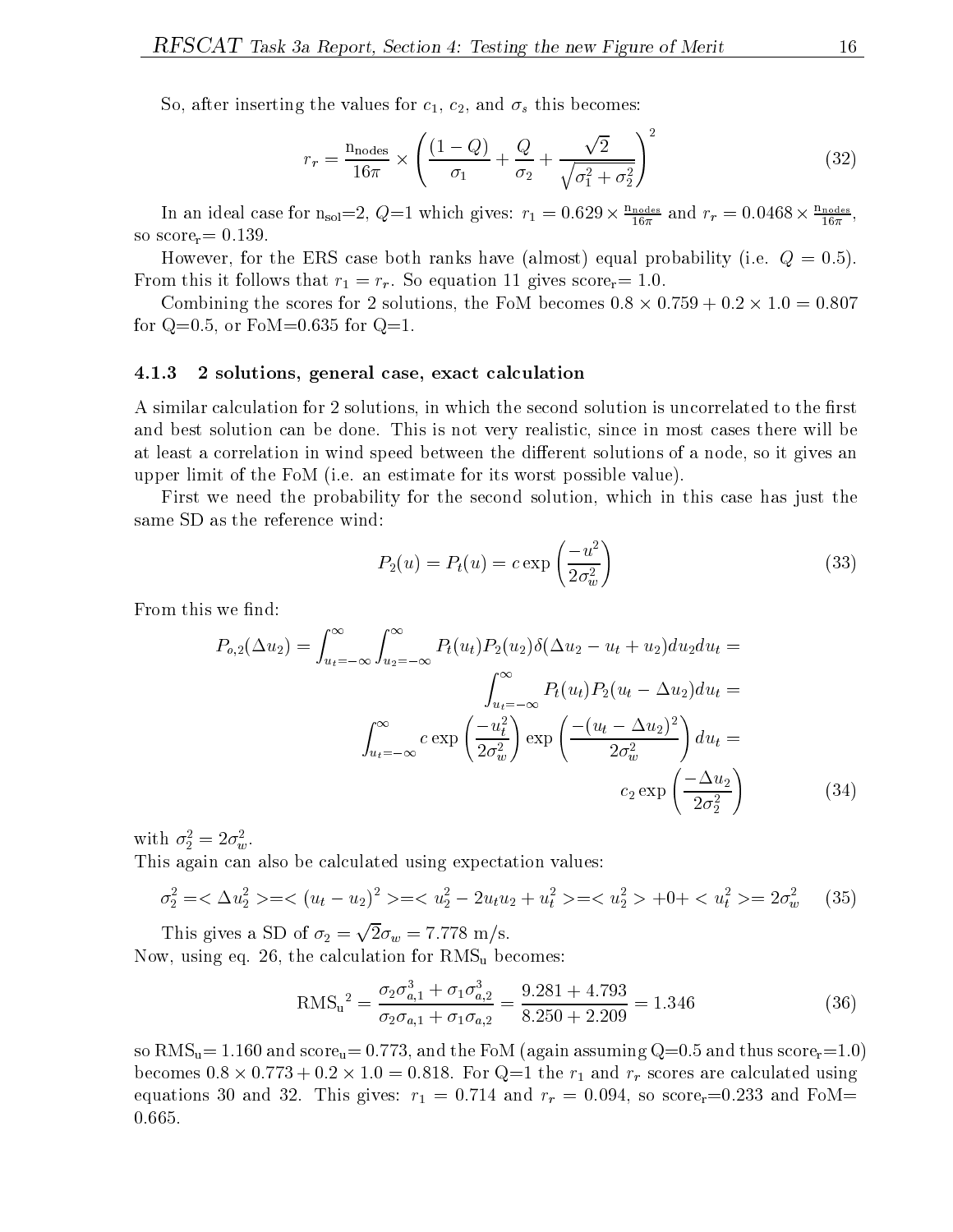So, after inserting the values for $c_1$, $c_2$, and $\sigma_s$ this becomes:

$$
r_r = \frac{\mathrm{n_{nodes}}}{16\pi} \times \left( \frac{(1-Q)}{\sigma_1} + \frac{Q}{\sigma_2} + \frac{\sqrt{2}}{\sqrt{\sigma_1^2 + \sigma_2^2}} \right)^2 \tag{32}
$$

In an ideal case for $\mathrm{n_{sol}}$=2, $Q$=1 which gives: $r_1 = 0.629 \times \frac{\mathrm{n_{nodes}}}{16\pi}$ and $r_r = 0.0468 \times \frac{\mathrm{n_{nodes}}}{16\pi}$, so $\mathrm{score_r}$= 0.139.

However, for the ERS case both ranks have (almost) equal probability (i.e. $Q = 0.5$). From this it follows that $r_1 = r_r$. So equation 11 gives $\mathrm{score_r}$= 1.0.

Combining the scores for 2 solutions, the FoM becomes $0.8 \times 0.759 + 0.2 \times 1.0 = 0.807$ for Q=0.5, or FoM=0.635 for Q=1.

#### 4.1.3 2 solutions, general case, exact calculation

A similar calculation for 2 solutions, in which the second solution is uncorrelated to the first and best solution can be done. This is not very realistic, since in most cases there will be at least a correlation in wind speed between the different solutions of a node, so it gives an upper limit of the FoM (i.e. an estimate for its worst possible value).

First we need the probability for the second solution, which in this case has just the same SD as the reference wind:

$$
P_2(u) = P_t(u) = c \exp\left(\frac{-u^2}{2\sigma_w^2}\right) \tag{33}
$$

From this we find:

$$
\begin{aligned}
P_{o,2}(\Delta u_2) = \int_{u_t=-\infty}^{\infty} \int_{u_2=-\infty}^{\infty} P_t(u_t) P_2(u_2) \delta(\Delta u_2 - u_t + u_2) du_2 du_t = \\
\int_{u_t=-\infty}^{\infty} P_t(u_t) P_2(u_t - \Delta u_2) du_t = \\
\int_{u_t=-\infty}^{\infty} c \exp\left(\frac{-u_t^2}{2\sigma_w^2}\right) \exp\left(\frac{-(u_t - \Delta u_2)^2}{2\sigma_w^2}\right) du_t = \\
c_2 \exp\left(\frac{-\Delta u_2}{2\sigma_2^2}\right)
\end{aligned} \tag{34}
$$

with $\sigma_2^2 = 2\sigma_w^2$.

This again can also be calculated using expectation values:

$$
\sigma_2^2 = <\Delta u_2^2> = <(u_t - u_2)^2> = <u_2^2 - 2u_t u_2 + u_t^2> = <u_2^2> + 0 + <u_t^2> = 2\sigma_w^2 \tag{35}
$$

This gives a SD of $\sigma_2 = \sqrt{2}\sigma_w = 7.778$ m/s.

Now, using eq. 26, the calculation for $\mathrm{RMS_u}$ becomes:

$$
\mathrm{RMS_u}^2 = \frac{\sigma_2 \sigma_{a,1}^3 + \sigma_1 \sigma_{a,2}^3}{\sigma_2 \sigma_{a,1} + \sigma_1 \sigma_{a,2}} = \frac{9.281 + 4.793}{8.250 + 2.209} = 1.346 \tag{36}
$$

so $\mathrm{RMS_u}$= 1.160 and $\mathrm{score_u}$= 0.773, and the FoM (again assuming Q=0.5 and thus $\mathrm{score_r}$=1.0) becomes $0.8 \times 0.773 + 0.2 \times 1.0 = 0.818$. For Q=1 the $r_1$ and $r_r$ scores are calculated using equations 30 and 32. This gives: $r_1 = 0.714$ and $r_r = 0.094$, so $\mathrm{score_r}$=0.233 and FoM= 0.665.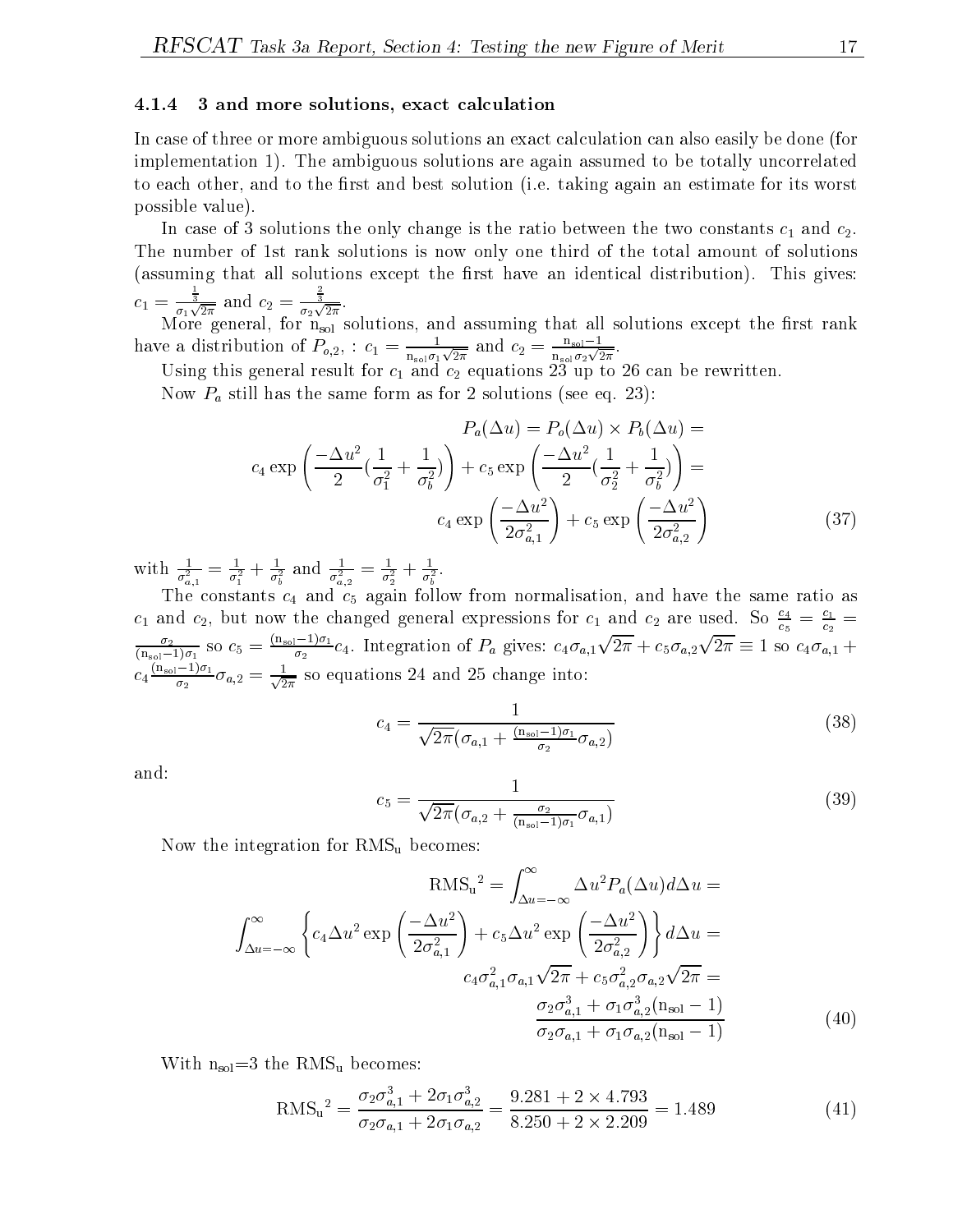#### 4.1.4 3 and more solutions, exact calculation

In case of three or more ambiguous solutions an exact calculation can also easily be done (for implementation 1). The ambiguous solutions are again assumed to be totally uncorrelated to each other, and to the first and best solution (i.e. taking again an estimate for its worst possible value).

In case of 3 solutions the only change is the ratio between the two constants $c_1$ and $c_2$. The number of 1st rank solutions is now only one third of the total amount of solutions (assuming that all solutions except the first have an identical distribution). This gives: $c_1 = \frac{\frac{1}{3}}{\sigma_1\sqrt{2\pi}}$ and $c_2 = \frac{\frac{2}{3}}{\sigma_2\sqrt{2\pi}}$.

More general, for $\mathrm{n_{sol}}$ solutions, and assuming that all solutions except the first rank have a distribution of $P_{o,2}$, : $c_1 = \frac{1}{\mathrm{n_{sol}}\sigma_1\sqrt{2\pi}}$ and $c_2 = \frac{\mathrm{n_{sol}}-1}{\mathrm{n_{sol}}\sigma_2\sqrt{2\pi}}$.

Using this general result for $c_1$ and $c_2$ equations 23 up to 26 can be rewritten.

Now $P_a$ still has the same form as for 2 solutions (see eq. 23):

$$
\begin{aligned}
P_a(\Delta u) = P_o(\Delta u) \times P_b(\Delta u) = \\
c_4 \exp\left(\frac{-\Delta u^2}{2}(\frac{1}{\sigma_1^2} + \frac{1}{\sigma_b^2})\right) + c_5 \exp\left(\frac{-\Delta u^2}{2}(\frac{1}{\sigma_2^2} + \frac{1}{\sigma_b^2})\right) = \\
c_4 \exp\left(\frac{-\Delta u^2}{2\sigma_{a,1}^2}\right) + c_5 \exp\left(\frac{-\Delta u^2}{2\sigma_{a,2}^2}\right)
\end{aligned}
\tag{37}
$$

with $\frac{1}{\sigma_{a,1}^2} = \frac{1}{\sigma_1^2} + \frac{1}{\sigma_b^2}$ and $\frac{1}{\sigma_{a,2}^2} = \frac{1}{\sigma_2^2} + \frac{1}{\sigma_b^2}$.

The constants $c_4$ and $c_5$ again follow from normalisation, and have the same ratio as $c_1$ and $c_2$, but now the changed general expressions for $c_1$ and $c_2$ are used. So $\frac{c_4}{c_5} = \frac{c_1}{c_2} = \frac{\sigma_2}{(\mathrm{n_{sol}}-1)\sigma_1}$ so $c_5 = \frac{(\mathrm{n_{sol}}-1)\sigma_1}{\sigma_2}c_4$. Integration of $P_a$ gives: $c_4\sigma_{a,1}\sqrt{2\pi} + c_5\sigma_{a,2}\sqrt{2\pi} \equiv 1$ so $c_4\sigma_{a,1} + c_4\frac{(\mathrm{n_{sol}}-1)\sigma_1}{\sigma_2}\sigma_{a,2} = \frac{1}{\sqrt{2\pi}}$ so equations 24 and 25 change into:

$$
c_4 = \frac{1}{\sqrt{2\pi}(\sigma_{a,1} + \frac{(\mathrm{n_{sol}}-1)\sigma_1}{\sigma_2}\sigma_{a,2})}
\tag{38}
$$

and:

$$
c_5 = \frac{1}{\sqrt{2\pi}(\sigma_{a,2} + \frac{\sigma_2}{(\mathrm{n_{sol}}-1)\sigma_1}\sigma_{a,1})}
\tag{39}
$$

Now the integration for $\mathrm{RMS_u}$ becomes:

$$
\begin{aligned}
\mathrm{RMS_u}^2 = \int_{\Delta u=-\infty}^{\infty} \Delta u^2 P_a(\Delta u) d\Delta u = \\
\int_{\Delta u=-\infty}^{\infty} \left\{ c_4 \Delta u^2 \exp\left(\frac{-\Delta u^2}{2\sigma_{a,1}^2}\right) + c_5 \Delta u^2 \exp\left(\frac{-\Delta u^2}{2\sigma_{a,2}^2}\right) \right\} d\Delta u = \\
c_4\sigma_{a,1}^2\sigma_{a,1}\sqrt{2\pi} + c_5\sigma_{a,2}^2\sigma_{a,2}\sqrt{2\pi} = \\
\frac{\sigma_2\sigma_{a,1}^3 + \sigma_1\sigma_{a,2}^3(\mathrm{n_{sol}}-1)}{\sigma_2\sigma_{a,1} + \sigma_1\sigma_{a,2}(\mathrm{n_{sol}}-1)}
\end{aligned}
\tag{40}
$$

With $\mathrm{n_{sol}}$=3 the $\mathrm{RMS_u}$ becomes:

$$
\mathrm{RMS_u}^2 = \frac{\sigma_2\sigma_{a,1}^3 + 2\sigma_1\sigma_{a,2}^3}{\sigma_2\sigma_{a,1} + 2\sigma_1\sigma_{a,2}} = \frac{9.281 + 2 \times 4.793}{8.250 + 2 \times 2.209} = 1.489
\tag{41}
$$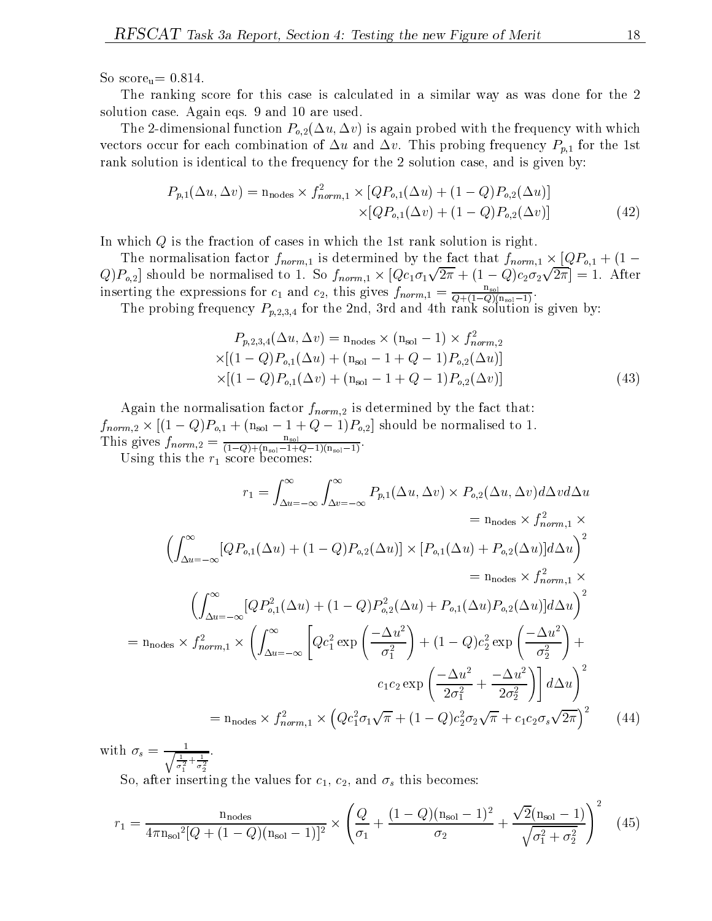So score$_\mathrm{u}$= 0.814.

The ranking score for this case is calculated in a similar way as was done for the 2 solution case. Again eqs. 9 and 10 are used.

The 2-dimensional function $P_{o,2}(\Delta u, \Delta v)$ is again probed with the frequency with which vectors occur for each combination of $\Delta u$ and $\Delta v$. This probing frequency $P_{p,1}$ for the 1st rank solution is identical to the frequency for the 2 solution case, and is given by:

$$P_{p,1}(\Delta u, \Delta v) = \mathrm{n_{nodes}} \times f_{norm,1}^2 \times [QP_{o,1}(\Delta u) + (1-Q)P_{o,2}(\Delta u)] \\ \times [QP_{o,1}(\Delta v) + (1-Q)P_{o,2}(\Delta v)] \tag{42}$$

In which $Q$ is the fraction of cases in which the 1st rank solution is right.

The normalisation factor $f_{norm,1}$ is determined by the fact that $f_{norm,1} \times [QP_{o,1} + (1-Q)P_{o,2}]$ should be normalised to 1. So $f_{norm,1} \times [Qc_1\sigma_1\sqrt{2\pi} + (1-Q)c_2\sigma_2\sqrt{2\pi}] = 1$. After inserting the expressions for $c_1$ and $c_2$, this gives $f_{norm,1} = \frac{\mathrm{n_{sol}}}{Q+(1-Q)(\mathrm{n_{sol}}-1)}$.

The probing frequency $P_{p,2,3,4}$ for the 2nd, 3rd and 4th rank solution is given by:

$$P_{p,2,3,4}(\Delta u, \Delta v) = \mathrm{n_{nodes}} \times (\mathrm{n_{sol}} - 1) \times f_{norm,2}^2 \\ \times [(1-Q)P_{o,1}(\Delta u) + (\mathrm{n_{sol}} - 1 + Q - 1)P_{o,2}(\Delta u)] \\ \times [(1-Q)P_{o,1}(\Delta v) + (\mathrm{n_{sol}} - 1 + Q - 1)P_{o,2}(\Delta v)] \tag{43}$$

Again the normalisation factor $f_{norm,2}$ is determined by the fact that:
$f_{norm,2} \times [(1-Q)P_{o,1} + (\mathrm{n_{sol}} - 1 + Q - 1)P_{o,2}]$ should be normalised to 1.
This gives $f_{norm,2} = \frac{\mathrm{n_{sol}}}{(1-Q)+(\mathrm{n_{sol}}-1+Q-1)(\mathrm{n_{sol}}-1)}$.

Using this the $r_1$ score becomes:

$$\begin{aligned}
r_1 &= \int_{\Delta u=-\infty}^{\infty} \int_{\Delta v=-\infty}^{\infty} P_{p,1}(\Delta u, \Delta v) \times P_{o,2}(\Delta u, \Delta v) d\Delta v d\Delta u \\
&= \mathrm{n_{nodes}} \times f_{norm,1}^2 \times \\
&\left( \int_{\Delta u=-\infty}^{\infty} [QP_{o,1}(\Delta u) + (1-Q)P_{o,2}(\Delta u)] \times [P_{o,1}(\Delta u) + P_{o,2}(\Delta u)] d\Delta u \right)^2 \\
&= \mathrm{n_{nodes}} \times f_{norm,1}^2 \times \\
&\left( \int_{\Delta u=-\infty}^{\infty} [QP_{o,1}^2(\Delta u) + (1-Q)P_{o,2}^2(\Delta u) + P_{o,1}(\Delta u)P_{o,2}(\Delta u)] d\Delta u \right)^2 \\
&= \mathrm{n_{nodes}} \times f_{norm,1}^2 \times \left( \int_{\Delta u=-\infty}^{\infty} \left[ Qc_1^2 \exp\left(\frac{-\Delta u^2}{\sigma_1^2}\right) + (1-Q)c_2^2 \exp\left(\frac{-\Delta u^2}{\sigma_2^2}\right) + \right.\right. \\
&\left.\left. c_1c_2 \exp\left(\frac{-\Delta u^2}{2\sigma_1^2} + \frac{-\Delta u^2}{2\sigma_2^2}\right) \right] d\Delta u \right)^2 \\
&= \mathrm{n_{nodes}} \times f_{norm,1}^2 \times \left( Qc_1^2\sigma_1\sqrt{\pi} + (1-Q)c_2^2\sigma_2\sqrt{\pi} + c_1c_2\sigma_s\sqrt{2\pi} \right)^2
\end{aligned} \tag{44}$$

with $\sigma_s = \frac{1}{\sqrt{\frac{1}{\sigma_1^2}+\frac{1}{\sigma_2^2}}}$.

So, after inserting the values for $c_1$, $c_2$, and $\sigma_s$ this becomes:

$$r_1 = \frac{\mathrm{n_{nodes}}}{4\pi\mathrm{n_{sol}}^2[Q+(1-Q)(\mathrm{n_{sol}}-1)]^2} \times \left( \frac{Q}{\sigma_1} + \frac{(1-Q)(\mathrm{n_{sol}}-1)^2}{\sigma_2} + \frac{\sqrt{2}(\mathrm{n_{sol}}-1)}{\sqrt{\sigma_1^2+\sigma_2^2}} \right)^2 \tag{45}$$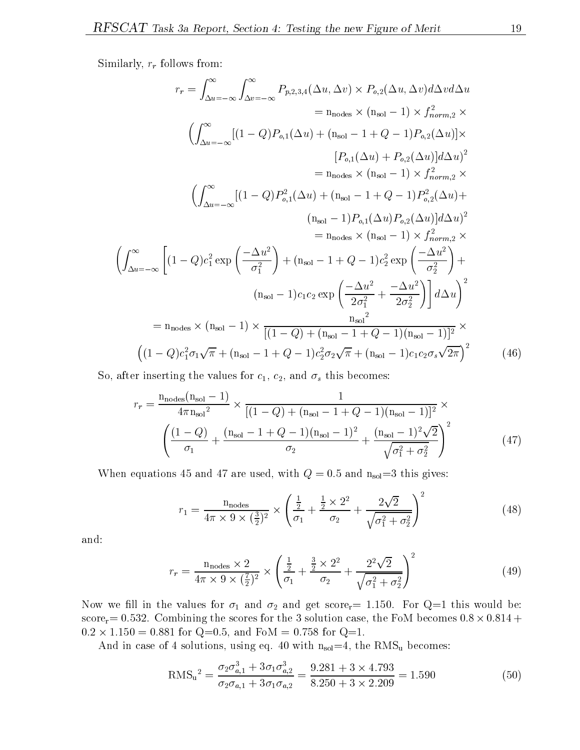Similarly, $r_r$ follows from:

$$
\begin{aligned}
r_r &= \int_{\Delta u=-\infty}^{\infty}\int_{\Delta v=-\infty}^{\infty} P_{p,2,3,4}(\Delta u, \Delta v) \times P_{o,2}(\Delta u, \Delta v) d\Delta v d\Delta u \\
&= \mathrm{n_{nodes}} \times (\mathrm{n_{sol}} - 1) \times f_{norm,2}^2 \times \\
&\left( \int_{\Delta u=-\infty}^{\infty} [(1-Q)P_{o,1}(\Delta u) + (\mathrm{n_{sol}} - 1 + Q - 1)P_{o,2}(\Delta u)] \times \right. \\
&\left. [P_{o,1}(\Delta u) + P_{o,2}(\Delta u)] d\Delta u \right)^2 \\
&= \mathrm{n_{nodes}} \times (\mathrm{n_{sol}} - 1) \times f_{norm,2}^2 \times \\
&\left( \int_{\Delta u=-\infty}^{\infty} [(1-Q)P_{o,1}^2(\Delta u) + (\mathrm{n_{sol}} - 1 + Q - 1)P_{o,2}^2(\Delta u) + \right. \\
&\left. (\mathrm{n_{sol}} - 1)P_{o,1}(\Delta u)P_{o,2}(\Delta u)] d\Delta u \right)^2 \\
&= \mathrm{n_{nodes}} \times (\mathrm{n_{sol}} - 1) \times f_{norm,2}^2 \times \\
&\left( \int_{\Delta u=-\infty}^{\infty} \left[ (1-Q)c_1^2 \exp\left(\frac{-\Delta u^2}{\sigma_1^2}\right) + (\mathrm{n_{sol}} - 1 + Q - 1)c_2^2 \exp\left(\frac{-\Delta u^2}{\sigma_2^2}\right) + \right. \right. \\
&\left. \left. (\mathrm{n_{sol}} - 1)c_1 c_2 \exp\left(\frac{-\Delta u^2}{2\sigma_1^2} + \frac{-\Delta u^2}{2\sigma_2^2}\right) \right] d\Delta u \right)^2 \\
&= \mathrm{n_{nodes}} \times (\mathrm{n_{sol}} - 1) \times \frac{\mathrm{n_{sol}}^2}{[(1-Q) + (\mathrm{n_{sol}} - 1 + Q - 1)(\mathrm{n_{sol}} - 1)]^2} \times \\
&\left( (1-Q)c_1^2\sigma_1\sqrt{\pi} + (\mathrm{n_{sol}} - 1 + Q - 1)c_2^2\sigma_2\sqrt{\pi} + (\mathrm{n_{sol}} - 1)c_1 c_2 \sigma_s \sqrt{2\pi} \right)^2
\end{aligned}
\tag{46}
$$

So, after inserting the values for $c_1$, $c_2$, and $\sigma_s$ this becomes:

$$
\begin{aligned}
r_r = \frac{\mathrm{n_{nodes}}(\mathrm{n_{sol}} - 1)}{4\pi\,\mathrm{n_{sol}}^2} &\times \frac{1}{[(1-Q) + (\mathrm{n_{sol}} - 1 + Q - 1)(\mathrm{n_{sol}} - 1)]^2} \times \\
&\left( \frac{(1-Q)}{\sigma_1} + \frac{(\mathrm{n_{sol}} - 1 + Q - 1)(\mathrm{n_{sol}} - 1)^2}{\sigma_2} + \frac{(\mathrm{n_{sol}} - 1)^2\sqrt{2}}{\sqrt{\sigma_1^2 + \sigma_2^2}} \right)^2
\end{aligned}
\tag{47}
$$

When equations 45 and 47 are used, with $Q = 0.5$ and $\mathrm{n_{sol}}$=3 this gives:

$$
r_1 = \frac{\mathrm{n_{nodes}}}{4\pi \times 9 \times (\frac{3}{2})^2} \times \left( \frac{\frac{1}{2}}{\sigma_1} + \frac{\frac{1}{2} \times 2^2}{\sigma_2} + \frac{2\sqrt{2}}{\sqrt{\sigma_1^2 + \sigma_2^2}} \right)^2 \tag{48}
$$

and:

$$
r_r = \frac{\mathrm{n_{nodes}} \times 2}{4\pi \times 9 \times (\frac{7}{2})^2} \times \left( \frac{\frac{1}{2}}{\sigma_1} + \frac{\frac{3}{2} \times 2^2}{\sigma_2} + \frac{2^2\sqrt{2}}{\sqrt{\sigma_1^2 + \sigma_2^2}} \right)^2 \tag{49}
$$

Now we fill in the values for $\sigma_1$ and $\sigma_2$ and get $\mathrm{score_r}$= 1.150. For Q=1 this would be: $\mathrm{score_r}$= 0.532. Combining the scores for the 3 solution case, the FoM becomes $0.8 \times 0.814 + 0.2 \times 1.150 = 0.881$ for Q=0.5, and FoM = 0.758 for Q=1.

And in case of 4 solutions, using eq. 40 with $\mathrm{n_{sol}}$=4, the $\mathrm{RMS_u}$ becomes:

$$
\mathrm{RMS_u}^2 = \frac{\sigma_2\sigma_{a,1}^3 + 3\sigma_1\sigma_{a,2}^3}{\sigma_2\sigma_{a,1} + 3\sigma_1\sigma_{a,2}} = \frac{9.281 + 3 \times 4.793}{8.250 + 3 \times 2.209} = 1.590 \tag{50}
$$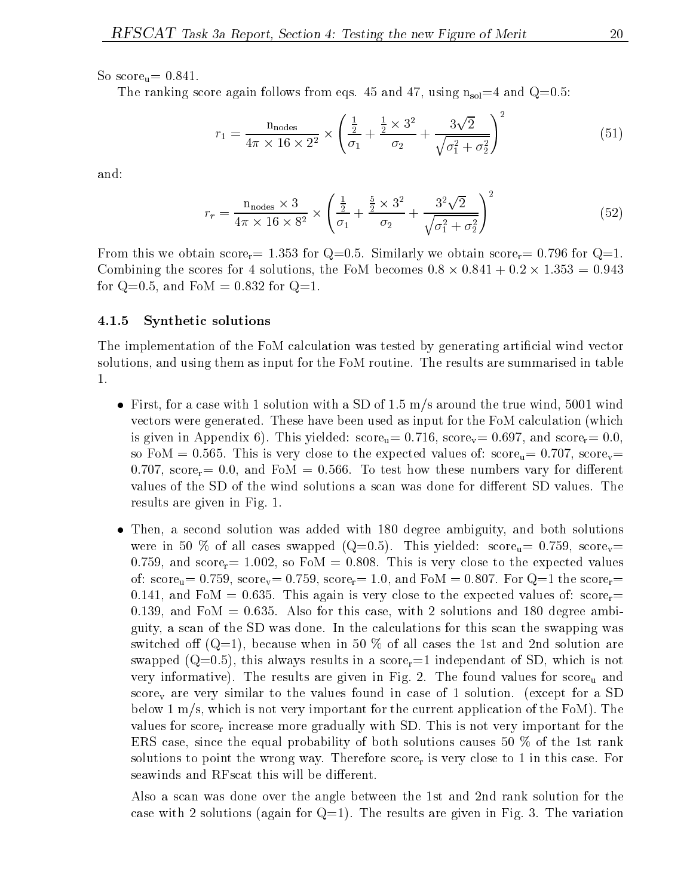So score$_u$= 0.841.

The ranking score again follows from eqs. 45 and 47, using n$_{sol}$=4 and Q=0.5:

$$r_1 = \frac{\mathrm{n_{nodes}}}{4\pi \times 16 \times 2^2} \times \left( \frac{\frac{1}{2}}{\sigma_1} + \frac{\frac{1}{2} \times 3^2}{\sigma_2} + \frac{3\sqrt{2}}{\sqrt{\sigma_1^2 + \sigma_2^2}} \right)^2 \tag{51}$$

and:

$$r_r = \frac{\mathrm{n_{nodes}} \times 3}{4\pi \times 16 \times 8^2} \times \left( \frac{\frac{1}{2}}{\sigma_1} + \frac{\frac{5}{2} \times 3^2}{\sigma_2} + \frac{3^2\sqrt{2}}{\sqrt{\sigma_1^2 + \sigma_2^2}} \right)^2 \tag{52}$$

From this we obtain score$_r$= 1.353 for Q=0.5. Similarly we obtain score$_r$= 0.796 for Q=1. Combining the scores for 4 solutions, the FoM becomes $0.8 \times 0.841 + 0.2 \times 1.353 = 0.943$ for Q=0.5, and FoM = 0.832 for Q=1.

### 4.1.5 Synthetic solutions

The implementation of the FoM calculation was tested by generating artificial wind vector solutions, and using them as input for the FoM routine. The results are summarised in table 1.

- First, for a case with 1 solution with a SD of 1.5 m/s around the true wind, 5001 wind vectors were generated. These have been used as input for the FoM calculation (which is given in Appendix 6). This yielded: score$_u$= 0.716, score$_v$= 0.697, and score$_r$= 0.0, so FoM = 0.565. This is very close to the expected values of: score$_u$= 0.707, score$_v$= 0.707, score$_r$= 0.0, and FoM = 0.566. To test how these numbers vary for different values of the SD of the wind solutions a scan was done for different SD values. The results are given in Fig. 1.

- Then, a second solution was added with 180 degree ambiguity, and both solutions were in 50 % of all cases swapped (Q=0.5). This yielded: score$_u$= 0.759, score$_v$= 0.759, and score$_r$= 1.002, so FoM = 0.808. This is very close to the expected values of: score$_u$= 0.759, score$_v$= 0.759, score$_r$= 1.0, and FoM = 0.807. For Q=1 the score$_r$= 0.141, and FoM = 0.635. This again is very close to the expected values of: score$_r$= 0.139, and FoM = 0.635. Also for this case, with 2 solutions and 180 degree ambiguity, a scan of the SD was done. In the calculations for this scan the swapping was switched off (Q=1), because when in 50 % of all cases the 1st and 2nd solution are swapped (Q=0.5), this always results in a score$_r$=1 independant of SD, which is not very informative). The results are given in Fig. 2. The found values for score$_u$ and score$_v$ are very similar to the values found in case of 1 solution. (except for a SD below 1 m/s, which is not very important for the current application of the FoM). The values for score$_r$ increase more gradually with SD. This is not very important for the ERS case, since the equal probability of both solutions causes 50 % of the 1st rank solutions to point the wrong way. Therefore score$_r$ is very close to 1 in this case. For seawinds and RFscat this will be different.

  Also a scan was done over the angle between the 1st and 2nd rank solution for the case with 2 solutions (again for Q=1). The results are given in Fig. 3. The variation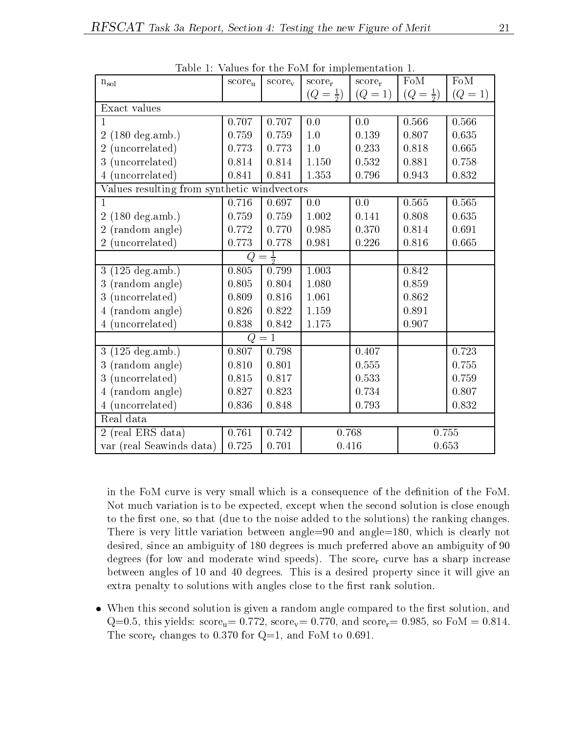Table 1: Values for the FoM for implementation 1.

| $n_{sol}$ | $score_u$ | $score_v$ | $score_r$ ($Q=\frac{1}{2}$) | $score_r$ ($Q=1$) | FoM ($Q=\frac{1}{2}$) | FoM ($Q=1$) |
|---|---|---|---|---|---|---|
| Exact values | | | | | | |
| 1 | 0.707 | 0.707 | 0.0 | 0.0 | 0.566 | 0.566 |
| 2 (180 deg.amb.) | 0.759 | 0.759 | 1.0 | 0.139 | 0.807 | 0.635 |
| 2 (uncorrelated) | 0.773 | 0.773 | 1.0 | 0.233 | 0.818 | 0.665 |
| 3 (uncorrelated) | 0.814 | 0.814 | 1.150 | 0.532 | 0.881 | 0.758 |
| 4 (uncorrelated) | 0.841 | 0.841 | 1.353 | 0.796 | 0.943 | 0.832 |
| Values resulting from synthetic windvectors | | | | | | |
| 1 | 0.716 | 0.697 | 0.0 | 0.0 | 0.565 | 0.565 |
| 2 (180 deg.amb.) | 0.759 | 0.759 | 1.002 | 0.141 | 0.808 | 0.635 |
| 2 (random angle) | 0.772 | 0.770 | 0.985 | 0.370 | 0.814 | 0.691 |
| 2 (uncorrelated) | 0.773 | 0.778 | 0.981 | 0.226 | 0.816 | 0.665 |
| | $Q=\frac{1}{2}$ | | | | | |
| 3 (125 deg.amb.) | 0.805 | 0.799 | 1.003 | | 0.842 | |
| 3 (random angle) | 0.805 | 0.804 | 1.080 | | 0.859 | |
| 3 (uncorrelated) | 0.809 | 0.816 | 1.061 | | 0.862 | |
| 4 (random angle) | 0.826 | 0.822 | 1.159 | | 0.891 | |
| 4 (uncorrelated) | 0.838 | 0.842 | 1.175 | | 0.907 | |
| | $Q=1$ | | | | | |
| 3 (125 deg.amb.) | 0.807 | 0.798 | | 0.407 | | 0.723 |
| 3 (random angle) | 0.810 | 0.801 | | 0.555 | | 0.755 |
| 3 (uncorrelated) | 0.815 | 0.817 | | 0.533 | | 0.759 |
| 4 (random angle) | 0.827 | 0.823 | | 0.734 | | 0.807 |
| 4 (uncorrelated) | 0.836 | 0.848 | | 0.793 | | 0.832 |
| Real data | | | | | | |
| 2 (real ERS data) | 0.761 | 0.742 | 0.768 | | 0.755 | |
| var (real Seawinds data) | 0.725 | 0.701 | 0.416 | | 0.653 | |

in the FoM curve is very small which is a consequence of the definition of the FoM. Not much variation is to be expected, except when the second solution is close enough to the first one, so that (due to the noise added to the solutions) the ranking changes. There is very little variation between angle=90 and angle=180, which is clearly not desired, since an ambiguity of 180 degrees is much preferred above an ambiguity of 90 degrees (for low and moderate wind speeds). The $score_r$ curve has a sharp increase between angles of 10 and 40 degrees. This is a desired property since it will give an extra penalty to solutions with angles close to the first rank solution.

- When this second solution is given a random angle compared to the first solution, and Q=0.5, this yields: $score_u$= 0.772, $score_v$= 0.770, and $score_r$= 0.985, so FoM = 0.814. The $score_r$ changes to 0.370 for Q=1, and FoM to 0.691.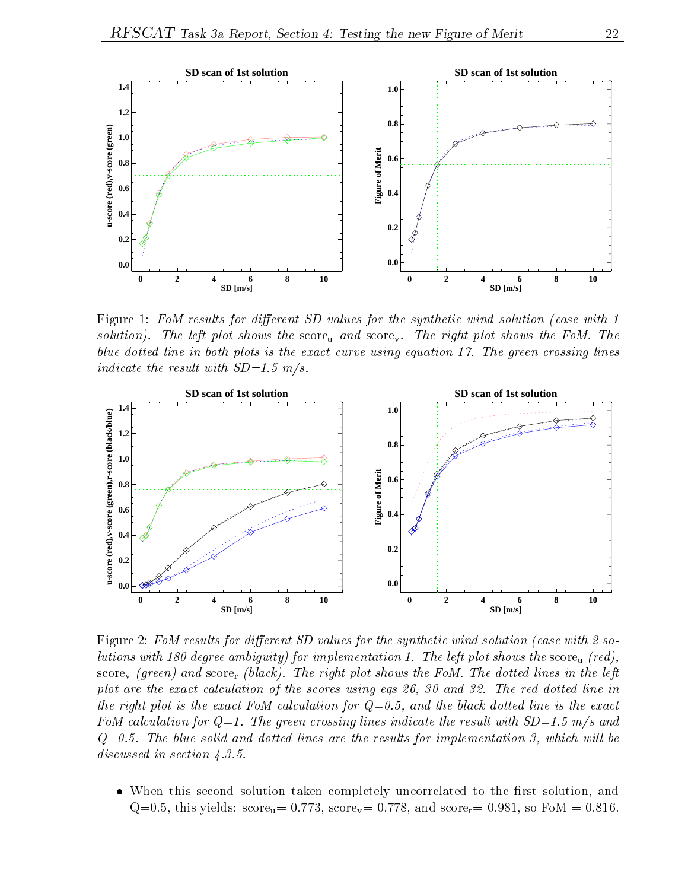SD scan of 1st solution

u-score (red),v-score (green)

1.4
1.2
1.0
0.8
0.6
0.4
0.2
0.0

0 2 4 6 8 10

SD [m/s]

SD scan of 1st solution

Figure of Merit

1.0
0.8
0.6
0.4
0.2
0.0

0 2 4 6 8 10

SD [m/s]

Figure 1: *FoM results for different SD values for the synthetic wind solution (case with 1 solution). The left plot shows the* $\text{score}_\text{u}$ *and* $\text{score}_\text{v}$*. The right plot shows the FoM. The blue dotted line in both plots is the exact curve using equation 17. The green crossing lines indicate the result with SD=1.5 m/s.*

SD scan of 1st solution

u-score (red),v-score (green),r-score (black/blue)

1.4
1.2
1.0
0.8
0.6
0.4
0.2
0.0

0 2 4 6 8 10

SD [m/s]

SD scan of 1st solution

Figure of Merit

1.0
0.8
0.6
0.4
0.2
0.0

0 2 4 6 8 10

SD [m/s]

Figure 2: *FoM results for different SD values for the synthetic wind solution (case with 2 solutions with 180 degree ambiguity) for implementation 1. The left plot shows the* $\text{score}_\text{u}$ *(red),* $\text{score}_\text{v}$ *(green) and* $\text{score}_\text{r}$ *(black). The right plot shows the FoM. The dotted lines in the left plot are the exact calculation of the scores using eqs 26, 30 and 32. The red dotted line in the right plot is the exact FoM calculation for Q=0.5, and the black dotted line is the exact FoM calculation for Q=1. The green crossing lines indicate the result with SD=1.5 m/s and Q=0.5. The blue solid and dotted lines are the results for implementation 3, which will be discussed in section 4.3.5.*

- When this second solution taken completely uncorrelated to the first solution, and Q=0.5, this yields: $\text{score}_\text{u}$= 0.773, $\text{score}_\text{v}$= 0.778, and $\text{score}_\text{r}$= 0.981, so FoM = 0.816.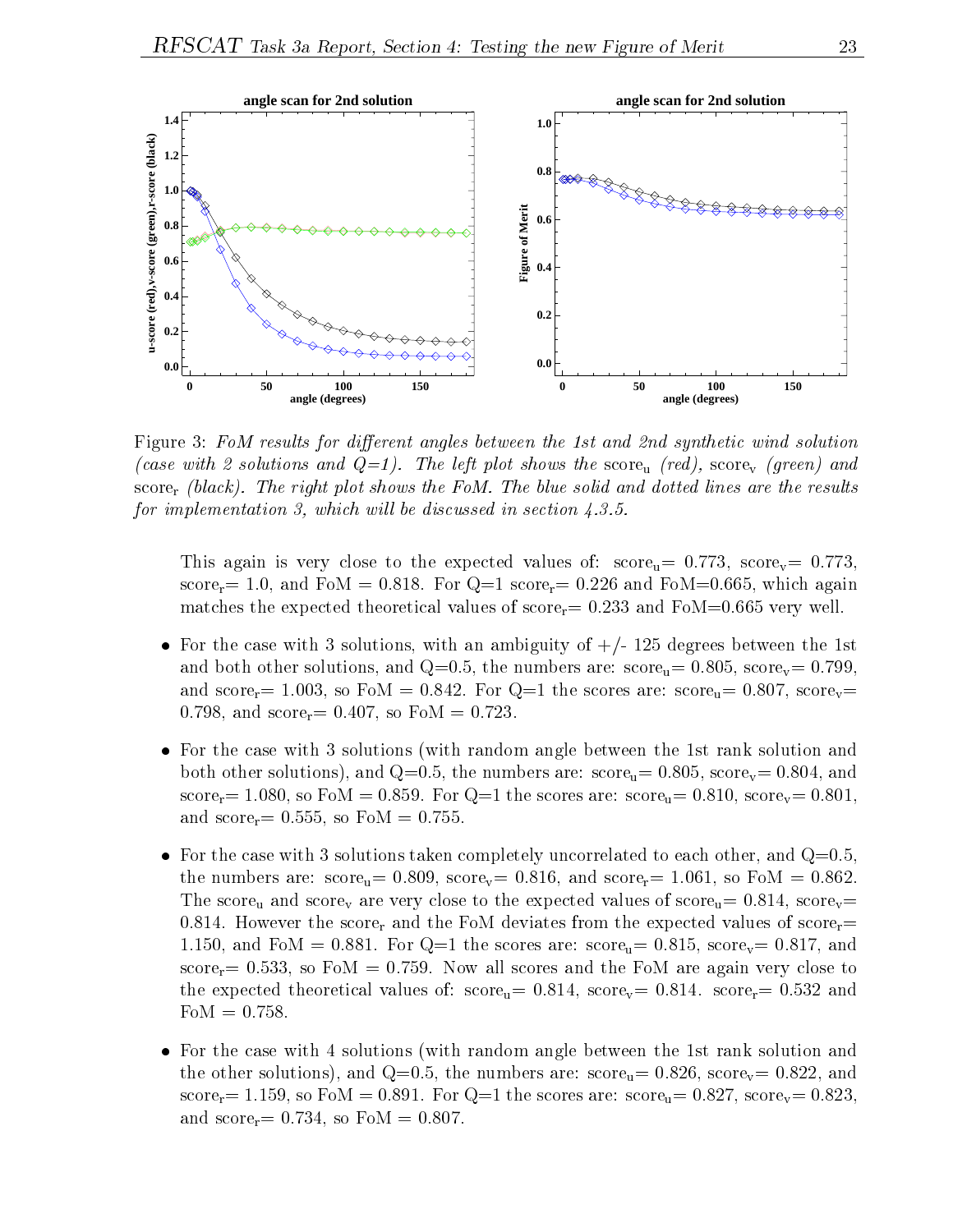Figure 3: *FoM results for different angles between the 1st and 2nd synthetic wind solution (case with 2 solutions and Q=1). The left plot shows the* $\text{score}_\text{u}$ *(red),* $\text{score}_\text{v}$ *(green) and* $\text{score}_\text{r}$ *(black). The right plot shows the FoM. The blue solid and dotted lines are the results for implementation 3, which will be discussed in section 4.3.5.*

This again is very close to the expected values of: $\text{score}_\text{u}$= 0.773, $\text{score}_\text{v}$= 0.773, $\text{score}_\text{r}$= 1.0, and FoM = 0.818. For Q=1 $\text{score}_\text{r}$= 0.226 and FoM=0.665, which again matches the expected theoretical values of $\text{score}_\text{r}$= 0.233 and FoM=0.665 very well.

- For the case with 3 solutions, with an ambiguity of +/- 125 degrees between the 1st and both other solutions, and Q=0.5, the numbers are: $\text{score}_\text{u}$= 0.805, $\text{score}_\text{v}$= 0.799, and $\text{score}_\text{r}$= 1.003, so FoM = 0.842. For Q=1 the scores are: $\text{score}_\text{u}$= 0.807, $\text{score}_\text{v}$= 0.798, and $\text{score}_\text{r}$= 0.407, so FoM = 0.723.
- For the case with 3 solutions (with random angle between the 1st rank solution and both other solutions), and Q=0.5, the numbers are: $\text{score}_\text{u}$= 0.805, $\text{score}_\text{v}$= 0.804, and $\text{score}_\text{r}$= 1.080, so FoM = 0.859. For Q=1 the scores are: $\text{score}_\text{u}$= 0.810, $\text{score}_\text{v}$= 0.801, and $\text{score}_\text{r}$= 0.555, so FoM = 0.755.
- For the case with 3 solutions taken completely uncorrelated to each other, and Q=0.5, the numbers are: $\text{score}_\text{u}$= 0.809, $\text{score}_\text{v}$= 0.816, and $\text{score}_\text{r}$= 1.061, so FoM = 0.862. The $\text{score}_\text{u}$ and $\text{score}_\text{v}$ are very close to the expected values of $\text{score}_\text{u}$= 0.814, $\text{score}_\text{v}$= 0.814. However the $\text{score}_\text{r}$ and the FoM deviates from the expected values of $\text{score}_\text{r}$= 1.150, and FoM = 0.881. For Q=1 the scores are: $\text{score}_\text{u}$= 0.815, $\text{score}_\text{v}$= 0.817, and $\text{score}_\text{r}$= 0.533, so FoM = 0.759. Now all scores and the FoM are again very close to the expected theoretical values of: $\text{score}_\text{u}$= 0.814, $\text{score}_\text{v}$= 0.814. $\text{score}_\text{r}$= 0.532 and FoM = 0.758.
- For the case with 4 solutions (with random angle between the 1st rank solution and the other solutions), and Q=0.5, the numbers are: $\text{score}_\text{u}$= 0.826, $\text{score}_\text{v}$= 0.822, and $\text{score}_\text{r}$= 1.159, so FoM = 0.891. For Q=1 the scores are: $\text{score}_\text{u}$= 0.827, $\text{score}_\text{v}$= 0.823, and $\text{score}_\text{r}$= 0.734, so FoM = 0.807.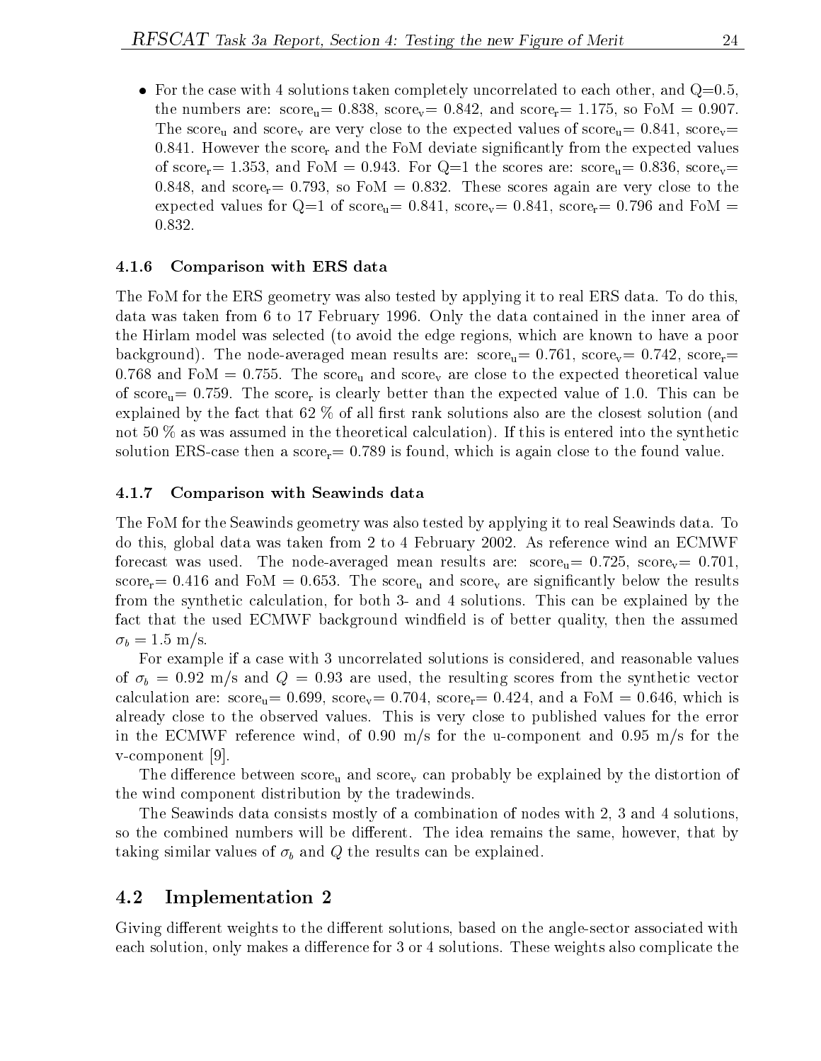- For the case with 4 solutions taken completely uncorrelated to each other, and Q=0.5, the numbers are: $\text{score}_\text{u}$= 0.838, $\text{score}_\text{v}$= 0.842, and $\text{score}_\text{r}$= 1.175, so FoM = 0.907. The $\text{score}_\text{u}$ and $\text{score}_\text{v}$ are very close to the expected values of $\text{score}_\text{u}$= 0.841, $\text{score}_\text{v}$= 0.841. However the $\text{score}_\text{r}$ and the FoM deviate significantly from the expected values of $\text{score}_\text{r}$= 1.353, and FoM = 0.943. For Q=1 the scores are: $\text{score}_\text{u}$= 0.836, $\text{score}_\text{v}$= 0.848, and $\text{score}_\text{r}$= 0.793, so FoM = 0.832. These scores again are very close to the expected values for Q=1 of $\text{score}_\text{u}$= 0.841, $\text{score}_\text{v}$= 0.841, $\text{score}_\text{r}$= 0.796 and FoM = 0.832.

#### 4.1.6 Comparison with ERS data

The FoM for the ERS geometry was also tested by applying it to real ERS data. To do this, data was taken from 6 to 17 February 1996. Only the data contained in the inner area of the Hirlam model was selected (to avoid the edge regions, which are known to have a poor background). The node-averaged mean results are: $\text{score}_\text{u}$= 0.761, $\text{score}_\text{v}$= 0.742, $\text{score}_\text{r}$= 0.768 and FoM = 0.755. The $\text{score}_\text{u}$ and $\text{score}_\text{v}$ are close to the expected theoretical value of $\text{score}_\text{u}$= 0.759. The $\text{score}_\text{r}$ is clearly better than the expected value of 1.0. This can be explained by the fact that 62 % of all first rank solutions also are the closest solution (and not 50 % as was assumed in the theoretical calculation). If this is entered into the synthetic solution ERS-case then a $\text{score}_\text{r}$= 0.789 is found, which is again close to the found value.

#### 4.1.7 Comparison with Seawinds data

The FoM for the Seawinds geometry was also tested by applying it to real Seawinds data. To do this, global data was taken from 2 to 4 February 2002. As reference wind an ECMWF forecast was used. The node-averaged mean results are: $\text{score}_\text{u}$= 0.725, $\text{score}_\text{v}$= 0.701, $\text{score}_\text{r}$= 0.416 and FoM = 0.653. The $\text{score}_\text{u}$ and $\text{score}_\text{v}$ are significantly below the results from the synthetic calculation, for both 3- and 4 solutions. This can be explained by the fact that the used ECMWF background windfield is of better quality, then the assumed $\sigma_b = 1.5$ m/s.

For example if a case with 3 uncorrelated solutions is considered, and reasonable values of $\sigma_b = 0.92$ m/s and $Q = 0.93$ are used, the resulting scores from the synthetic vector calculation are: $\text{score}_\text{u}$= 0.699, $\text{score}_\text{v}$= 0.704, $\text{score}_\text{r}$= 0.424, and a FoM = 0.646, which is already close to the observed values. This is very close to published values for the error in the ECMWF reference wind, of 0.90 m/s for the u-component and 0.95 m/s for the v-component [9].

The difference between $\text{score}_\text{u}$ and $\text{score}_\text{v}$ can probably be explained by the distortion of the wind component distribution by the tradewinds.

The Seawinds data consists mostly of a combination of nodes with 2, 3 and 4 solutions, so the combined numbers will be different. The idea remains the same, however, that by taking similar values of $\sigma_b$ and $Q$ the results can be explained.

### 4.2 Implementation 2

Giving different weights to the different solutions, based on the angle-sector associated with each solution, only makes a difference for 3 or 4 solutions. These weights also complicate the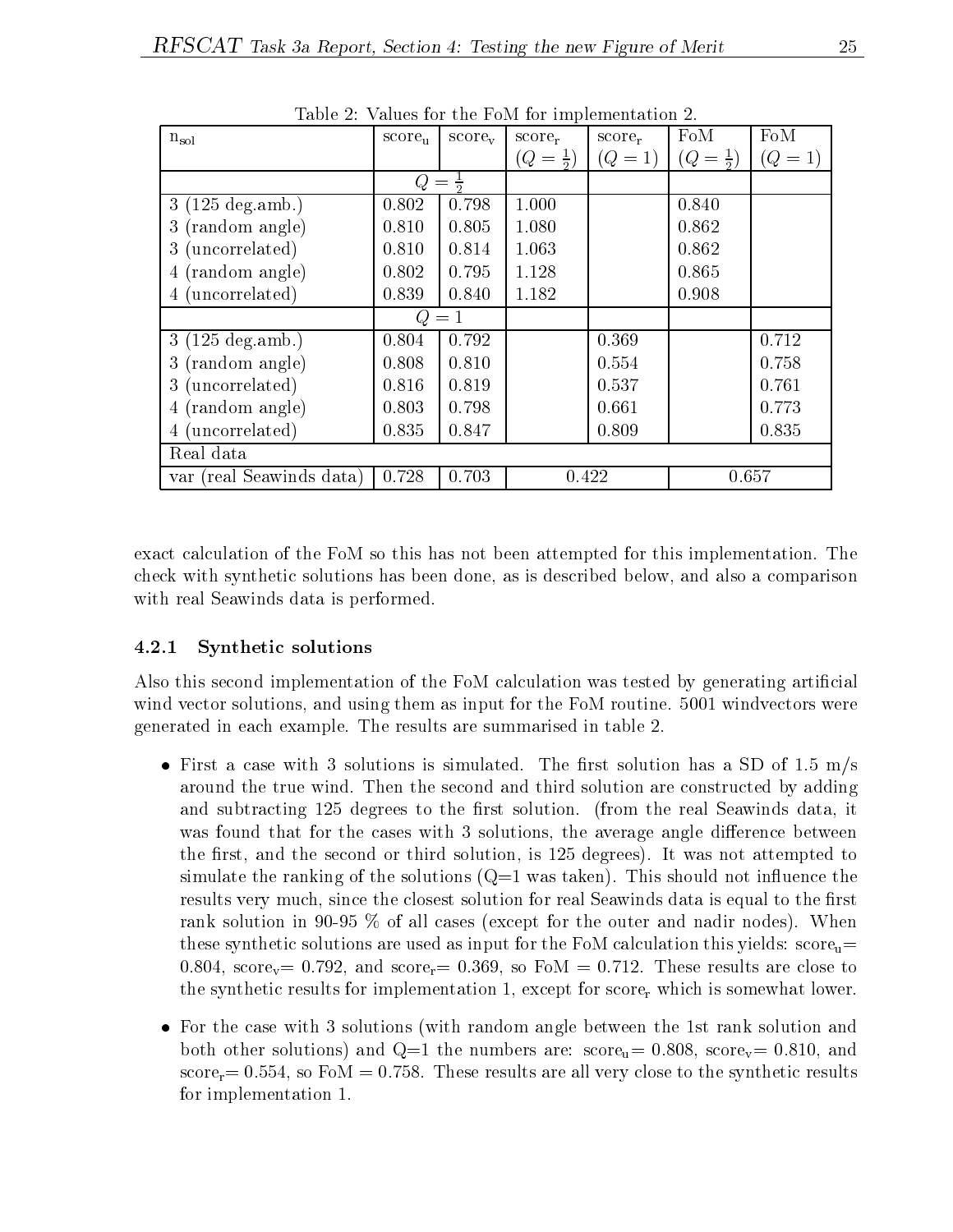Table 2: Values for the FoM for implementation 2.

| $n_{sol}$ | $score_u$ | $score_v$ | $score_r$ ($Q = \frac{1}{2}$) | $score_r$ ($Q = 1$) | FoM ($Q = \frac{1}{2}$) | FoM ($Q = 1$) |
|---|---|---|---|---|---|---|
| | $Q = \frac{1}{2}$ | | | | | |
| 3 (125 deg.amb.) | 0.802 | 0.798 | 1.000 | | 0.840 | |
| 3 (random angle) | 0.810 | 0.805 | 1.080 | | 0.862 | |
| 3 (uncorrelated) | 0.810 | 0.814 | 1.063 | | 0.862 | |
| 4 (random angle) | 0.802 | 0.795 | 1.128 | | 0.865 | |
| 4 (uncorrelated) | 0.839 | 0.840 | 1.182 | | 0.908 | |
| | $Q = 1$ | | | | | |
| 3 (125 deg.amb.) | 0.804 | 0.792 | | 0.369 | | 0.712 |
| 3 (random angle) | 0.808 | 0.810 | | 0.554 | | 0.758 |
| 3 (uncorrelated) | 0.816 | 0.819 | | 0.537 | | 0.761 |
| 4 (random angle) | 0.803 | 0.798 | | 0.661 | | 0.773 |
| 4 (uncorrelated) | 0.835 | 0.847 | | 0.809 | | 0.835 |
| Real data | | | | | | |
| var (real Seawinds data) | 0.728 | 0.703 | 0.422 | | 0.657 | |

exact calculation of the FoM so this has not been attempted for this implementation. The check with synthetic solutions has been done, as is described below, and also a comparison with real Seawinds data is performed.

### 4.2.1 Synthetic solutions

Also this second implementation of the FoM calculation was tested by generating artificial wind vector solutions, and using them as input for the FoM routine. 5001 windvectors were generated in each example. The results are summarised in table 2.

- First a case with 3 solutions is simulated. The first solution has a SD of 1.5 m/s around the true wind. Then the second and third solution are constructed by adding and subtracting 125 degrees to the first solution. (from the real Seawinds data, it was found that for the cases with 3 solutions, the average angle difference between the first, and the second or third solution, is 125 degrees). It was not attempted to simulate the ranking of the solutions (Q=1 was taken). This should not influence the results very much, since the closest solution for real Seawinds data is equal to the first rank solution in 90-95 % of all cases (except for the outer and nadir nodes). When these synthetic solutions are used as input for the FoM calculation this yields: $score_u$= 0.804, $score_v$= 0.792, and $score_r$= 0.369, so FoM = 0.712. These results are close to the synthetic results for implementation 1, except for $score_r$ which is somewhat lower.
- For the case with 3 solutions (with random angle between the 1st rank solution and both other solutions) and Q=1 the numbers are: $score_u$= 0.808, $score_v$= 0.810, and $score_r$= 0.554, so FoM = 0.758. These results are all very close to the synthetic results for implementation 1.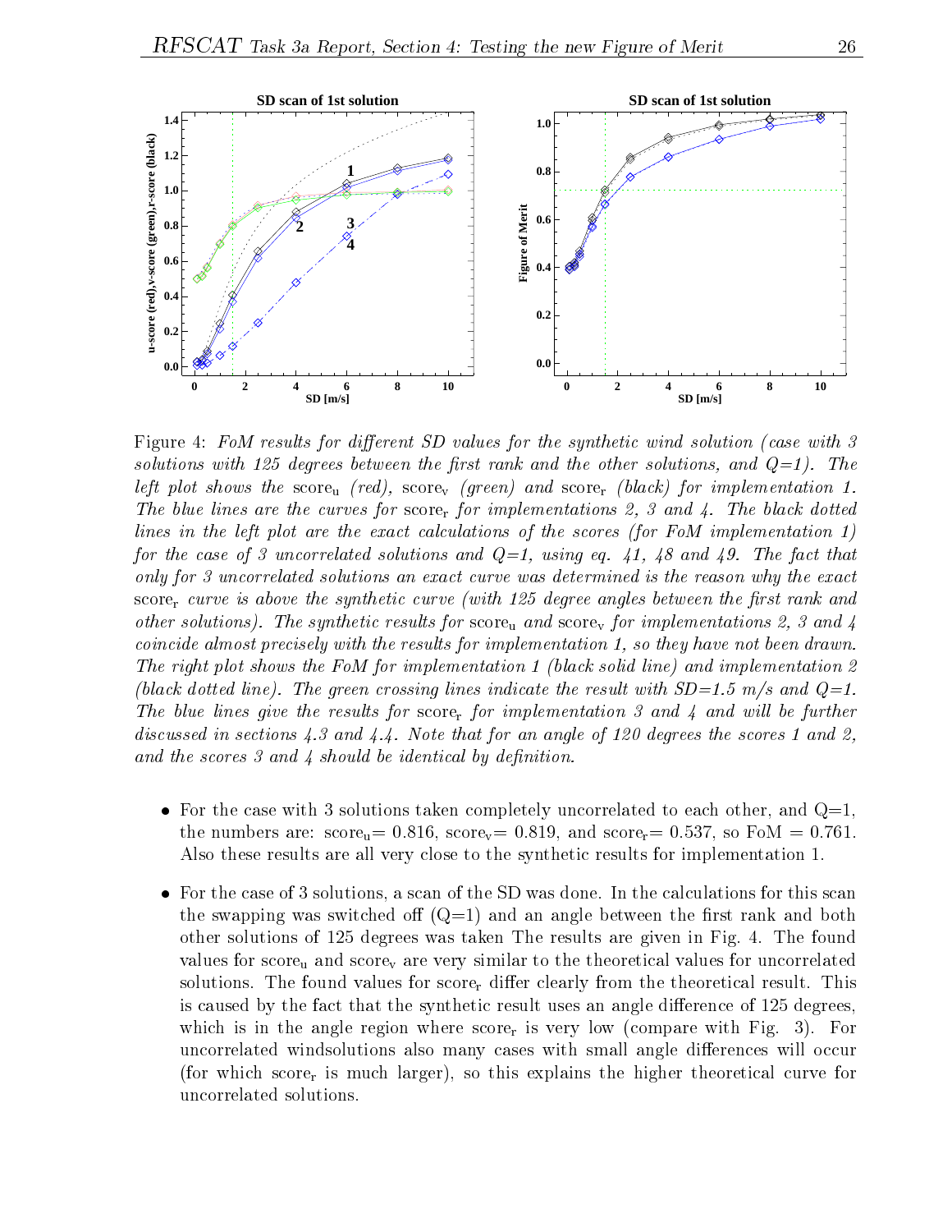SD scan of 1st solution

u-score (red),v-score (green),r-score (black)

1.4
1.2
1.0
0.8
0.6
0.4
0.2
0.0

0 2 4 6 8 10

SD [m/s]

1
2
3
4

SD scan of 1st solution

Figure of Merit

1.0
0.8
0.6
0.4
0.2
0.0

0 2 4 6 8 10

SD [m/s]

Figure 4: *FoM results for different SD values for the synthetic wind solution (case with 3 solutions with 125 degrees between the first rank and the other solutions, and Q=1). The left plot shows the* $\text{score}_\text{u}$ *(red),* $\text{score}_\text{v}$ *(green) and* $\text{score}_\text{r}$ *(black) for implementation 1. The blue lines are the curves for* $\text{score}_\text{r}$ *for implementations 2, 3 and 4. The black dotted lines in the left plot are the exact calculations of the scores (for FoM implementation 1) for the case of 3 uncorrelated solutions and Q=1, using eq. 41, 48 and 49. The fact that only for 3 uncorrelated solutions an exact curve was determined is the reason why the exact* $\text{score}_\text{r}$ *curve is above the synthetic curve (with 125 degree angles between the first rank and other solutions). The synthetic results for* $\text{score}_\text{u}$ *and* $\text{score}_\text{v}$ *for implementations 2, 3 and 4 coincide almost precisely with the results for implementation 1, so they have not been drawn. The right plot shows the FoM for implementation 1 (black solid line) and implementation 2 (black dotted line). The green crossing lines indicate the result with SD=1.5 m/s and Q=1. The blue lines give the results for* $\text{score}_\text{r}$ *for implementation 3 and 4 and will be further discussed in sections 4.3 and 4.4. Note that for an angle of 120 degrees the scores 1 and 2, and the scores 3 and 4 should be identical by definition.*

- For the case with 3 solutions taken completely uncorrelated to each other, and Q=1, the numbers are: $\text{score}_\text{u}$= 0.816, $\text{score}_\text{v}$= 0.819, and $\text{score}_\text{r}$= 0.537, so FoM = 0.761. Also these results are all very close to the synthetic results for implementation 1.

- For the case of 3 solutions, a scan of the SD was done. In the calculations for this scan the swapping was switched off (Q=1) and an angle between the first rank and both other solutions of 125 degrees was taken The results are given in Fig. 4. The found values for $\text{score}_\text{u}$ and $\text{score}_\text{v}$ are very similar to the theoretical values for uncorrelated solutions. The found values for $\text{score}_\text{r}$ differ clearly from the theoretical result. This is caused by the fact that the synthetic result uses an angle difference of 125 degrees, which is in the angle region where $\text{score}_\text{r}$ is very low (compare with Fig. 3). For uncorrelated windsolutions also many cases with small angle differences will occur (for which $\text{score}_\text{r}$ is much larger), so this explains the higher theoretical curve for uncorrelated solutions.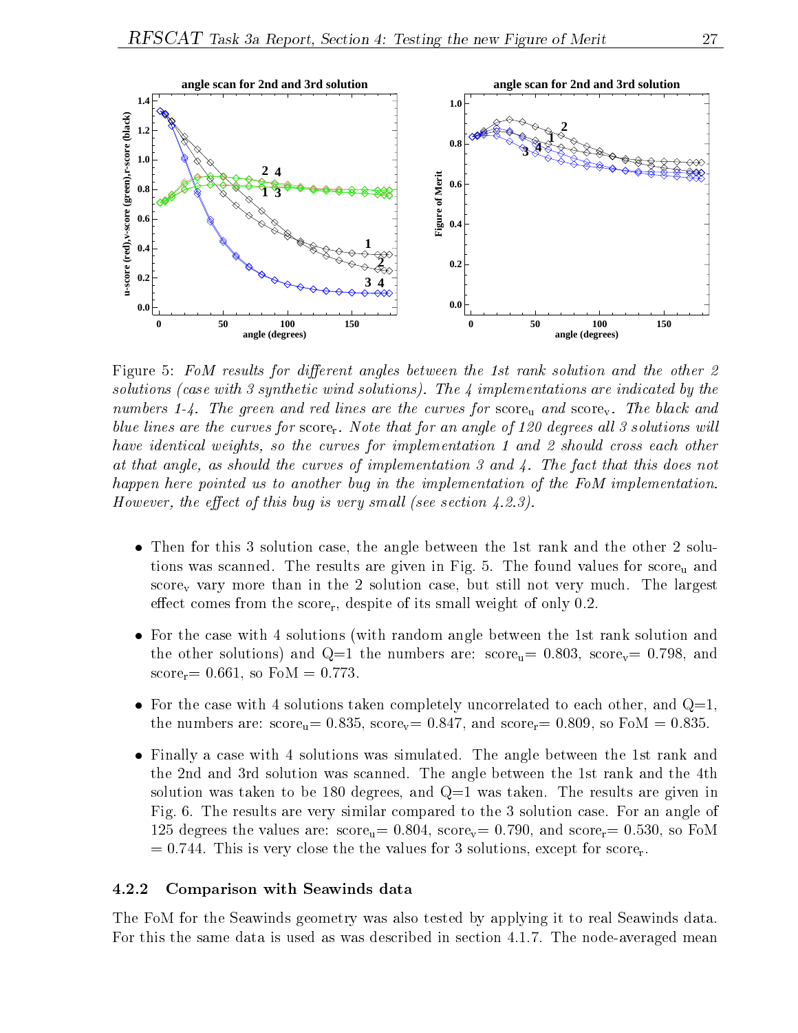angle scan for 2nd and 3rd solution

u-score (red),v-score (green),r-score (black)

1.4
1.2
1.0
0.8
0.6
0.4
0.2
0.0

0
50
100
150

angle (degrees)

2 4
1 3
1
2
3 4

angle scan for 2nd and 3rd solution

Figure of Merit

1.0
0.8
0.6
0.4
0.2
0.0

0
50
100
150

angle (degrees)

2
1
3 4

Figure 5: *FoM results for different angles between the 1st rank solution and the other 2 solutions (case with 3 synthetic wind solutions). The 4 implementations are indicated by the numbers 1-4. The green and red lines are the curves for* $\text{score}_\text{u}$ *and* $\text{score}_\text{v}$*. The black and blue lines are the curves for* $\text{score}_\text{r}$*. Note that for an angle of 120 degrees all 3 solutions will have identical weights, so the curves for implementation 1 and 2 should cross each other at that angle, as should the curves of implementation 3 and 4. The fact that this does not happen here pointed us to another bug in the implementation of the FoM implementation. However, the effect of this bug is very small (see section 4.2.3).*

- Then for this 3 solution case, the angle between the 1st rank and the other 2 solutions was scanned. The results are given in Fig. 5. The found values for $\text{score}_\text{u}$ and $\text{score}_\text{v}$ vary more than in the 2 solution case, but still not very much. The largest effect comes from the $\text{score}_\text{r}$, despite of its small weight of only 0.2.
- For the case with 4 solutions (with random angle between the 1st rank solution and the other solutions) and Q=1 the numbers are: $\text{score}_\text{u}$= 0.803, $\text{score}_\text{v}$= 0.798, and $\text{score}_\text{r}$= 0.661, so FoM = 0.773.
- For the case with 4 solutions taken completely uncorrelated to each other, and Q=1, the numbers are: $\text{score}_\text{u}$= 0.835, $\text{score}_\text{v}$= 0.847, and $\text{score}_\text{r}$= 0.809, so FoM = 0.835.
- Finally a case with 4 solutions was simulated. The angle between the 1st rank and the 2nd and 3rd solution was scanned. The angle between the 1st rank and the 4th solution was taken to be 180 degrees, and Q=1 was taken. The results are given in Fig. 6. The results are very similar compared to the 3 solution case. For an angle of 125 degrees the values are: $\text{score}_\text{u}$= 0.804, $\text{score}_\text{v}$= 0.790, and $\text{score}_\text{r}$= 0.530, so FoM = 0.744. This is very close the the values for 3 solutions, except for $\text{score}_\text{r}$.

### 4.2.2 Comparison with Seawinds data

The FoM for the Seawinds geometry was also tested by applying it to real Seawinds data. For this the same data is used as was described in section 4.1.7. The node-averaged mean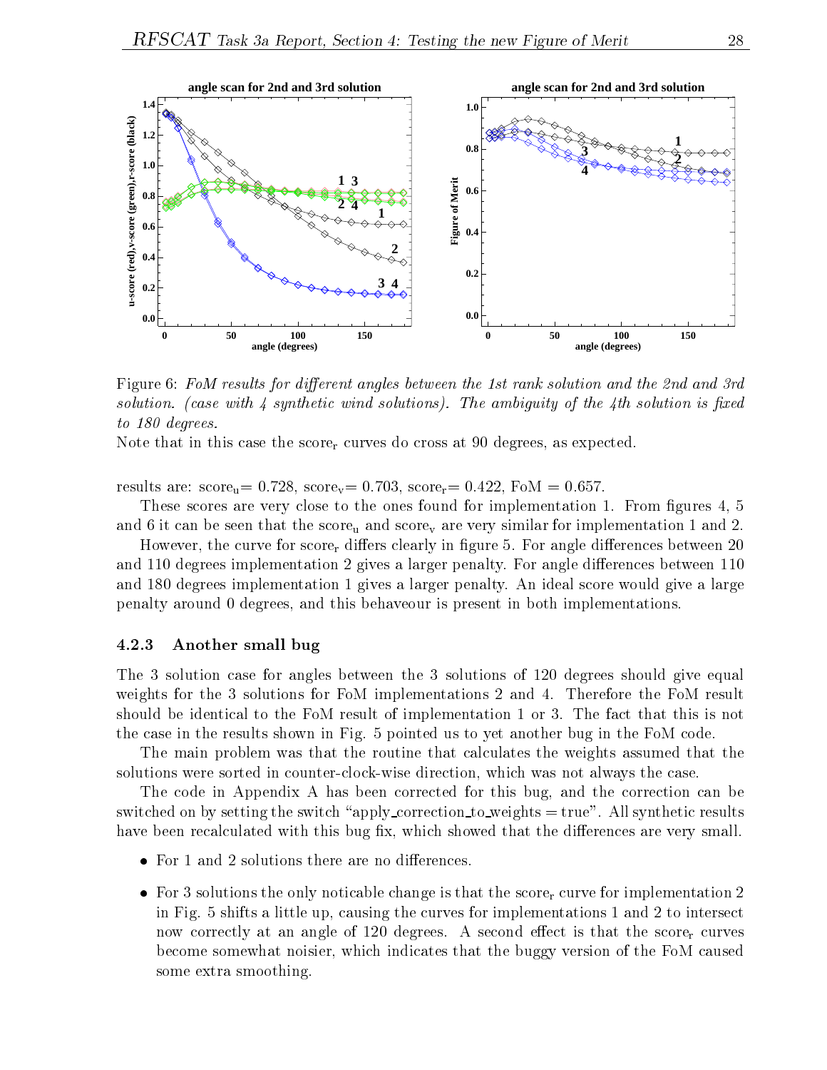angle scan for 2nd and 3rd solution

u-score (red),v-score (green),r-score (black)

1.4
1.2
1.0
0.8
0.6
0.4
0.2
0.0

0
50
100
150

angle (degrees)

1 3
2 4
1
2
3 4

angle scan for 2nd and 3rd solution

Figure of Merit

1.0
0.8
0.6
0.4
0.2
0.0

0
50
100
150

angle (degrees)

1
3
2
4

Figure 6: *FoM results for different angles between the 1st rank solution and the 2nd and 3rd solution. (case with 4 synthetic wind solutions). The ambiguity of the 4th solution is fixed to 180 degrees.*

Note that in this case the $score_r$ curves do cross at 90 degrees, as expected.

results are: $score_u = 0.728$, $score_v = 0.703$, $score_r = 0.422$, $FoM = 0.657$.

These scores are very close to the ones found for implementation 1. From figures 4, 5 and 6 it can be seen that the $score_u$ and $score_v$ are very similar for implementation 1 and 2.

However, the curve for $score_r$ differs clearly in figure 5. For angle differences between 20 and 110 degrees implementation 2 gives a larger penalty. For angle differences between 110 and 180 degrees implementation 1 gives a larger penalty. An ideal score would give a large penalty around 0 degrees, and this behaveour is present in both implementations.

### 4.2.3 Another small bug

The 3 solution case for angles between the 3 solutions of 120 degrees should give equal weights for the 3 solutions for FoM implementations 2 and 4. Therefore the FoM result should be identical to the FoM result of implementation 1 or 3. The fact that this is not the case in the results shown in Fig. 5 pointed us to yet another bug in the FoM code.

The main problem was that the routine that calculates the weights assumed that the solutions were sorted in counter-clock-wise direction, which was not always the case.

The code in Appendix A has been corrected for this bug, and the correction can be switched on by setting the switch "apply_correction_to_weights = true". All synthetic results have been recalculated with this bug fix, which showed that the differences are very small.

- For 1 and 2 solutions there are no differences.
- For 3 solutions the only noticable change is that the $score_r$ curve for implementation 2 in Fig. 5 shifts a little up, causing the curves for implementations 1 and 2 to intersect now correctly at an angle of 120 degrees. A second effect is that the $score_r$ curves become somewhat noisier, which indicates that the buggy version of the FoM caused some extra smoothing.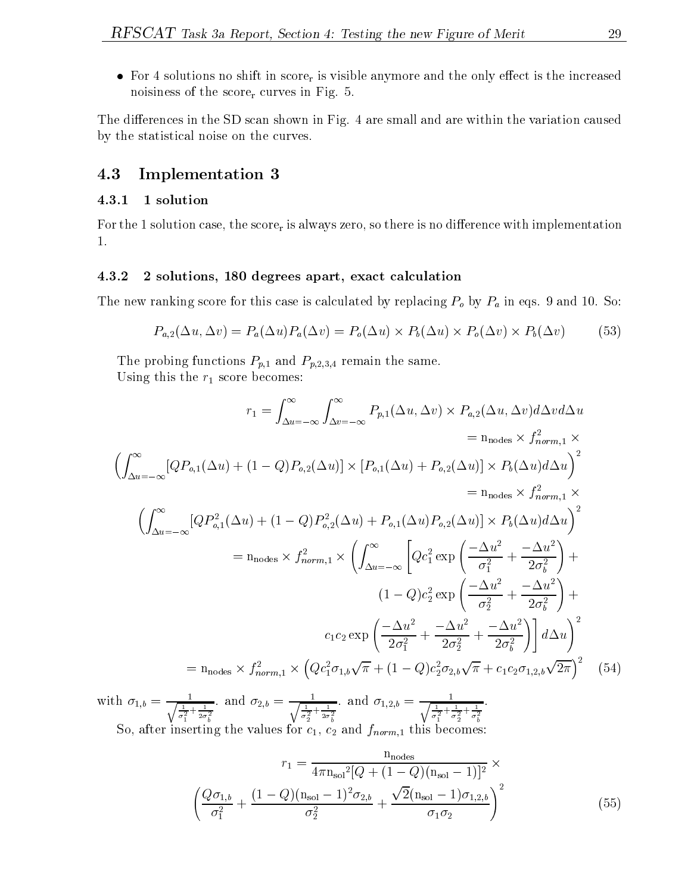- For 4 solutions no shift in $\text{score}_\text{r}$ is visible anymore and the only effect is the increased noisiness of the $\text{score}_\text{r}$ curves in Fig. 5.

The differences in the SD scan shown in Fig. 4 are small and are within the variation caused by the statistical noise on the curves.

## 4.3 Implementation 3

### 4.3.1 1 solution

For the 1 solution case, the $\text{score}_\text{r}$ is always zero, so there is no difference with implementation 1.

### 4.3.2 2 solutions, 180 degrees apart, exact calculation

The new ranking score for this case is calculated by replacing $P_o$ by $P_a$ in eqs. 9 and 10. So:

$$P_{a,2}(\Delta u, \Delta v) = P_a(\Delta u) P_a(\Delta v) = P_o(\Delta u) \times P_b(\Delta u) \times P_o(\Delta v) \times P_b(\Delta v) \tag{53}$$

The probing functions $P_{p,1}$ and $P_{p,2,3,4}$ remain the same.

Using this the $r_1$ score becomes:

$$\begin{aligned}
r_1 &= \int_{\Delta u=-\infty}^{\infty} \int_{\Delta v=-\infty}^{\infty} P_{p,1}(\Delta u, \Delta v) \times P_{a,2}(\Delta u, \Delta v) d\Delta v d\Delta u \\
&= \text{n}_\text{nodes} \times f_{norm,1}^2 \times \\
&\left( \int_{\Delta u=-\infty}^{\infty} [Q P_{o,1}(\Delta u) + (1-Q) P_{o,2}(\Delta u)] \times [P_{o,1}(\Delta u) + P_{o,2}(\Delta u)] \times P_b(\Delta u) d\Delta u \right)^2 \\
&= \text{n}_\text{nodes} \times f_{norm,1}^2 \times \\
&\left( \int_{\Delta u=-\infty}^{\infty} [Q P_{o,1}^2(\Delta u) + (1-Q) P_{o,2}^2(\Delta u) + P_{o,1}(\Delta u) P_{o,2}(\Delta u)] \times P_b(\Delta u) d\Delta u \right)^2 \\
&= \text{n}_\text{nodes} \times f_{norm,1}^2 \times \left( \int_{\Delta u=-\infty}^{\infty} \left[ Q c_1^2 \exp\left( \frac{-\Delta u^2}{\sigma_1^2} + \frac{-\Delta u^2}{2\sigma_b^2} \right) + \right.\right. \\
&\qquad (1-Q) c_2^2 \exp\left( \frac{-\Delta u^2}{\sigma_2^2} + \frac{-\Delta u^2}{2\sigma_b^2} \right) + \\
&\qquad \left.\left. c_1 c_2 \exp\left( \frac{-\Delta u^2}{2\sigma_1^2} + \frac{-\Delta u^2}{2\sigma_2^2} + \frac{-\Delta u^2}{2\sigma_b^2} \right) \right] d\Delta u \right)^2 \\
&= \text{n}_\text{nodes} \times f_{norm,1}^2 \times \left( Q c_1^2 \sigma_{1,b} \sqrt{\pi} + (1-Q) c_2^2 \sigma_{2,b} \sqrt{\pi} + c_1 c_2 \sigma_{1,2,b} \sqrt{2\pi} \right)^2
\end{aligned} \tag{54}$$

with $\sigma_{1,b} = \frac{1}{\sqrt{\frac{1}{\sigma_1^2} + \frac{1}{2\sigma_b^2}}}$. and $\sigma_{2,b} = \frac{1}{\sqrt{\frac{1}{\sigma_2^2} + \frac{1}{2\sigma_b^2}}}$. and $\sigma_{1,2,b} = \frac{1}{\sqrt{\frac{1}{\sigma_1^2} + \frac{1}{\sigma_2^2} + \frac{1}{\sigma_b^2}}}$.

So, after inserting the values for $c_1$, $c_2$ and $f_{norm,1}$ this becomes:

$$\begin{aligned}
r_1 &= \frac{\text{n}_\text{nodes}}{4\pi \text{n}_\text{sol}^2 [Q + (1-Q)(\text{n}_\text{sol} - 1)]^2} \times \\
&\left( \frac{Q \sigma_{1,b}}{\sigma_1^2} + \frac{(1-Q)(\text{n}_\text{sol} - 1)^2 \sigma_{2,b}}{\sigma_2^2} + \frac{\sqrt{2}(\text{n}_\text{sol} - 1) \sigma_{1,2,b}}{\sigma_1 \sigma_2} \right)^2
\end{aligned} \tag{55}$$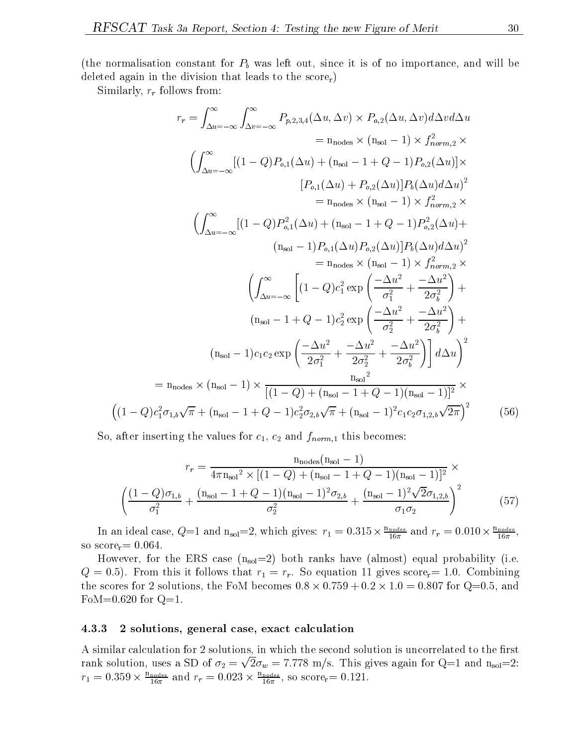(the normalisation constant for $P_b$ was left out, since it is of no importance, and will be deleted again in the division that leads to the score$_\mathrm{r}$)

Similarly, $r_r$ follows from:

$$
\begin{aligned}
r_r = \int_{\Delta u=-\infty}^{\infty} \int_{\Delta v=-\infty}^{\infty} & P_{p,2,3,4}(\Delta u, \Delta v) \times P_{a,2}(\Delta u, \Delta v) d\Delta v d\Delta u \\
&= \mathrm{n_{nodes}} \times (\mathrm{n_{sol}} - 1) \times f_{norm,2}^2 \times \\
\Bigg(\int_{\Delta u=-\infty}^{\infty} & [(1-Q)P_{o,1}(\Delta u) + (\mathrm{n_{sol}} - 1 + Q - 1)P_{o,2}(\Delta u)] \times \\
& [P_{o,1}(\Delta u) + P_{o,2}(\Delta u)] P_b(\Delta u) d\Delta u\Bigg)^2 \\
&= \mathrm{n_{nodes}} \times (\mathrm{n_{sol}} - 1) \times f_{norm,2}^2 \times \\
\Bigg(\int_{\Delta u=-\infty}^{\infty} & [(1-Q)P_{o,1}^2(\Delta u) + (\mathrm{n_{sol}} - 1 + Q - 1)P_{o,2}^2(\Delta u) + \\
& (\mathrm{n_{sol}} - 1)P_{o,1}(\Delta u)P_{o,2}(\Delta u)] P_b(\Delta u) d\Delta u\Bigg)^2 \\
&= \mathrm{n_{nodes}} \times (\mathrm{n_{sol}} - 1) \times f_{norm,2}^2 \times \\
\Bigg(\int_{\Delta u=-\infty}^{\infty} & \left[(1-Q)c_1^2 \exp\left(\frac{-\Delta u^2}{\sigma_1^2} + \frac{-\Delta u^2}{2\sigma_b^2}\right) + \right. \\
& (\mathrm{n_{sol}} - 1 + Q - 1)c_2^2 \exp\left(\frac{-\Delta u^2}{\sigma_2^2} + \frac{-\Delta u^2}{2\sigma_b^2}\right) + \\
& \left. (\mathrm{n_{sol}} - 1)c_1 c_2 \exp\left(\frac{-\Delta u^2}{2\sigma_1^2} + \frac{-\Delta u^2}{2\sigma_2^2} + \frac{-\Delta u^2}{2\sigma_b^2}\right)\right] d\Delta u\Bigg)^2 \\
= \mathrm{n_{nodes}} \times (\mathrm{n_{sol}} - 1) \times & \frac{\mathrm{n_{sol}}^2}{[(1-Q) + (\mathrm{n_{sol}} - 1 + Q - 1)(\mathrm{n_{sol}} - 1)]^2} \times \\
\Big((1-Q)c_1^2\sigma_{1,b}\sqrt{\pi} + & (\mathrm{n_{sol}} - 1 + Q - 1)c_2^2\sigma_{2,b}\sqrt{\pi} + (\mathrm{n_{sol}} - 1)^2 c_1 c_2 \sigma_{1,2,b}\sqrt{2\pi}\Big)^2
\end{aligned}
\tag{56}
$$

So, after inserting the values for $c_1$, $c_2$ and $f_{norm,1}$ this becomes:

$$
\begin{aligned}
r_r = & \frac{\mathrm{n_{nodes}}(\mathrm{n_{sol}} - 1)}{4\pi \mathrm{n_{sol}}^2 \times [(1-Q) + (\mathrm{n_{sol}} - 1 + Q - 1)(\mathrm{n_{sol}} - 1)]^2} \times \\
& \left(\frac{(1-Q)\sigma_{1,b}}{\sigma_1^2} + \frac{(\mathrm{n_{sol}} - 1 + Q - 1)(\mathrm{n_{sol}} - 1)^2\sigma_{2,b}}{\sigma_2^2} + \frac{(\mathrm{n_{sol}} - 1)^2\sqrt{2}\sigma_{1,2,b}}{\sigma_1\sigma_2}\right)^2
\end{aligned}
\tag{57}
$$

In an ideal case, $Q$=1 and $\mathrm{n_{sol}}$=2, which gives: $r_1 = 0.315 \times \frac{\mathrm{n_{nodes}}}{16\pi}$ and $r_r = 0.010 \times \frac{\mathrm{n_{nodes}}}{16\pi}$, so score$_\mathrm{r}$= 0.064.

However, for the ERS case ($\mathrm{n_{sol}}$=2) both ranks have (almost) equal probability (i.e. $Q = 0.5$). From this it follows that $r_1 = r_r$. So equation 11 gives score$_\mathrm{r}$= 1.0. Combining the scores for 2 solutions, the FoM becomes $0.8 \times 0.759 + 0.2 \times 1.0 = 0.807$ for Q=0.5, and FoM=0.620 for Q=1.

#### 4.3.3 2 solutions, general case, exact calculation

A similar calculation for 2 solutions, in which the second solution is uncorrelated to the first rank solution, uses a SD of $\sigma_2 = \sqrt{2}\sigma_w = 7.778$ m/s. This gives again for Q=1 and $\mathrm{n_{sol}}$=2: $r_1 = 0.359 \times \frac{\mathrm{n_{nodes}}}{16\pi}$ and $r_r = 0.023 \times \frac{\mathrm{n_{nodes}}}{16\pi}$, so score$_\mathrm{r}$= 0.121.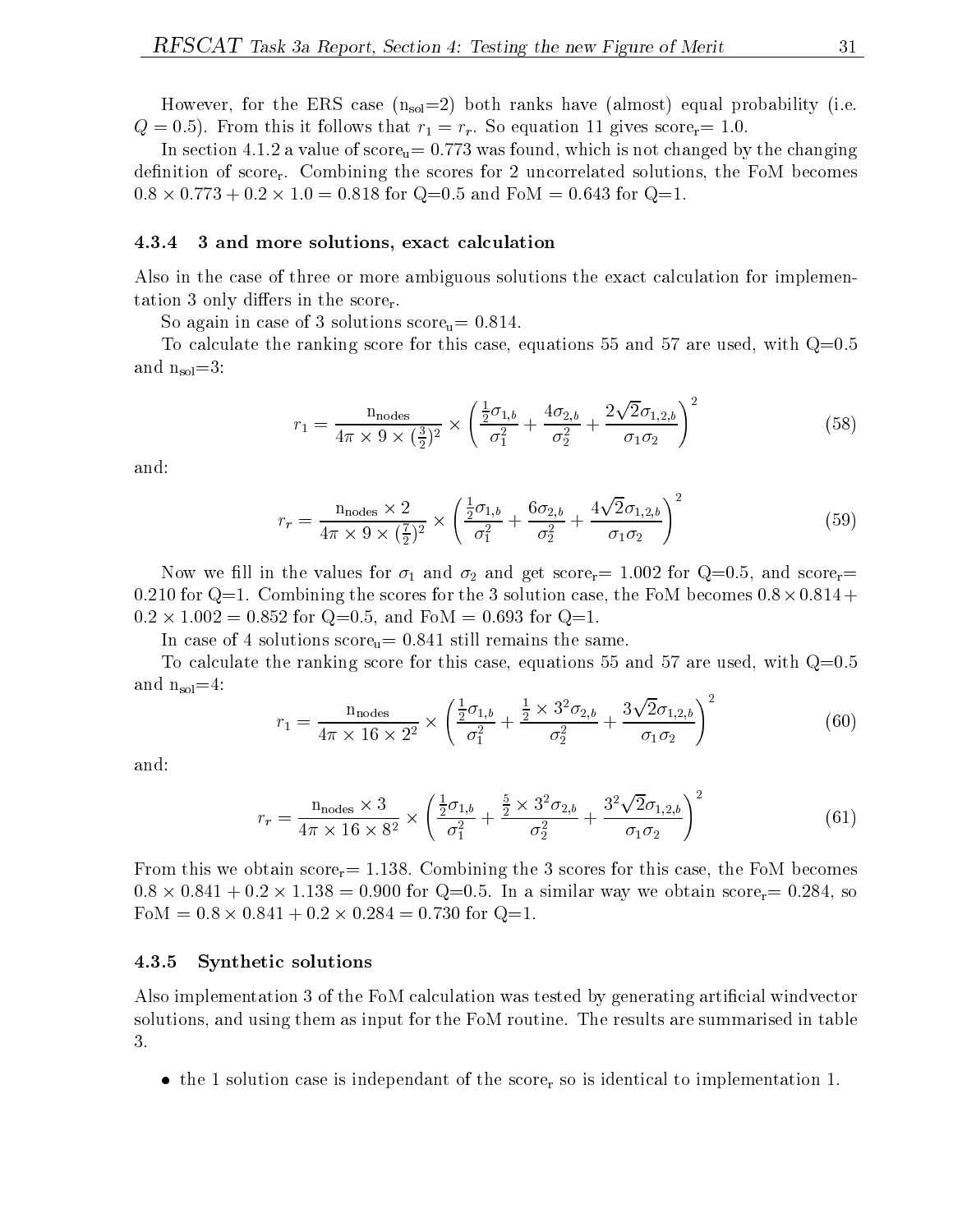However, for the ERS case ($n_{sol}$=2) both ranks have (almost) equal probability (i.e. $Q = 0.5$). From this it follows that $r_1 = r_r$. So equation 11 gives $score_r$= 1.0.

In section 4.1.2 a value of $score_u$= 0.773 was found, which is not changed by the changing definition of $score_r$. Combining the scores for 2 uncorrelated solutions, the FoM becomes $0.8 \times 0.773 + 0.2 \times 1.0 = 0.818$ for Q=0.5 and FoM = 0.643 for Q=1.

### 4.3.4 3 and more solutions, exact calculation

Also in the case of three or more ambiguous solutions the exact calculation for implementation 3 only differs in the $score_r$.

So again in case of 3 solutions $score_u$= 0.814.

To calculate the ranking score for this case, equations 55 and 57 are used, with Q=0.5 and $n_{sol}$=3:

$$r_1 = \frac{n_{nodes}}{4\pi \times 9 \times (\frac{3}{2})^2} \times \left( \frac{\frac{1}{2}\sigma_{1,b}}{\sigma_1^2} + \frac{4\sigma_{2,b}}{\sigma_2^2} + \frac{2\sqrt{2}\sigma_{1,2,b}}{\sigma_1\sigma_2} \right)^2 \tag{58}$$

and:

$$r_r = \frac{n_{nodes} \times 2}{4\pi \times 9 \times (\frac{7}{2})^2} \times \left( \frac{\frac{1}{2}\sigma_{1,b}}{\sigma_1^2} + \frac{6\sigma_{2,b}}{\sigma_2^2} + \frac{4\sqrt{2}\sigma_{1,2,b}}{\sigma_1\sigma_2} \right)^2 \tag{59}$$

Now we fill in the values for $\sigma_1$ and $\sigma_2$ and get $score_r$= 1.002 for Q=0.5, and $score_r$= 0.210 for Q=1. Combining the scores for the 3 solution case, the FoM becomes $0.8 \times 0.814 + 0.2 \times 1.002 = 0.852$ for Q=0.5, and FoM = 0.693 for Q=1.

In case of 4 solutions $score_u$= 0.841 still remains the same.

To calculate the ranking score for this case, equations 55 and 57 are used, with Q=0.5 and $n_{sol}$=4:

$$r_1 = \frac{n_{nodes}}{4\pi \times 16 \times 2^2} \times \left( \frac{\frac{1}{2}\sigma_{1,b}}{\sigma_1^2} + \frac{\frac{1}{2} \times 3^2\sigma_{2,b}}{\sigma_2^2} + \frac{3\sqrt{2}\sigma_{1,2,b}}{\sigma_1\sigma_2} \right)^2 \tag{60}$$

and:

$$r_r = \frac{n_{nodes} \times 3}{4\pi \times 16 \times 8^2} \times \left( \frac{\frac{1}{2}\sigma_{1,b}}{\sigma_1^2} + \frac{\frac{5}{2} \times 3^2\sigma_{2,b}}{\sigma_2^2} + \frac{3^2\sqrt{2}\sigma_{1,2,b}}{\sigma_1\sigma_2} \right)^2 \tag{61}$$

From this we obtain $score_r$= 1.138. Combining the 3 scores for this case, the FoM becomes $0.8 \times 0.841 + 0.2 \times 1.138 = 0.900$ for Q=0.5. In a similar way we obtain $score_r$= 0.284, so FoM $= 0.8 \times 0.841 + 0.2 \times 0.284 = 0.730$ for Q=1.

### 4.3.5 Synthetic solutions

Also implementation 3 of the FoM calculation was tested by generating artificial windvector solutions, and using them as input for the FoM routine. The results are summarised in table 3.

- the 1 solution case is independant of the $score_r$ so is identical to implementation 1.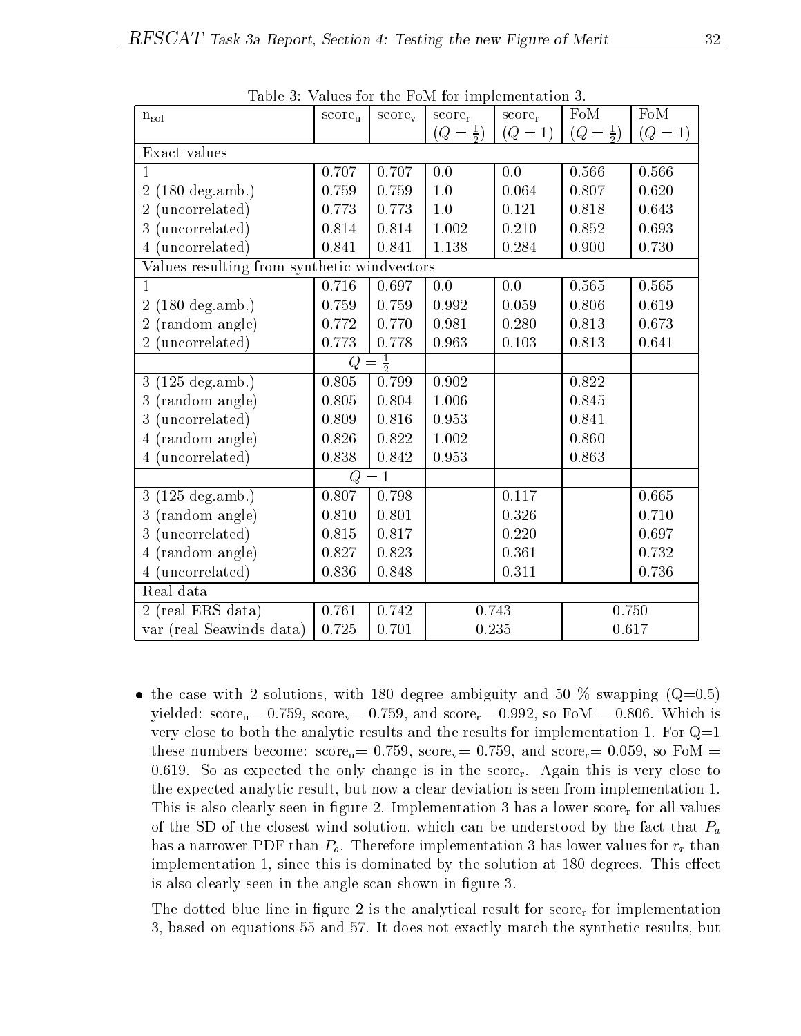Table 3: Values for the FoM for implementation 3.

| $n_{sol}$ | $score_u$ | $score_v$ | $score_r$ ($Q=\frac{1}{2}$) | $score_r$ ($Q=1$) | FoM ($Q=\frac{1}{2}$) | FoM ($Q=1$) |
|---|---|---|---|---|---|---|
| Exact values | | | | | | |
| 1 | 0.707 | 0.707 | 0.0 | 0.0 | 0.566 | 0.566 |
| 2 (180 deg.amb.) | 0.759 | 0.759 | 1.0 | 0.064 | 0.807 | 0.620 |
| 2 (uncorrelated) | 0.773 | 0.773 | 1.0 | 0.121 | 0.818 | 0.643 |
| 3 (uncorrelated) | 0.814 | 0.814 | 1.002 | 0.210 | 0.852 | 0.693 |
| 4 (uncorrelated) | 0.841 | 0.841 | 1.138 | 0.284 | 0.900 | 0.730 |
| Values resulting from synthetic windvectors | | | | | | |
| 1 | 0.716 | 0.697 | 0.0 | 0.0 | 0.565 | 0.565 |
| 2 (180 deg.amb.) | 0.759 | 0.759 | 0.992 | 0.059 | 0.806 | 0.619 |
| 2 (random angle) | 0.772 | 0.770 | 0.981 | 0.280 | 0.813 | 0.673 |
| 2 (uncorrelated) | 0.773 | 0.778 | 0.963 | 0.103 | 0.813 | 0.641 |
| | $Q=\frac{1}{2}$ | | | | | |
| 3 (125 deg.amb.) | 0.805 | 0.799 | 0.902 | | 0.822 | |
| 3 (random angle) | 0.805 | 0.804 | 1.006 | | 0.845 | |
| 3 (uncorrelated) | 0.809 | 0.816 | 0.953 | | 0.841 | |
| 4 (random angle) | 0.826 | 0.822 | 1.002 | | 0.860 | |
| 4 (uncorrelated) | 0.838 | 0.842 | 0.953 | | 0.863 | |
| | $Q=1$ | | | | | |
| 3 (125 deg.amb.) | 0.807 | 0.798 | | 0.117 | | 0.665 |
| 3 (random angle) | 0.810 | 0.801 | | 0.326 | | 0.710 |
| 3 (uncorrelated) | 0.815 | 0.817 | | 0.220 | | 0.697 |
| 4 (random angle) | 0.827 | 0.823 | | 0.361 | | 0.732 |
| 4 (uncorrelated) | 0.836 | 0.848 | | 0.311 | | 0.736 |
| Real data | | | | | | |
| 2 (real ERS data) | 0.761 | 0.742 | 0.743 | | 0.750 | |
| var (real Seawinds data) | 0.725 | 0.701 | 0.235 | | 0.617 | |

- the case with 2 solutions, with 180 degree ambiguity and 50 % swapping (Q=0.5) yielded: $score_u$= 0.759, $score_v$= 0.759, and $score_r$= 0.992, so FoM = 0.806. Which is very close to both the analytic results and the results for implementation 1. For Q=1 these numbers become: $score_u$= 0.759, $score_v$= 0.759, and $score_r$= 0.059, so FoM = 0.619. So as expected the only change is in the $score_r$. Again this is very close to the expected analytic result, but now a clear deviation is seen from implementation 1. This is also clearly seen in figure 2. Implementation 3 has a lower $score_r$ for all values of the SD of the closest wind solution, which can be understood by the fact that $P_a$ has a narrower PDF than $P_o$. Therefore implementation 3 has lower values for $r_r$ than implementation 1, since this is dominated by the solution at 180 degrees. This effect is also clearly seen in the angle scan shown in figure 3.

  The dotted blue line in figure 2 is the analytical result for $score_r$ for implementation 3, based on equations 55 and 57. It does not exactly match the synthetic results, but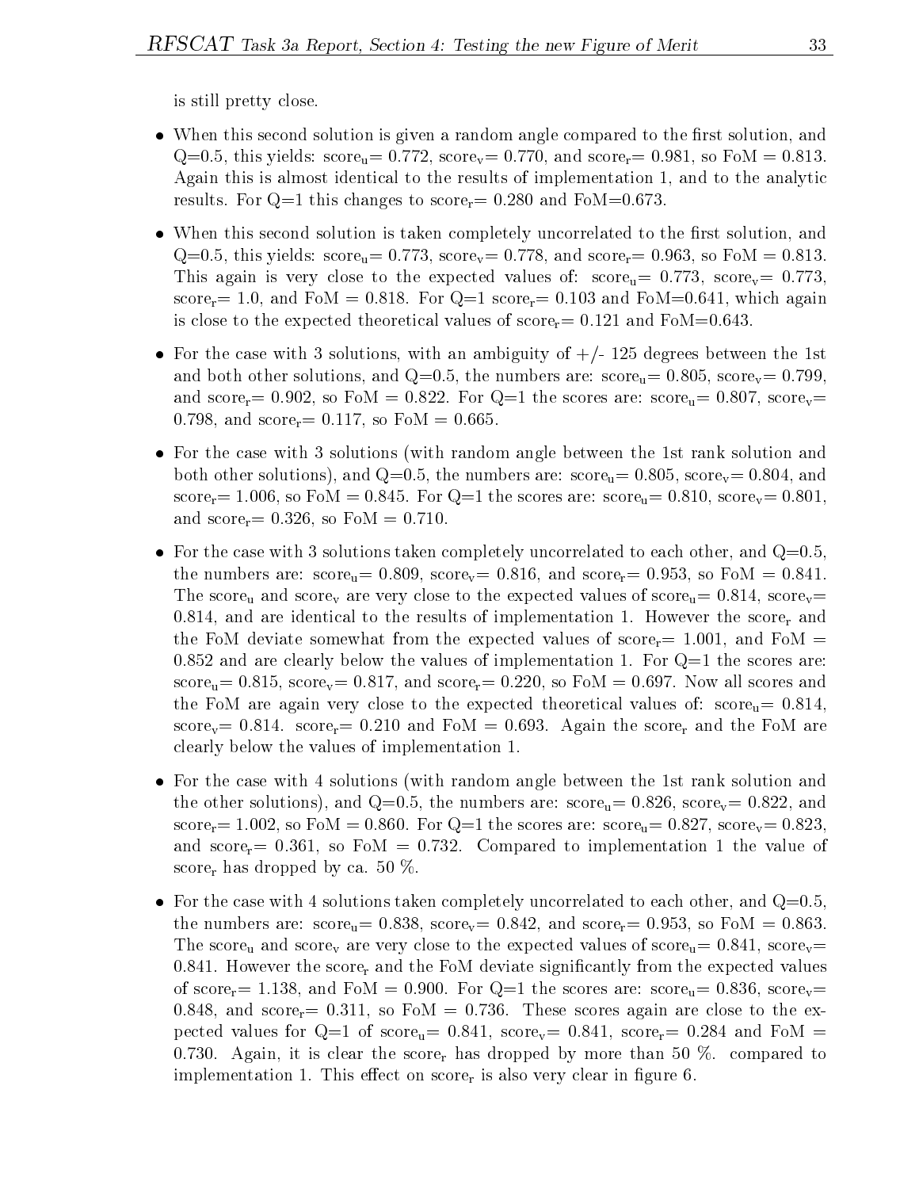is still pretty close.

- When this second solution is given a random angle compared to the first solution, and Q=0.5, this yields: $\text{score}_\text{u}$= 0.772, $\text{score}_\text{v}$= 0.770, and $\text{score}_\text{r}$= 0.981, so FoM = 0.813. Again this is almost identical to the results of implementation 1, and to the analytic results. For Q=1 this changes to $\text{score}_\text{r}$= 0.280 and FoM=0.673.

- When this second solution is taken completely uncorrelated to the first solution, and Q=0.5, this yields: $\text{score}_\text{u}$= 0.773, $\text{score}_\text{v}$= 0.778, and $\text{score}_\text{r}$= 0.963, so FoM = 0.813. This again is very close to the expected values of: $\text{score}_\text{u}$= 0.773, $\text{score}_\text{v}$= 0.773, $\text{score}_\text{r}$= 1.0, and FoM = 0.818. For Q=1 $\text{score}_\text{r}$= 0.103 and FoM=0.641, which again is close to the expected theoretical values of $\text{score}_\text{r}$= 0.121 and FoM=0.643.

- For the case with 3 solutions, with an ambiguity of +/- 125 degrees between the 1st and both other solutions, and Q=0.5, the numbers are: $\text{score}_\text{u}$= 0.805, $\text{score}_\text{v}$= 0.799, and $\text{score}_\text{r}$= 0.902, so FoM = 0.822. For Q=1 the scores are: $\text{score}_\text{u}$= 0.807, $\text{score}_\text{v}$= 0.798, and $\text{score}_\text{r}$= 0.117, so FoM = 0.665.

- For the case with 3 solutions (with random angle between the 1st rank solution and both other solutions), and Q=0.5, the numbers are: $\text{score}_\text{u}$= 0.805, $\text{score}_\text{v}$= 0.804, and $\text{score}_\text{r}$= 1.006, so FoM = 0.845. For Q=1 the scores are: $\text{score}_\text{u}$= 0.810, $\text{score}_\text{v}$= 0.801, and $\text{score}_\text{r}$= 0.326, so FoM = 0.710.

- For the case with 3 solutions taken completely uncorrelated to each other, and Q=0.5, the numbers are: $\text{score}_\text{u}$= 0.809, $\text{score}_\text{v}$= 0.816, and $\text{score}_\text{r}$= 0.953, so FoM = 0.841. The $\text{score}_\text{u}$ and $\text{score}_\text{v}$ are very close to the expected values of $\text{score}_\text{u}$= 0.814, $\text{score}_\text{v}$= 0.814, and are identical to the results of implementation 1. However the $\text{score}_\text{r}$ and the FoM deviate somewhat from the expected values of $\text{score}_\text{r}$= 1.001, and FoM = 0.852 and are clearly below the values of implementation 1. For Q=1 the scores are: $\text{score}_\text{u}$= 0.815, $\text{score}_\text{v}$= 0.817, and $\text{score}_\text{r}$= 0.220, so FoM = 0.697. Now all scores and the FoM are again very close to the expected theoretical values of: $\text{score}_\text{u}$= 0.814, $\text{score}_\text{v}$= 0.814. $\text{score}_\text{r}$= 0.210 and FoM = 0.693. Again the $\text{score}_\text{r}$ and the FoM are clearly below the values of implementation 1.

- For the case with 4 solutions (with random angle between the 1st rank solution and the other solutions), and Q=0.5, the numbers are: $\text{score}_\text{u}$= 0.826, $\text{score}_\text{v}$= 0.822, and $\text{score}_\text{r}$= 1.002, so FoM = 0.860. For Q=1 the scores are: $\text{score}_\text{u}$= 0.827, $\text{score}_\text{v}$= 0.823, and $\text{score}_\text{r}$= 0.361, so FoM = 0.732. Compared to implementation 1 the value of $\text{score}_\text{r}$ has dropped by ca. 50 %.

- For the case with 4 solutions taken completely uncorrelated to each other, and Q=0.5, the numbers are: $\text{score}_\text{u}$= 0.838, $\text{score}_\text{v}$= 0.842, and $\text{score}_\text{r}$= 0.953, so FoM = 0.863. The $\text{score}_\text{u}$ and $\text{score}_\text{v}$ are very close to the expected values of $\text{score}_\text{u}$= 0.841, $\text{score}_\text{v}$= 0.841. However the $\text{score}_\text{r}$ and the FoM deviate significantly from the expected values of $\text{score}_\text{r}$= 1.138, and FoM = 0.900. For Q=1 the scores are: $\text{score}_\text{u}$= 0.836, $\text{score}_\text{v}$= 0.848, and $\text{score}_\text{r}$= 0.311, so FoM = 0.736. These scores again are close to the expected values for Q=1 of $\text{score}_\text{u}$= 0.841, $\text{score}_\text{v}$= 0.841, $\text{score}_\text{r}$= 0.284 and FoM = 0.730. Again, it is clear the $\text{score}_\text{r}$ has dropped by more than 50 %. compared to implementation 1. This effect on $\text{score}_\text{r}$ is also very clear in figure 6.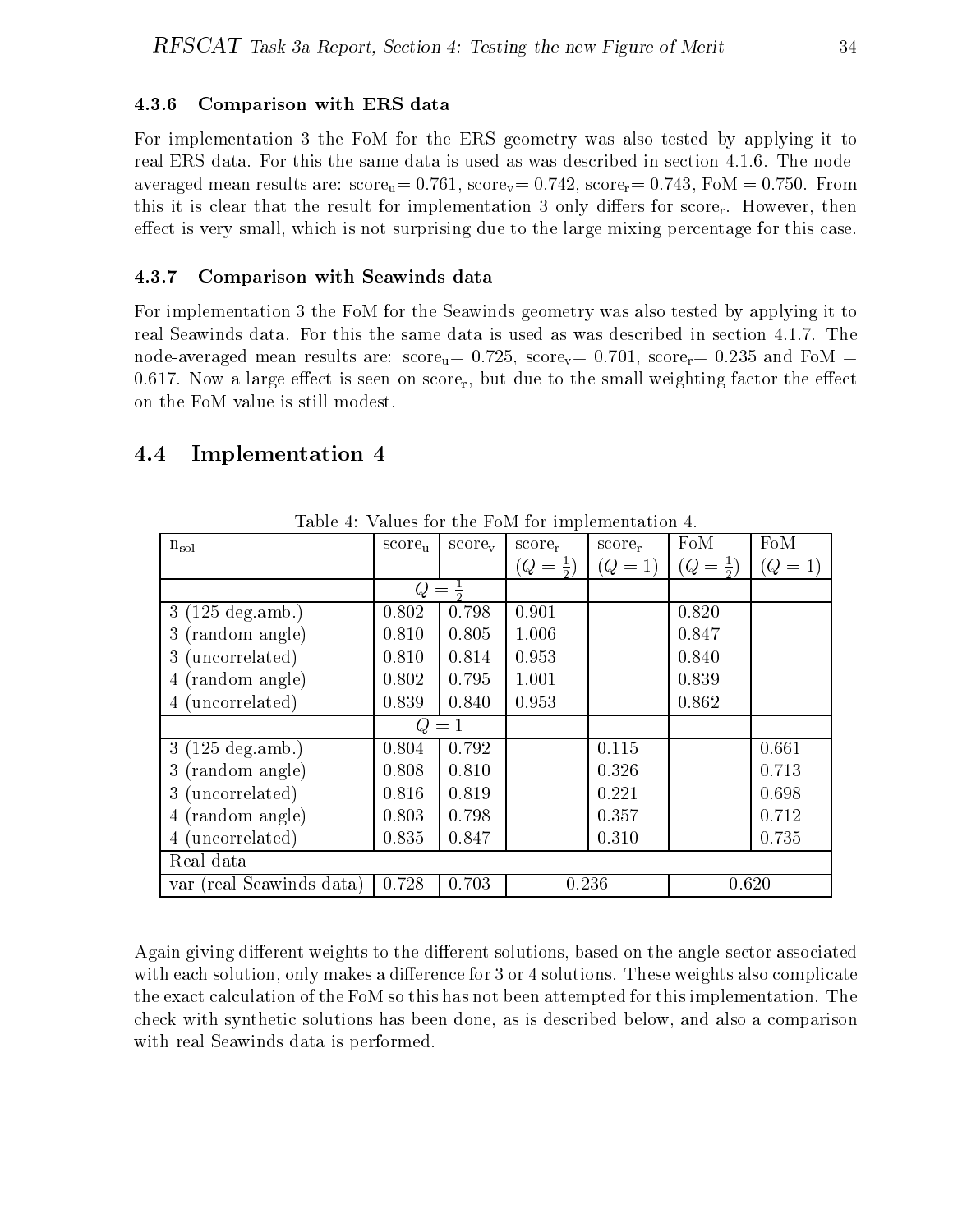### 4.3.6 Comparison with ERS data

For implementation 3 the FoM for the ERS geometry was also tested by applying it to real ERS data. For this the same data is used as was described in section 4.1.6. The node-averaged mean results are: $\mathrm{score_u}$= 0.761, $\mathrm{score_v}$= 0.742, $\mathrm{score_r}$= 0.743, FoM = 0.750. From this it is clear that the result for implementation 3 only differs for $\mathrm{score_r}$. However, then effect is very small, which is not surprising due to the large mixing percentage for this case.

### 4.3.7 Comparison with Seawinds data

For implementation 3 the FoM for the Seawinds geometry was also tested by applying it to real Seawinds data. For this the same data is used as was described in section 4.1.7. The node-averaged mean results are: $\mathrm{score_u}$= 0.725, $\mathrm{score_v}$= 0.701, $\mathrm{score_r}$= 0.235 and FoM = 0.617. Now a large effect is seen on $\mathrm{score_r}$, but due to the small weighting factor the effect on the FoM value is still modest.

## 4.4 Implementation 4

Table 4: Values for the FoM for implementation 4.

| $\mathrm{n_{sol}}$ | $\mathrm{score_u}$ | $\mathrm{score_v}$ | $\mathrm{score_r}$ ($Q=\frac{1}{2}$) | $\mathrm{score_r}$ ($Q=1$) | FoM ($Q=\frac{1}{2}$) | FoM ($Q=1$) |
|---|---|---|---|---|---|---|
| | $Q=\frac{1}{2}$ | | | | | |
| 3 (125 deg.amb.) | 0.802 | 0.798 | 0.901 | | 0.820 | |
| 3 (random angle) | 0.810 | 0.805 | 1.006 | | 0.847 | |
| 3 (uncorrelated) | 0.810 | 0.814 | 0.953 | | 0.840 | |
| 4 (random angle) | 0.802 | 0.795 | 1.001 | | 0.839 | |
| 4 (uncorrelated) | 0.839 | 0.840 | 0.953 | | 0.862 | |
| | $Q=1$ | | | | | |
| 3 (125 deg.amb.) | 0.804 | 0.792 | | 0.115 | | 0.661 |
| 3 (random angle) | 0.808 | 0.810 | | 0.326 | | 0.713 |
| 3 (uncorrelated) | 0.816 | 0.819 | | 0.221 | | 0.698 |
| 4 (random angle) | 0.803 | 0.798 | | 0.357 | | 0.712 |
| 4 (uncorrelated) | 0.835 | 0.847 | | 0.310 | | 0.735 |
| Real data | | | | | | |
| var (real Seawinds data) | 0.728 | 0.703 | 0.236 | | 0.620 | |

Again giving different weights to the different solutions, based on the angle-sector associated with each solution, only makes a difference for 3 or 4 solutions. These weights also complicate the exact calculation of the FoM so this has not been attempted for this implementation. The check with synthetic solutions has been done, as is described below, and also a comparison with real Seawinds data is performed.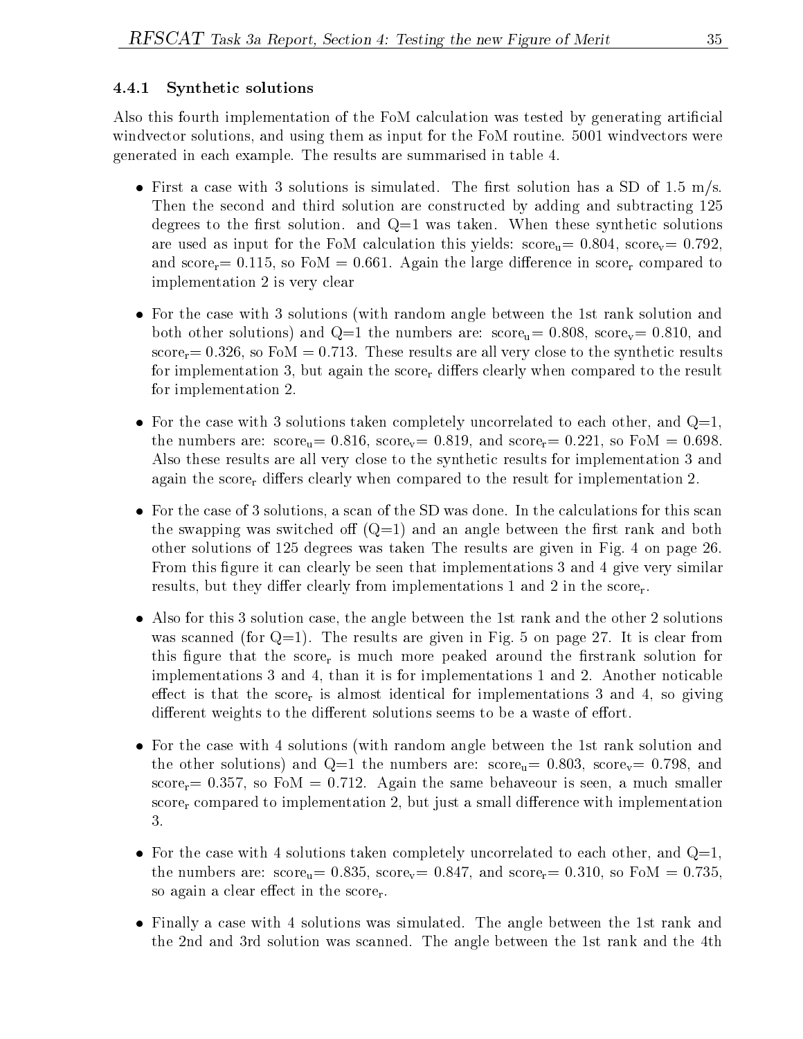### 4.4.1 Synthetic solutions

Also this fourth implementation of the FoM calculation was tested by generating artificial windvector solutions, and using them as input for the FoM routine. 5001 windvectors were generated in each example. The results are summarised in table 4.

- First a case with 3 solutions is simulated. The first solution has a SD of 1.5 m/s. Then the second and third solution are constructed by adding and subtracting 125 degrees to the first solution. and Q=1 was taken. When these synthetic solutions are used as input for the FoM calculation this yields: $\text{score}_\text{u}= 0.804$, $\text{score}_\text{v}= 0.792$, and $\text{score}_\text{r}= 0.115$, so FoM = 0.661. Again the large difference in $\text{score}_\text{r}$ compared to implementation 2 is very clear

- For the case with 3 solutions (with random angle between the 1st rank solution and both other solutions) and Q=1 the numbers are: $\text{score}_\text{u}= 0.808$, $\text{score}_\text{v}= 0.810$, and $\text{score}_\text{r}= 0.326$, so FoM = 0.713. These results are all very close to the synthetic results for implementation 3, but again the $\text{score}_\text{r}$ differs clearly when compared to the result for implementation 2.

- For the case with 3 solutions taken completely uncorrelated to each other, and Q=1, the numbers are: $\text{score}_\text{u}= 0.816$, $\text{score}_\text{v}= 0.819$, and $\text{score}_\text{r}= 0.221$, so FoM = 0.698. Also these results are all very close to the synthetic results for implementation 3 and again the $\text{score}_\text{r}$ differs clearly when compared to the result for implementation 2.

- For the case of 3 solutions, a scan of the SD was done. In the calculations for this scan the swapping was switched off (Q=1) and an angle between the first rank and both other solutions of 125 degrees was taken The results are given in Fig. 4 on page 26. From this figure it can clearly be seen that implementations 3 and 4 give very similar results, but they differ clearly from implementations 1 and 2 in the $\text{score}_\text{r}$.

- Also for this 3 solution case, the angle between the 1st rank and the other 2 solutions was scanned (for Q=1). The results are given in Fig. 5 on page 27. It is clear from this figure that the $\text{score}_\text{r}$ is much more peaked around the firstrank solution for implementations 3 and 4, than it is for implementations 1 and 2. Another noticable effect is that the $\text{score}_\text{r}$ is almost identical for implementations 3 and 4, so giving different weights to the different solutions seems to be a waste of effort.

- For the case with 4 solutions (with random angle between the 1st rank solution and the other solutions) and Q=1 the numbers are: $\text{score}_\text{u}= 0.803$, $\text{score}_\text{v}= 0.798$, and $\text{score}_\text{r}= 0.357$, so FoM = 0.712. Again the same behaveour is seen, a much smaller $\text{score}_\text{r}$ compared to implementation 2, but just a small difference with implementation 3.

- For the case with 4 solutions taken completely uncorrelated to each other, and Q=1, the numbers are: $\text{score}_\text{u}= 0.835$, $\text{score}_\text{v}= 0.847$, and $\text{score}_\text{r}= 0.310$, so FoM = 0.735, so again a clear effect in the $\text{score}_\text{r}$.

- Finally a case with 4 solutions was simulated. The angle between the 1st rank and the 2nd and 3rd solution was scanned. The angle between the 1st rank and the 4th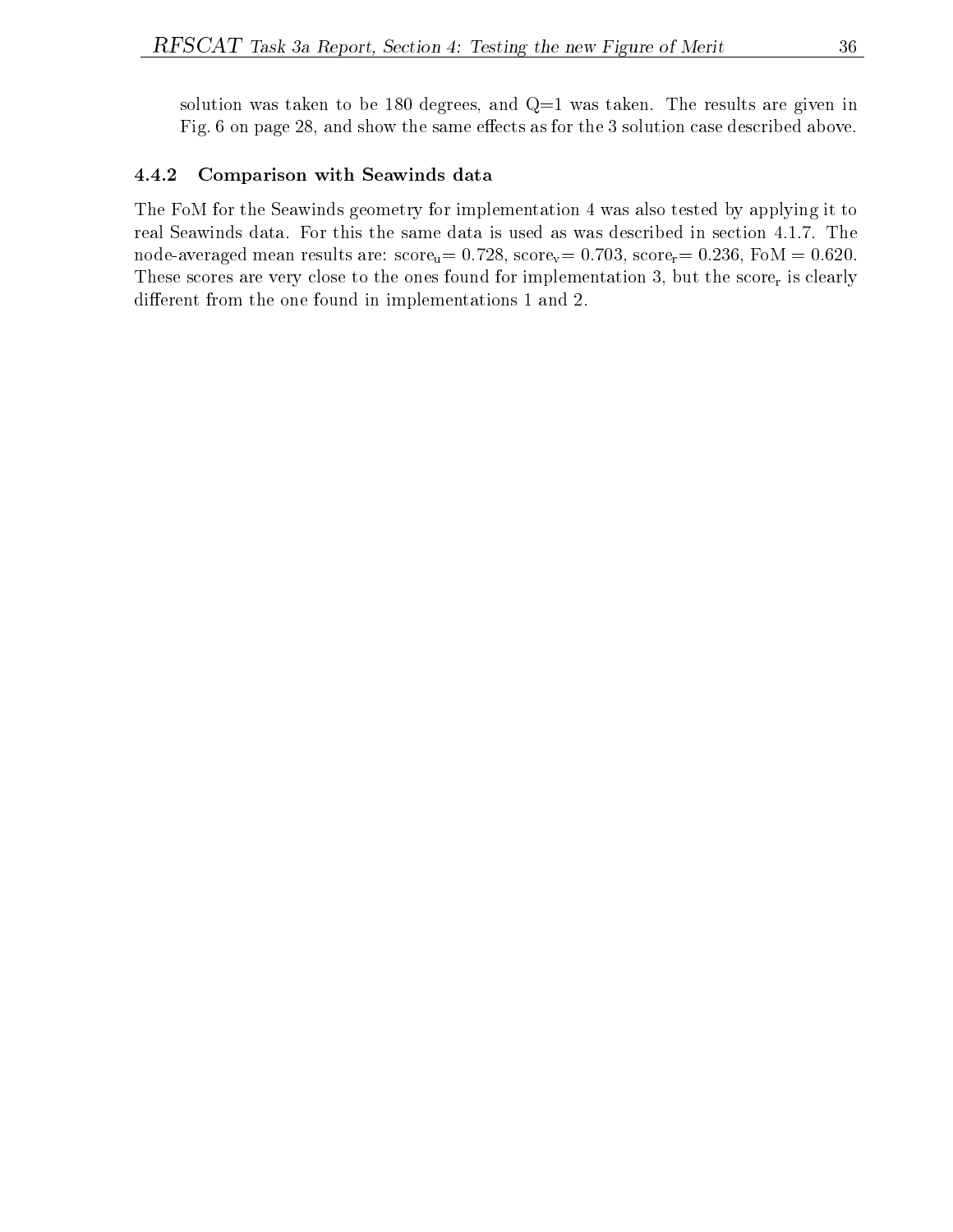solution was taken to be 180 degrees, and Q=1 was taken. The results are given in Fig. 6 on page 28, and show the same effects as for the 3 solution case described above.

### 4.4.2 Comparison with Seawinds data

The FoM for the Seawinds geometry for implementation 4 was also tested by applying it to real Seawinds data. For this the same data is used as was described in section 4.1.7. The node-averaged mean results are: $\text{score}_u = 0.728$, $\text{score}_v = 0.703$, $\text{score}_r = 0.236$, FoM = 0.620. These scores are very close to the ones found for implementation 3, but the $\text{score}_r$ is clearly different from the one found in implementations 1 and 2.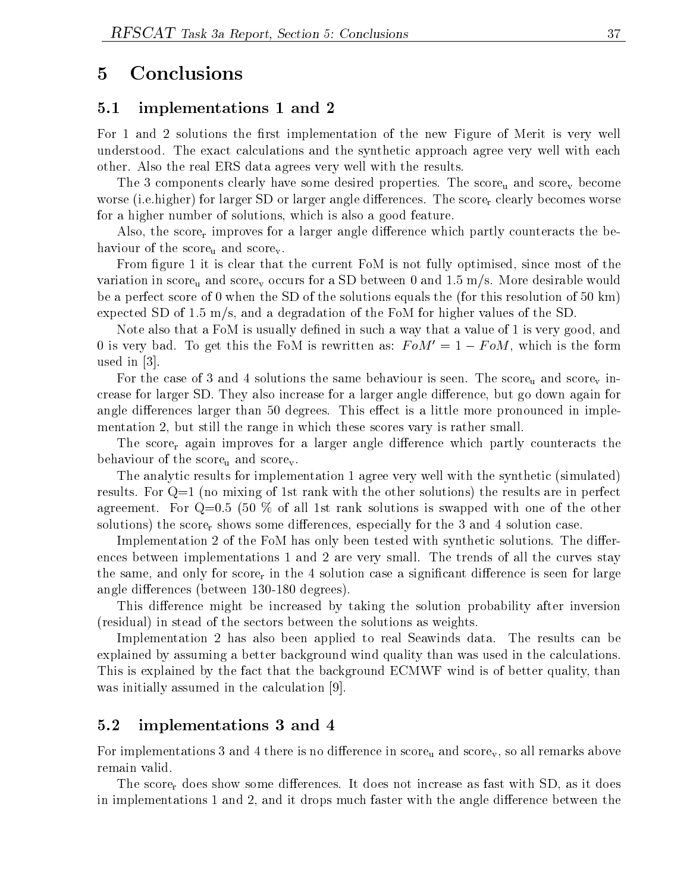# 5 Conclusions

## 5.1 implementations 1 and 2

For 1 and 2 solutions the first implementation of the new Figure of Merit is very well understood. The exact calculations and the synthetic approach agree very well with each other. Also the real ERS data agrees very well with the results.

The 3 components clearly have some desired properties. The $\text{score}_\text{u}$ and $\text{score}_\text{v}$ become worse (i.e.higher) for larger SD or larger angle differences. The $\text{score}_\text{r}$ clearly becomes worse for a higher number of solutions, which is also a good feature.

Also, the $\text{score}_\text{r}$ improves for a larger angle difference which partly counteracts the behaviour of the $\text{score}_\text{u}$ and $\text{score}_\text{v}$.

From figure 1 it is clear that the current FoM is not fully optimised, since most of the variation in $\text{score}_\text{u}$ and $\text{score}_\text{v}$ occurs for a SD between 0 and 1.5 m/s. More desirable would be a perfect score of 0 when the SD of the solutions equals the (for this resolution of 50 km) expected SD of 1.5 m/s, and a degradation of the FoM for higher values of the SD.

Note also that a FoM is usually defined in such a way that a value of 1 is very good, and 0 is very bad. To get this the FoM is rewritten as: $FoM' = 1 - FoM$, which is the form used in [3].

For the case of 3 and 4 solutions the same behaviour is seen. The $\text{score}_\text{u}$ and $\text{score}_\text{v}$ increase for larger SD. They also increase for a larger angle difference, but go down again for angle differences larger than 50 degrees. This effect is a little more pronounced in implementation 2, but still the range in which these scores vary is rather small.

The $\text{score}_\text{r}$ again improves for a larger angle difference which partly counteracts the behaviour of the $\text{score}_\text{u}$ and $\text{score}_\text{v}$.

The analytic results for implementation 1 agree very well with the synthetic (simulated) results. For Q=1 (no mixing of 1st rank with the other solutions) the results are in perfect agreement. For Q=0.5 (50 % of all 1st rank solutions is swapped with one of the other solutions) the $\text{score}_\text{r}$ shows some differences, especially for the 3 and 4 solution case.

Implementation 2 of the FoM has only been tested with synthetic solutions. The differences between implementations 1 and 2 are very small. The trends of all the curves stay the same, and only for $\text{score}_\text{r}$ in the 4 solution case a significant difference is seen for large angle differences (between 130-180 degrees).

This difference might be increased by taking the solution probability after inversion (residual) in stead of the sectors between the solutions as weights.

Implementation 2 has also been applied to real Seawinds data. The results can be explained by assuming a better background wind quality than was used in the calculations. This is explained by the fact that the background ECMWF wind is of better quality, than was initially assumed in the calculation [9].

## 5.2 implementations 3 and 4

For implementations 3 and 4 there is no difference in $\text{score}_\text{u}$ and $\text{score}_\text{v}$, so all remarks above remain valid.

The $\text{score}_\text{r}$ does show some differences. It does not increase as fast with SD, as it does in implementations 1 and 2, and it drops much faster with the angle difference between the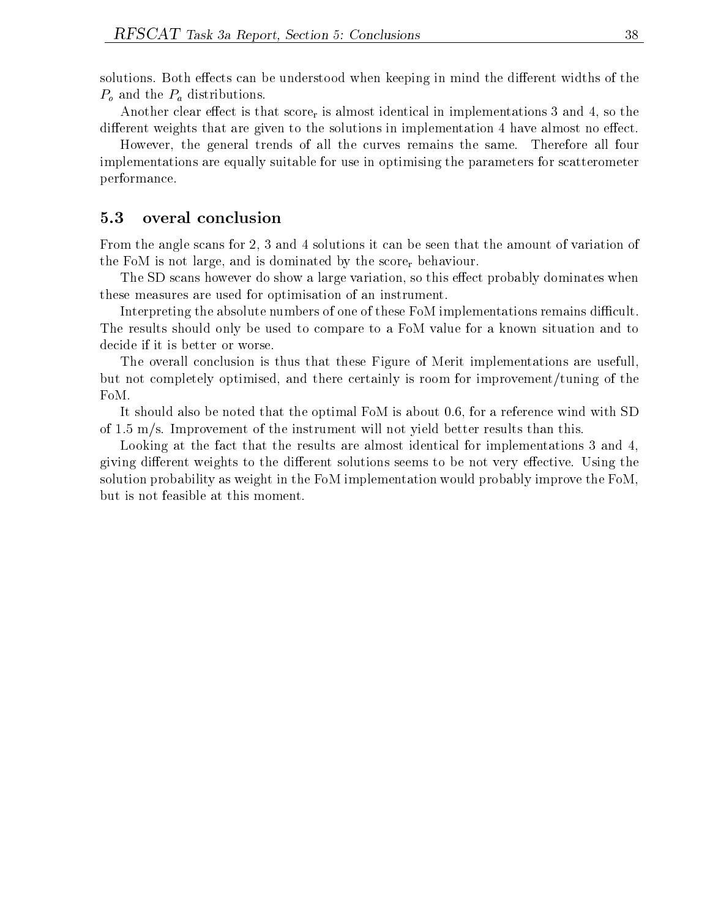solutions. Both effects can be understood when keeping in mind the different widths of the $P_o$ and the $P_a$ distributions.

Another clear effect is that $\text{score}_\text{r}$ is almost identical in implementations 3 and 4, so the different weights that are given to the solutions in implementation 4 have almost no effect.

However, the general trends of all the curves remains the same. Therefore all four implementations are equally suitable for use in optimising the parameters for scatterometer performance.

### 5.3 overal conclusion

From the angle scans for 2, 3 and 4 solutions it can be seen that the amount of variation of the FoM is not large, and is dominated by the $\text{score}_\text{r}$ behaviour.

The SD scans however do show a large variation, so this effect probably dominates when these measures are used for optimisation of an instrument.

Interpreting the absolute numbers of one of these FoM implementations remains difficult. The results should only be used to compare to a FoM value for a known situation and to decide if it is better or worse.

The overall conclusion is thus that these Figure of Merit implementations are usefull, but not completely optimised, and there certainly is room for improvement/tuning of the FoM.

It should also be noted that the optimal FoM is about 0.6, for a reference wind with SD of 1.5 m/s. Improvement of the instrument will not yield better results than this.

Looking at the fact that the results are almost identical for implementations 3 and 4, giving different weights to the different solutions seems to be not very effective. Using the solution probability as weight in the FoM implementation would probably improve the FoM, but is not feasible at this moment.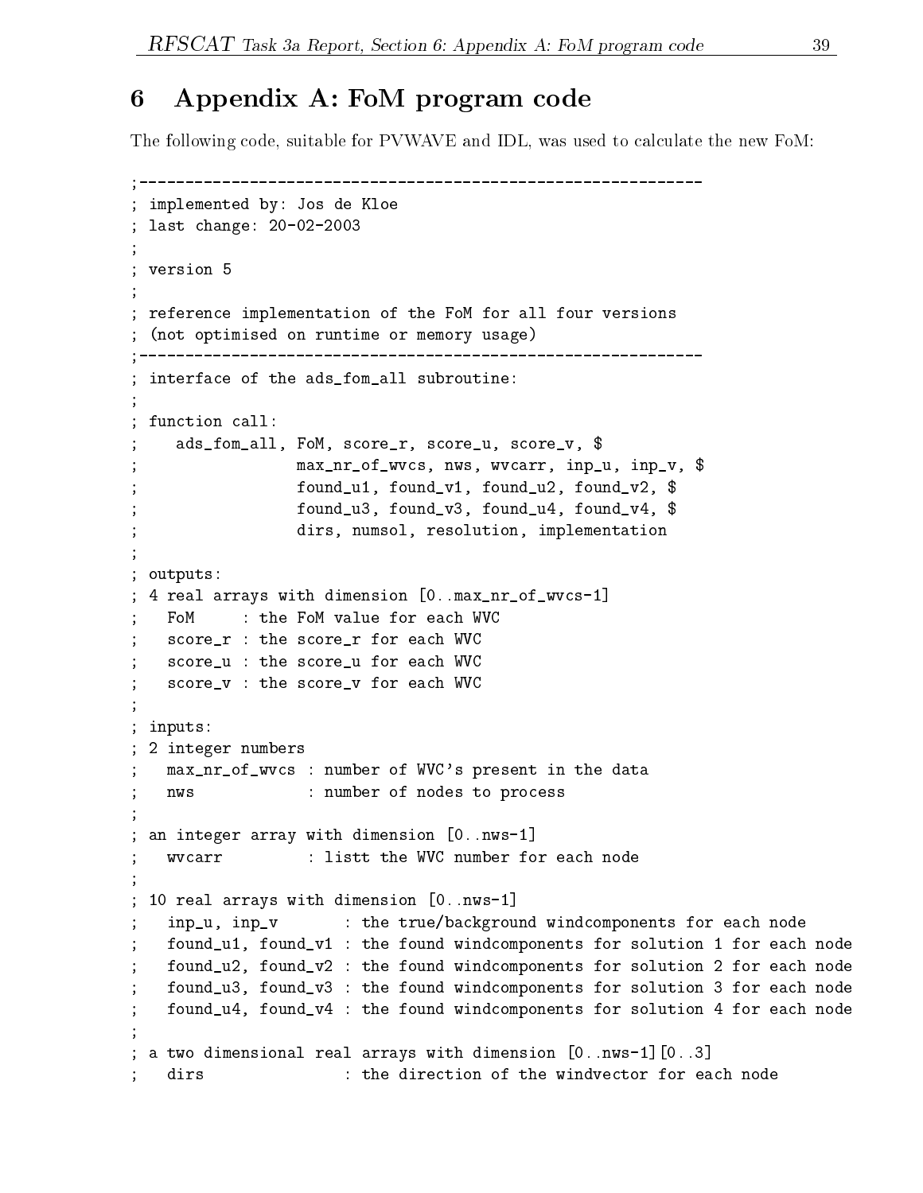# 6 Appendix A: FoM program code

The following code, suitable for PVWAVE and IDL, was used to calculate the new FoM:

```
;-----------------------------------------------------------
; implemented by: Jos de Kloe
; last change: 20-02-2003
;
; version 5
;
; reference implementation of the FoM for all four versions
; (not optimised on runtime or memory usage)
;-----------------------------------------------------------
; interface of the ads_fom_all subroutine:
;
; function call:
;    ads_fom_all, FoM, score_r, score_u, score_v, $
;                 max_nr_of_wvcs, nws, wvcarr, inp_u, inp_v, $
;                 found_u1, found_v1, found_u2, found_v2, $
;                 found_u3, found_v3, found_u4, found_v4, $
;                 dirs, numsol, resolution, implementation
;
; outputs:
; 4 real arrays with dimension [0..max_nr_of_wvcs-1]
;   FoM     : the FoM value for each WVC
;   score_r : the score_r for each WVC
;   score_u : the score_u for each WVC
;   score_v : the score_v for each WVC
;
; inputs:
; 2 integer numbers
;   max_nr_of_wvcs : number of WVC's present in the data
;   nws            : number of nodes to process
;
; an integer array with dimension [0..nws-1]
;   wvcarr         : listt the WVC number for each node
;
; 10 real arrays with dimension [0..nws-1]
;   inp_u, inp_v       : the true/background windcomponents for each node
;   found_u1, found_v1 : the found windcomponents for solution 1 for each node
;   found_u2, found_v2 : the found windcomponents for solution 2 for each node
;   found_u3, found_v3 : the found windcomponents for solution 3 for each node
;   found_u4, found_v4 : the found windcomponents for solution 4 for each node
;
; a two dimensional real arrays with dimension [0..nws-1][0..3]
;   dirs               : the direction of the windvector for each node
```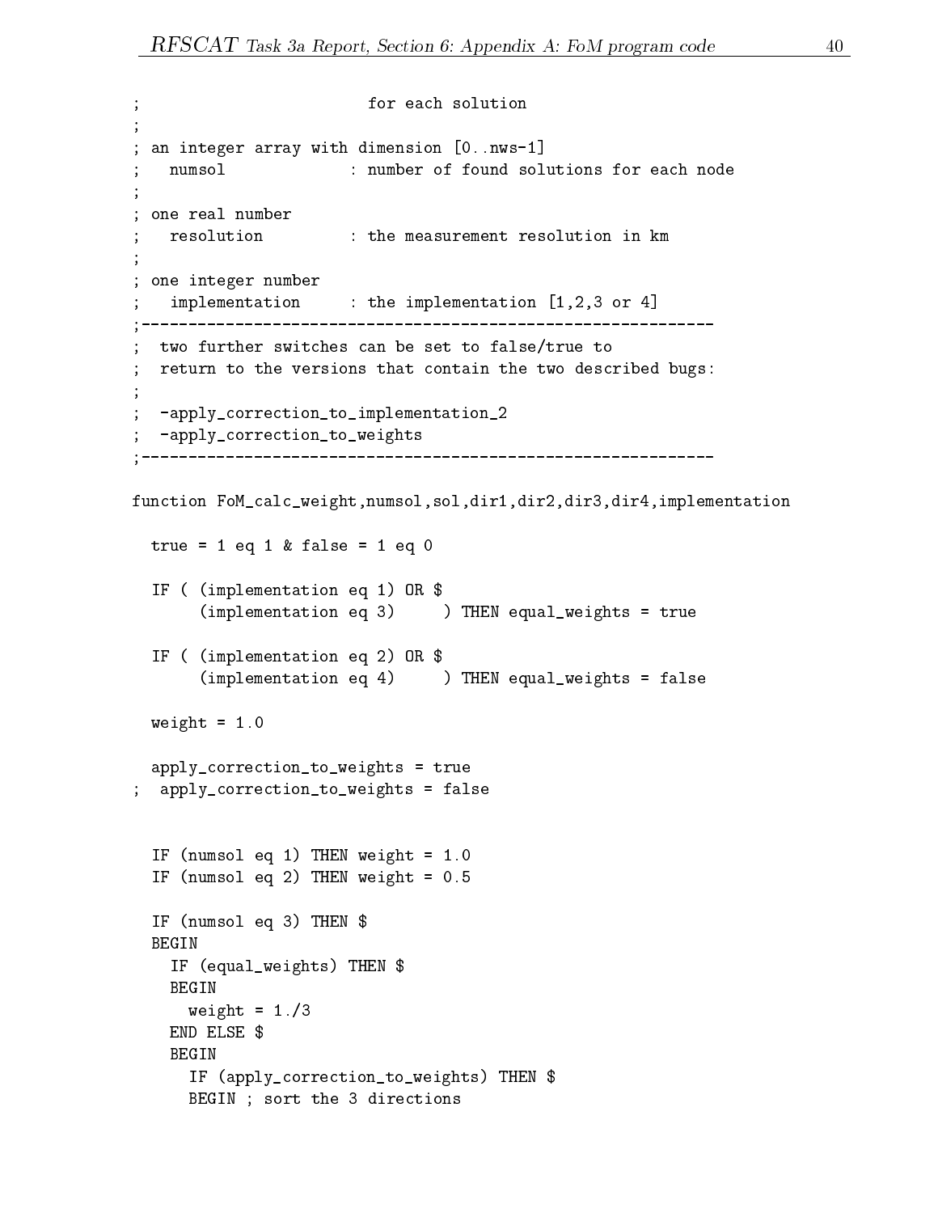```
;                         for each solution
;
; an integer array with dimension [0..nws-1]
;   numsol              : number of found solutions for each node
;
; one real number
;   resolution          : the measurement resolution in km
;
; one integer number
;   implementation      : the implementation [1,2,3 or 4]
;-------------------------------------------------------------
;  two further switches can be set to false/true to
;  return to the versions that contain the two described bugs:
;
;  -apply_correction_to_implementation_2
;  -apply_correction_to_weights
;-------------------------------------------------------------

function FoM_calc_weight,numsol,sol,dir1,dir2,dir3,dir4,implementation

  true = 1 eq 1 & false = 1 eq 0

  IF ( (implementation eq 1) OR $
       (implementation eq 3)     ) THEN equal_weights = true

  IF ( (implementation eq 2) OR $
       (implementation eq 4)     ) THEN equal_weights = false

  weight = 1.0

  apply_correction_to_weights = true
;  apply_correction_to_weights = false


  IF (numsol eq 1) THEN weight = 1.0
  IF (numsol eq 2) THEN weight = 0.5

  IF (numsol eq 3) THEN $
  BEGIN
    IF (equal_weights) THEN $
    BEGIN
      weight = 1./3
    END ELSE $
    BEGIN
      IF (apply_correction_to_weights) THEN $
      BEGIN ; sort the 3 directions
```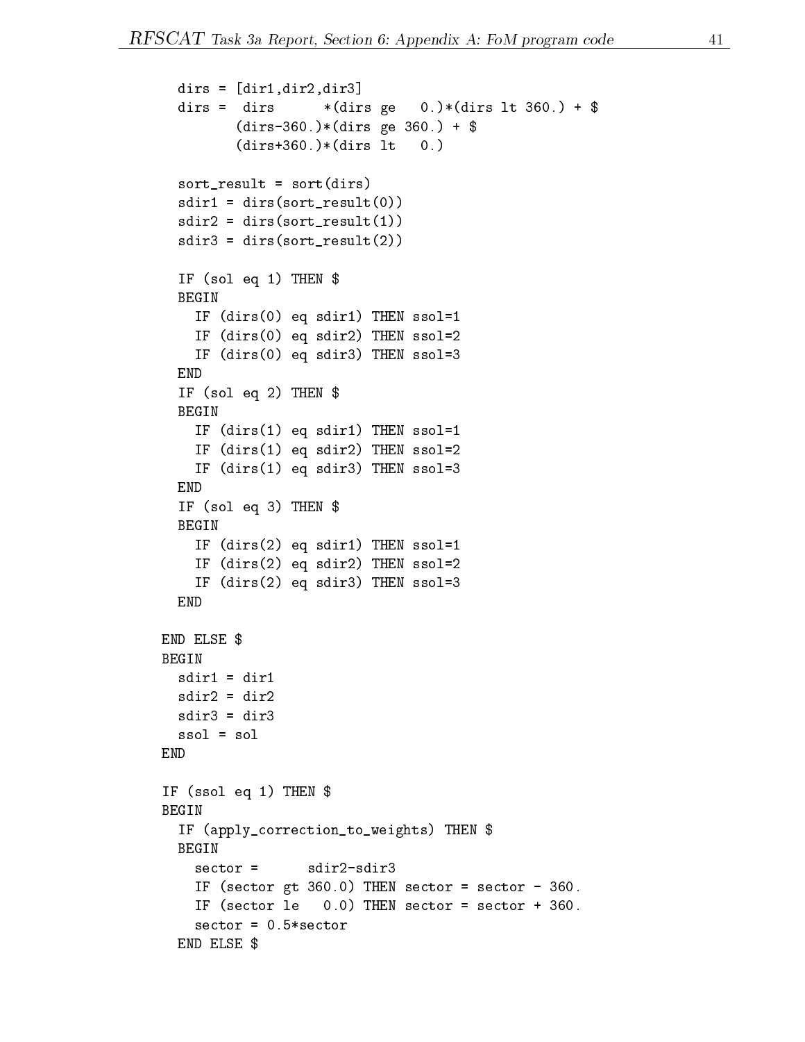```
    dirs = [dir1,dir2,dir3]
    dirs =  dirs      *(dirs ge   0.)*(dirs lt 360.) + $
           (dirs-360.)*(dirs ge 360.) + $
           (dirs+360.)*(dirs lt   0.)

    sort_result = sort(dirs)
    sdir1 = dirs(sort_result(0))
    sdir2 = dirs(sort_result(1))
    sdir3 = dirs(sort_result(2))

    IF (sol eq 1) THEN $
    BEGIN
      IF (dirs(0) eq sdir1) THEN ssol=1
      IF (dirs(0) eq sdir2) THEN ssol=2
      IF (dirs(0) eq sdir3) THEN ssol=3
    END
    IF (sol eq 2) THEN $
    BEGIN
      IF (dirs(1) eq sdir1) THEN ssol=1
      IF (dirs(1) eq sdir2) THEN ssol=2
      IF (dirs(1) eq sdir3) THEN ssol=3
    END
    IF (sol eq 3) THEN $
    BEGIN
      IF (dirs(2) eq sdir1) THEN ssol=1
      IF (dirs(2) eq sdir2) THEN ssol=2
      IF (dirs(2) eq sdir3) THEN ssol=3
    END

  END ELSE $
  BEGIN
    sdir1 = dir1
    sdir2 = dir2
    sdir3 = dir3
    ssol = sol
  END

  IF (ssol eq 1) THEN $
  BEGIN
    IF (apply_correction_to_weights) THEN $
    BEGIN
      sector =      sdir2-sdir3
      IF (sector gt 360.0) THEN sector = sector - 360.
      IF (sector le   0.0) THEN sector = sector + 360.
      sector = 0.5*sector
    END ELSE $
```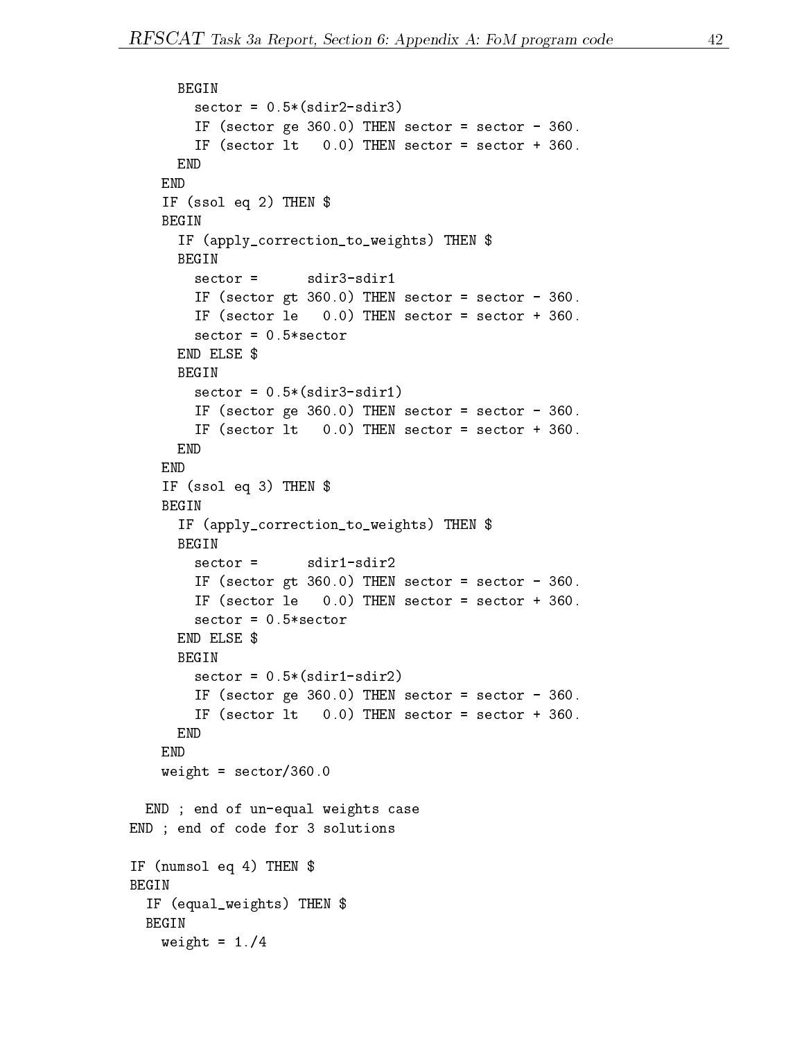```
      BEGIN
        sector = 0.5*(sdir2-sdir3)
        IF (sector ge 360.0) THEN sector = sector - 360.
        IF (sector lt   0.0) THEN sector = sector + 360.
      END
    END
    IF (ssol eq 2) THEN $
    BEGIN
      IF (apply_correction_to_weights) THEN $
      BEGIN
        sector =      sdir3-sdir1
        IF (sector gt 360.0) THEN sector = sector - 360.
        IF (sector le   0.0) THEN sector = sector + 360.
        sector = 0.5*sector
      END ELSE $
      BEGIN
        sector = 0.5*(sdir3-sdir1)
        IF (sector ge 360.0) THEN sector = sector - 360.
        IF (sector lt   0.0) THEN sector = sector + 360.
      END
    END
    IF (ssol eq 3) THEN $
    BEGIN
      IF (apply_correction_to_weights) THEN $
      BEGIN
        sector =      sdir1-sdir2
        IF (sector gt 360.0) THEN sector = sector - 360.
        IF (sector le   0.0) THEN sector = sector + 360.
        sector = 0.5*sector
      END ELSE $
      BEGIN
        sector = 0.5*(sdir1-sdir2)
        IF (sector ge 360.0) THEN sector = sector - 360.
        IF (sector lt   0.0) THEN sector = sector + 360.
      END
    END
    weight = sector/360.0

  END ; end of un-equal weights case
END ; end of code for 3 solutions

IF (numsol eq 4) THEN $
BEGIN
  IF (equal_weights) THEN $
  BEGIN
    weight = 1./4
```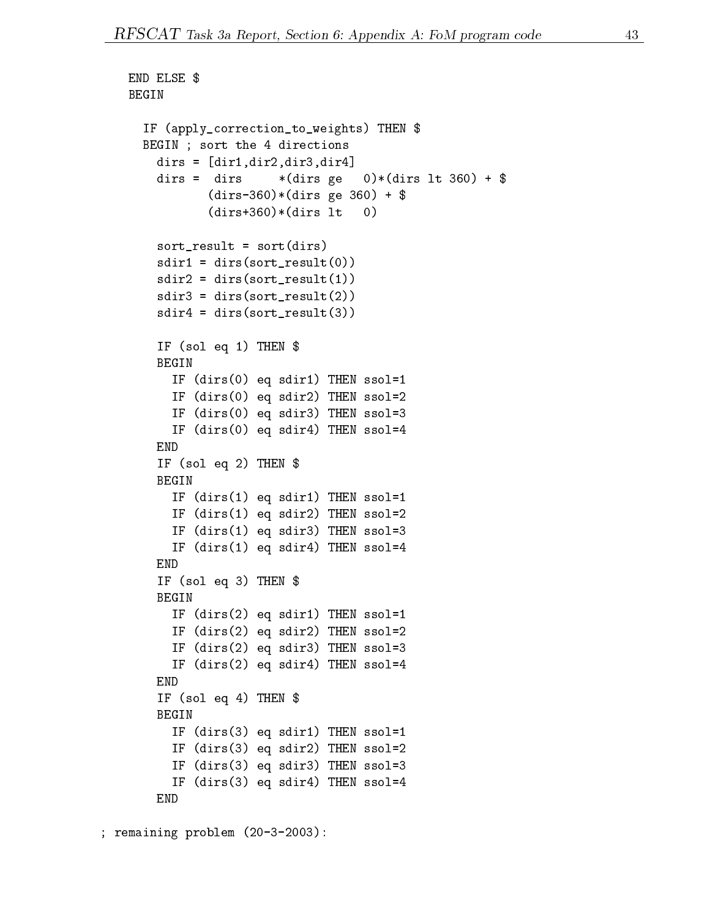```
    END ELSE $
    BEGIN

      IF (apply_correction_to_weights) THEN $
      BEGIN ; sort the 4 directions
        dirs = [dir1,dir2,dir3,dir4]
        dirs =  dirs      *(dirs ge   0)*(dirs lt 360) + $
               (dirs-360)*(dirs ge 360) + $
               (dirs+360)*(dirs lt   0)

        sort_result = sort(dirs)
        sdir1 = dirs(sort_result(0))
        sdir2 = dirs(sort_result(1))
        sdir3 = dirs(sort_result(2))
        sdir4 = dirs(sort_result(3))

        IF (sol eq 1) THEN $
        BEGIN
          IF (dirs(0) eq sdir1) THEN ssol=1
          IF (dirs(0) eq sdir2) THEN ssol=2
          IF (dirs(0) eq sdir3) THEN ssol=3
          IF (dirs(0) eq sdir4) THEN ssol=4
        END
        IF (sol eq 2) THEN $
        BEGIN
          IF (dirs(1) eq sdir1) THEN ssol=1
          IF (dirs(1) eq sdir2) THEN ssol=2
          IF (dirs(1) eq sdir3) THEN ssol=3
          IF (dirs(1) eq sdir4) THEN ssol=4
        END
        IF (sol eq 3) THEN $
        BEGIN
          IF (dirs(2) eq sdir1) THEN ssol=1
          IF (dirs(2) eq sdir2) THEN ssol=2
          IF (dirs(2) eq sdir3) THEN ssol=3
          IF (dirs(2) eq sdir4) THEN ssol=4
        END
        IF (sol eq 4) THEN $
        BEGIN
          IF (dirs(3) eq sdir1) THEN ssol=1
          IF (dirs(3) eq sdir2) THEN ssol=2
          IF (dirs(3) eq sdir3) THEN ssol=3
          IF (dirs(3) eq sdir4) THEN ssol=4
        END

; remaining problem (20-3-2003):
```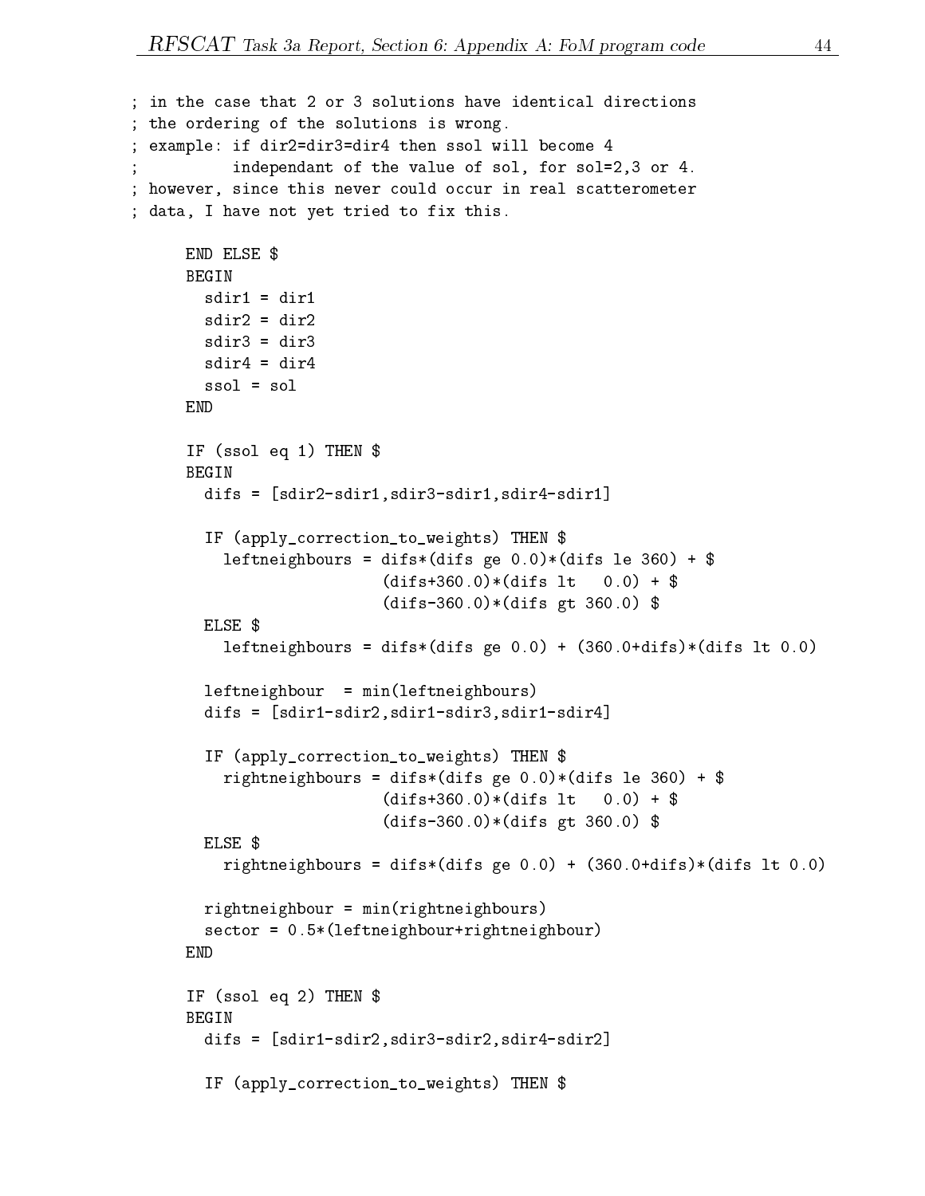```
; in the case that 2 or 3 solutions have identical directions
; the ordering of the solutions is wrong.
; example: if dir2=dir3=dir4 then ssol will become 4
;          independant of the value of sol, for sol=2,3 or 4.
; however, since this never could occur in real scatterometer
; data, I have not yet tried to fix this.

      END ELSE $
      BEGIN
        sdir1 = dir1
        sdir2 = dir2
        sdir3 = dir3
        sdir4 = dir4
        ssol = sol
      END

      IF (ssol eq 1) THEN $
      BEGIN
        difs = [sdir2-sdir1,sdir3-sdir1,sdir4-sdir1]

        IF (apply_correction_to_weights) THEN $
          leftneighbours = difs*(difs ge 0.0)*(difs le 360) + $
                           (difs+360.0)*(difs lt   0.0) + $
                           (difs-360.0)*(difs gt 360.0) $
        ELSE $
          leftneighbours = difs*(difs ge 0.0) + (360.0+difs)*(difs lt 0.0)

        leftneighbour  = min(leftneighbours)
        difs = [sdir1-sdir2,sdir1-sdir3,sdir1-sdir4]

        IF (apply_correction_to_weights) THEN $
          rightneighbours = difs*(difs ge 0.0)*(difs le 360) + $
                           (difs+360.0)*(difs lt   0.0) + $
                           (difs-360.0)*(difs gt 360.0) $
        ELSE $
          rightneighbours = difs*(difs ge 0.0) + (360.0+difs)*(difs lt 0.0)

        rightneighbour = min(rightneighbours)
        sector = 0.5*(leftneighbour+rightneighbour)
      END

      IF (ssol eq 2) THEN $
      BEGIN
        difs = [sdir1-sdir2,sdir3-sdir2,sdir4-sdir2]

        IF (apply_correction_to_weights) THEN $
```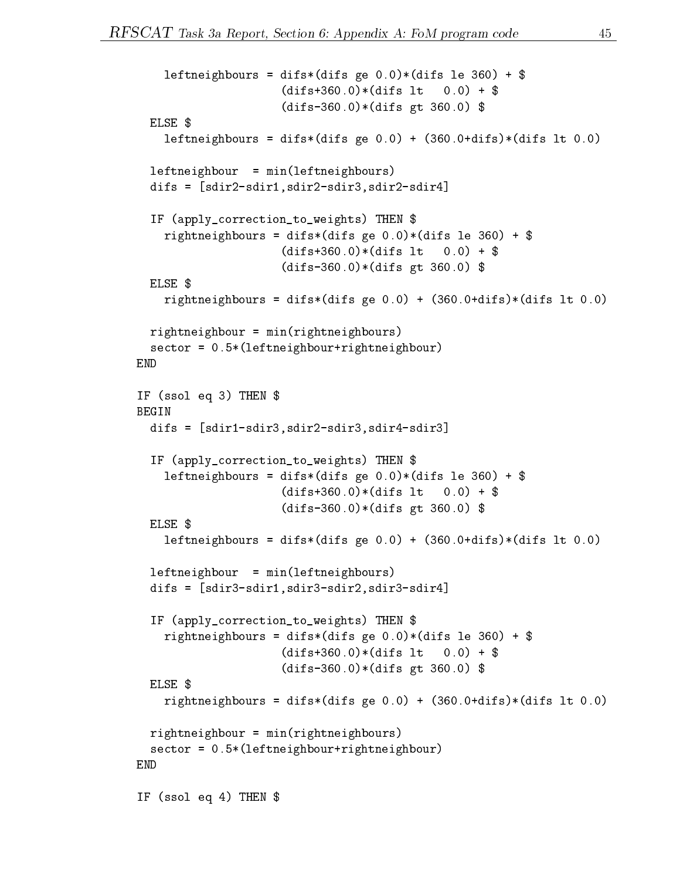```
    leftneighbours = difs*(difs ge 0.0)*(difs le 360) + $
                     (difs+360.0)*(difs lt   0.0) + $
                     (difs-360.0)*(difs gt 360.0) $
  ELSE $
    leftneighbours = difs*(difs ge 0.0) + (360.0+difs)*(difs lt 0.0)

  leftneighbour  = min(leftneighbours)
  difs = [sdir2-sdir1,sdir2-sdir3,sdir2-sdir4]

  IF (apply_correction_to_weights) THEN $
    rightneighbours = difs*(difs ge 0.0)*(difs le 360) + $
                     (difs+360.0)*(difs lt   0.0) + $
                     (difs-360.0)*(difs gt 360.0) $
  ELSE $
    rightneighbours = difs*(difs ge 0.0) + (360.0+difs)*(difs lt 0.0)

  rightneighbour = min(rightneighbours)
  sector = 0.5*(leftneighbour+rightneighbour)
END

IF (ssol eq 3) THEN $
BEGIN
  difs = [sdir1-sdir3,sdir2-sdir3,sdir4-sdir3]

  IF (apply_correction_to_weights) THEN $
    leftneighbours = difs*(difs ge 0.0)*(difs le 360) + $
                     (difs+360.0)*(difs lt   0.0) + $
                     (difs-360.0)*(difs gt 360.0) $
  ELSE $
    leftneighbours = difs*(difs ge 0.0) + (360.0+difs)*(difs lt 0.0)

  leftneighbour  = min(leftneighbours)
  difs = [sdir3-sdir1,sdir3-sdir2,sdir3-sdir4]

  IF (apply_correction_to_weights) THEN $
    rightneighbours = difs*(difs ge 0.0)*(difs le 360) + $
                     (difs+360.0)*(difs lt   0.0) + $
                     (difs-360.0)*(difs gt 360.0) $
  ELSE $
    rightneighbours = difs*(difs ge 0.0) + (360.0+difs)*(difs lt 0.0)

  rightneighbour = min(rightneighbours)
  sector = 0.5*(leftneighbour+rightneighbour)
END

IF (ssol eq 4) THEN $
```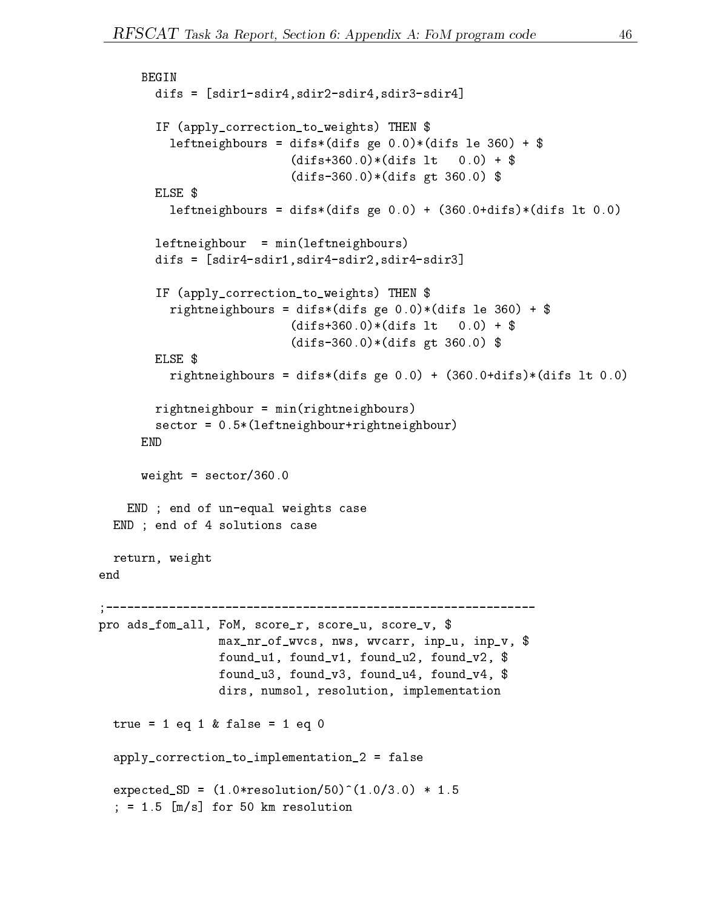```
      BEGIN
        difs = [sdir1-sdir4,sdir2-sdir4,sdir3-sdir4]

        IF (apply_correction_to_weights) THEN $
          leftneighbours = difs*(difs ge 0.0)*(difs le 360) + $
                           (difs+360.0)*(difs lt   0.0) + $
                           (difs-360.0)*(difs gt 360.0) $
        ELSE $
          leftneighbours = difs*(difs ge 0.0) + (360.0+difs)*(difs lt 0.0)

        leftneighbour  = min(leftneighbours)
        difs = [sdir4-sdir1,sdir4-sdir2,sdir4-sdir3]

        IF (apply_correction_to_weights) THEN $
          rightneighbours = difs*(difs ge 0.0)*(difs le 360) + $
                            (difs+360.0)*(difs lt   0.0) + $
                            (difs-360.0)*(difs gt 360.0) $
        ELSE $
          rightneighbours = difs*(difs ge 0.0) + (360.0+difs)*(difs lt 0.0)

        rightneighbour = min(rightneighbours)
        sector = 0.5*(leftneighbour+rightneighbour)
      END

      weight = sector/360.0

    END ; end of un-equal weights case
  END ; end of 4 solutions case

  return, weight
end

;-------------------------------------------------------------
pro ads_fom_all, FoM, score_r, score_u, score_v, $
                 max_nr_of_wvcs, nws, wvcarr, inp_u, inp_v, $
                 found_u1, found_v1, found_u2, found_v2, $
                 found_u3, found_v3, found_u4, found_v4, $
                 dirs, numsol, resolution, implementation

  true = 1 eq 1 & false = 1 eq 0

  apply_correction_to_implementation_2 = false

  expected_SD = (1.0*resolution/50)^(1.0/3.0) * 1.5
  ; = 1.5 [m/s] for 50 km resolution
```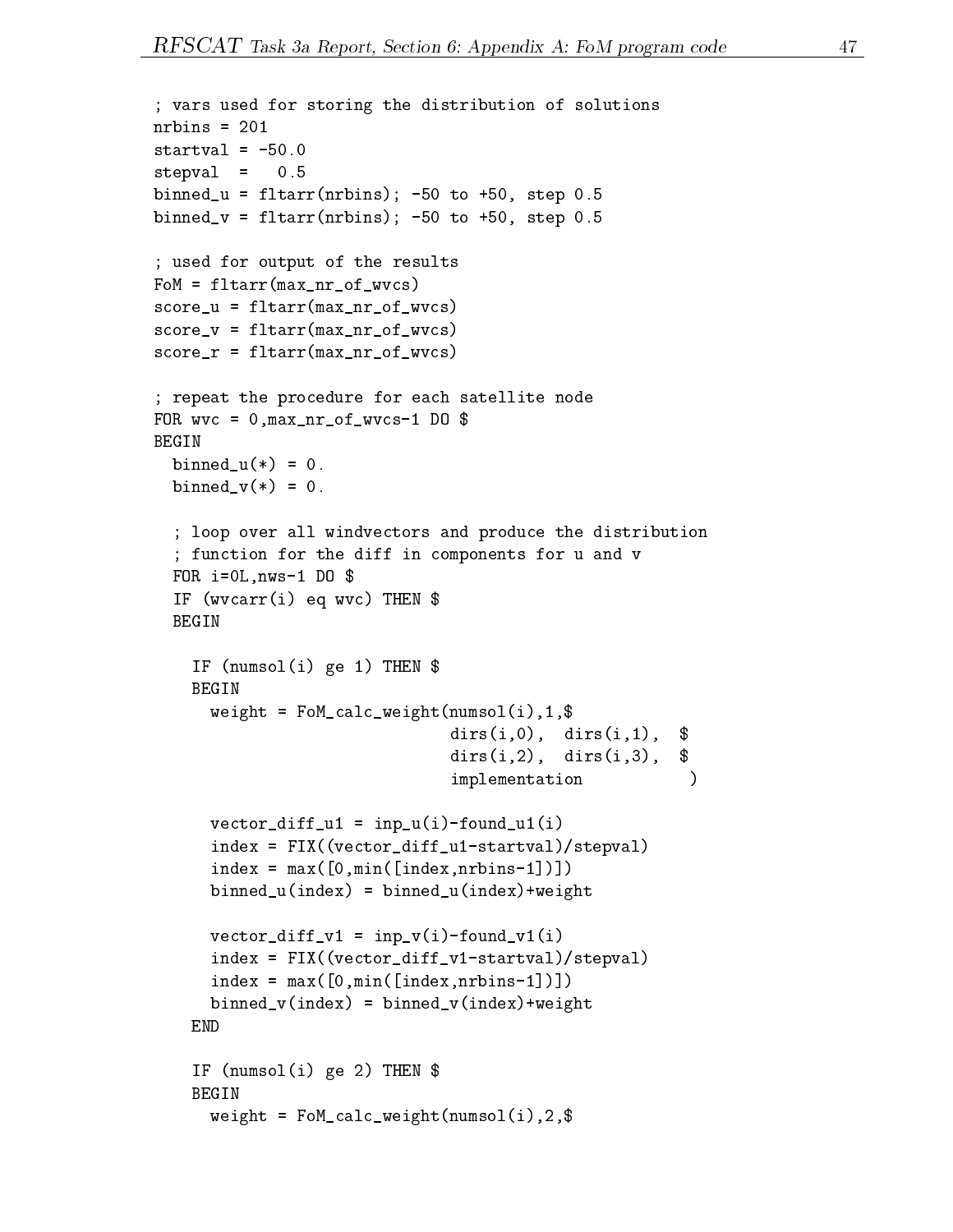```
; vars used for storing the distribution of solutions
nrbins = 201
startval = -50.0
stepval  =   0.5
binned_u = fltarr(nrbins); -50 to +50, step 0.5
binned_v = fltarr(nrbins); -50 to +50, step 0.5

; used for output of the results
FoM = fltarr(max_nr_of_wvcs)
score_u = fltarr(max_nr_of_wvcs)
score_v = fltarr(max_nr_of_wvcs)
score_r = fltarr(max_nr_of_wvcs)

; repeat the procedure for each satellite node
FOR wvc = 0,max_nr_of_wvcs-1 DO $
BEGIN
  binned_u(*) = 0.
  binned_v(*) = 0.

  ; loop over all windvectors and produce the distribution
  ; function for the diff in components for u and v
  FOR i=0L,nws-1 DO $
  IF (wvcarr(i) eq wvc) THEN $
  BEGIN

    IF (numsol(i) ge 1) THEN $
    BEGIN
      weight = FoM_calc_weight(numsol(i),1,$
                               dirs(i,0),  dirs(i,1),  $
                               dirs(i,2),  dirs(i,3),  $
                               implementation           )

      vector_diff_u1 = inp_u(i)-found_u1(i)
      index = FIX((vector_diff_u1-startval)/stepval)
      index = max([0,min([index,nrbins-1])])
      binned_u(index) = binned_u(index)+weight

      vector_diff_v1 = inp_v(i)-found_v1(i)
      index = FIX((vector_diff_v1-startval)/stepval)
      index = max([0,min([index,nrbins-1])])
      binned_v(index) = binned_v(index)+weight
    END

    IF (numsol(i) ge 2) THEN $
    BEGIN
      weight = FoM_calc_weight(numsol(i),2,$
```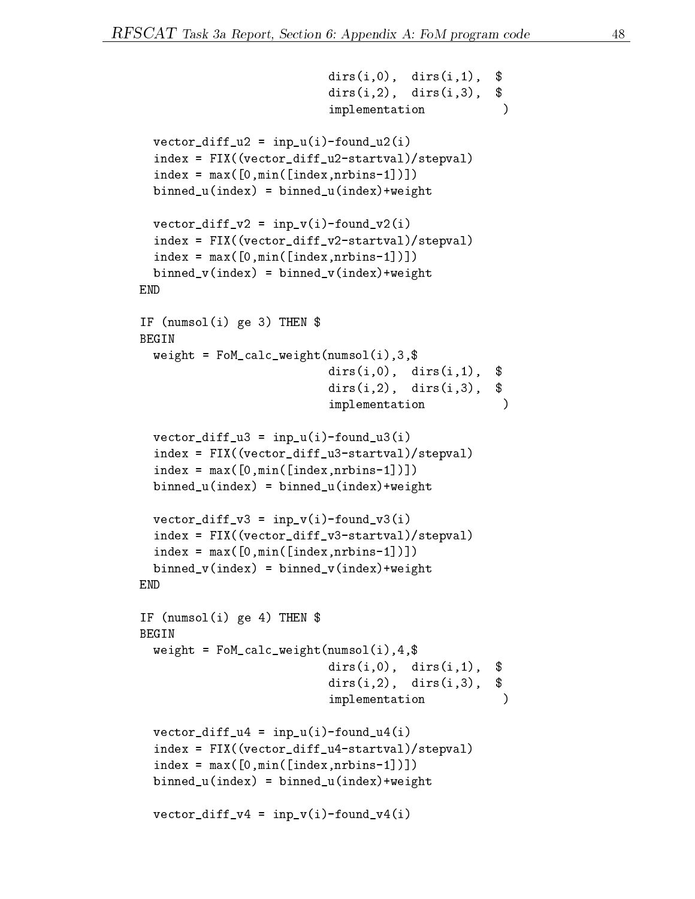```
                             dirs(i,0),  dirs(i,1),  $
                             dirs(i,2),  dirs(i,3),  $
                             implementation           )

    vector_diff_u2 = inp_u(i)-found_u2(i)
    index = FIX((vector_diff_u2-startval)/stepval)
    index = max([0,min([index,nrbins-1])])
    binned_u(index) = binned_u(index)+weight

    vector_diff_v2 = inp_v(i)-found_v2(i)
    index = FIX((vector_diff_v2-startval)/stepval)
    index = max([0,min([index,nrbins-1])])
    binned_v(index) = binned_v(index)+weight
  END

  IF (numsol(i) ge 3) THEN $
  BEGIN
    weight = FoM_calc_weight(numsol(i),3,$
                             dirs(i,0),  dirs(i,1),  $
                             dirs(i,2),  dirs(i,3),  $
                             implementation           )

    vector_diff_u3 = inp_u(i)-found_u3(i)
    index = FIX((vector_diff_u3-startval)/stepval)
    index = max([0,min([index,nrbins-1])])
    binned_u(index) = binned_u(index)+weight

    vector_diff_v3 = inp_v(i)-found_v3(i)
    index = FIX((vector_diff_v3-startval)/stepval)
    index = max([0,min([index,nrbins-1])])
    binned_v(index) = binned_v(index)+weight
  END

  IF (numsol(i) ge 4) THEN $
  BEGIN
    weight = FoM_calc_weight(numsol(i),4,$
                             dirs(i,0),  dirs(i,1),  $
                             dirs(i,2),  dirs(i,3),  $
                             implementation           )

    vector_diff_u4 = inp_u(i)-found_u4(i)
    index = FIX((vector_diff_u4-startval)/stepval)
    index = max([0,min([index,nrbins-1])])
    binned_u(index) = binned_u(index)+weight

    vector_diff_v4 = inp_v(i)-found_v4(i)
```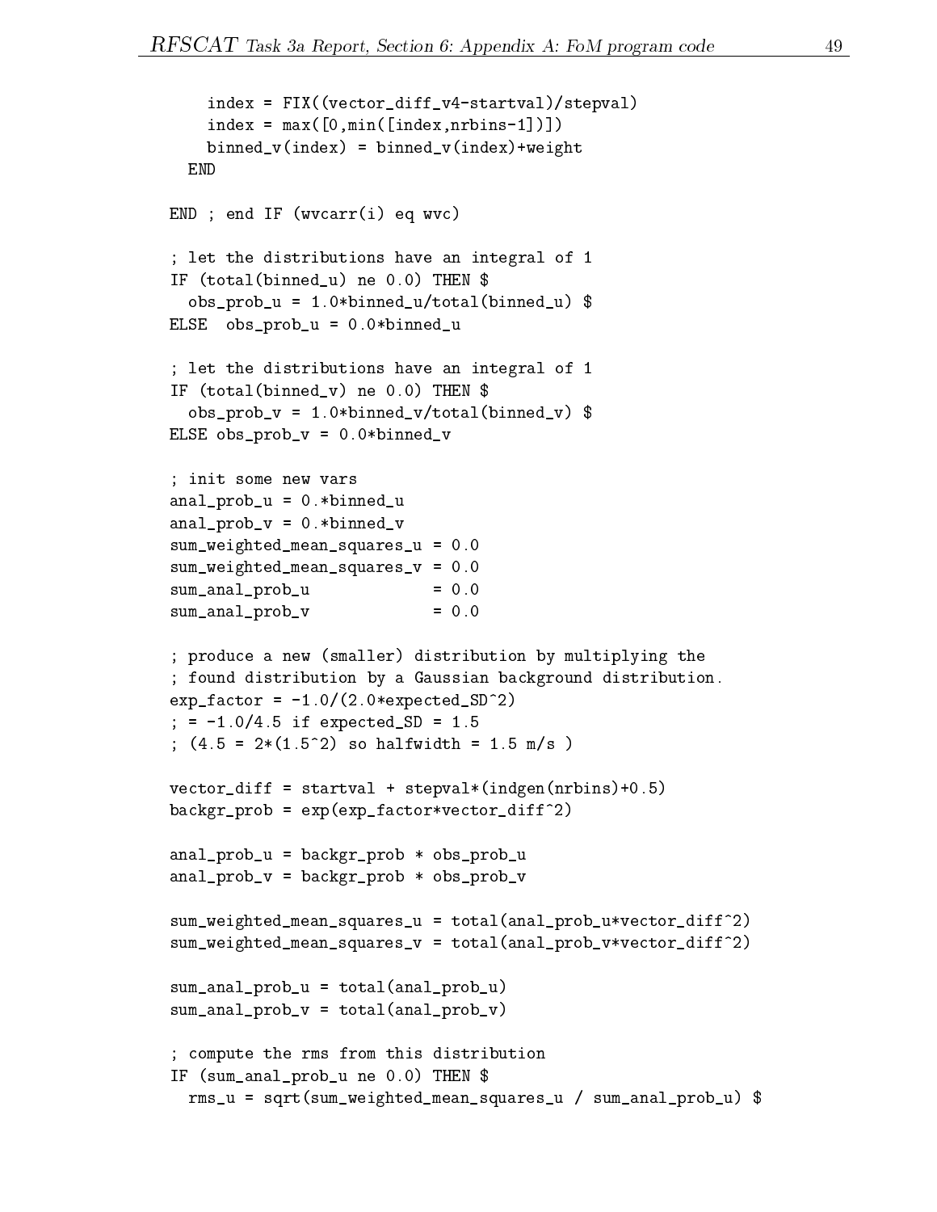```
    index = FIX((vector_diff_v4-startval)/stepval)
    index = max([0,min([index,nrbins-1])])
    binned_v(index) = binned_v(index)+weight
  END

END ; end IF (wvcarr(i) eq wvc)

; let the distributions have an integral of 1
IF (total(binned_u) ne 0.0) THEN $
  obs_prob_u = 1.0*binned_u/total(binned_u) $
ELSE  obs_prob_u = 0.0*binned_u

; let the distributions have an integral of 1
IF (total(binned_v) ne 0.0) THEN $
  obs_prob_v = 1.0*binned_v/total(binned_v) $
ELSE obs_prob_v = 0.0*binned_v

; init some new vars
anal_prob_u = 0.*binned_u
anal_prob_v = 0.*binned_v
sum_weighted_mean_squares_u = 0.0
sum_weighted_mean_squares_v = 0.0
sum_anal_prob_u             = 0.0
sum_anal_prob_v             = 0.0

; produce a new (smaller) distribution by multiplying the
; found distribution by a Gaussian background distribution.
exp_factor = -1.0/(2.0*expected_SD^2)
; = -1.0/4.5 if expected_SD = 1.5
; (4.5 = 2*(1.5^2) so halfwidth = 1.5 m/s )

vector_diff = startval + stepval*(indgen(nrbins)+0.5)
backgr_prob = exp(exp_factor*vector_diff^2)

anal_prob_u = backgr_prob * obs_prob_u
anal_prob_v = backgr_prob * obs_prob_v

sum_weighted_mean_squares_u = total(anal_prob_u*vector_diff^2)
sum_weighted_mean_squares_v = total(anal_prob_v*vector_diff^2)

sum_anal_prob_u = total(anal_prob_u)
sum_anal_prob_v = total(anal_prob_v)

; compute the rms from this distribution
IF (sum_anal_prob_u ne 0.0) THEN $
  rms_u = sqrt(sum_weighted_mean_squares_u / sum_anal_prob_u) $
```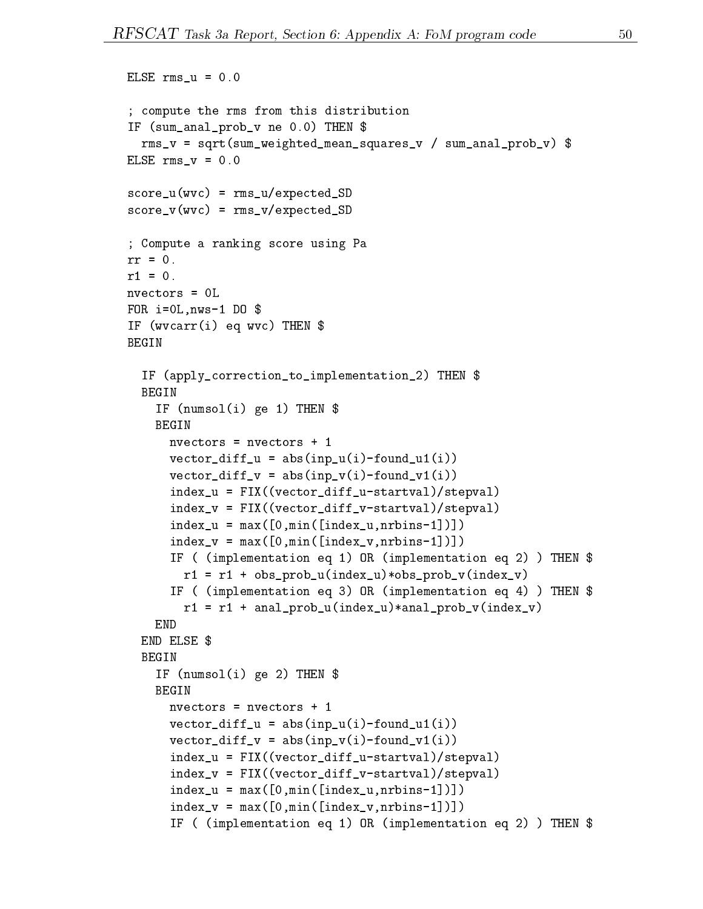```
ELSE rms_u = 0.0

; compute the rms from this distribution
IF (sum_anal_prob_v ne 0.0) THEN $
  rms_v = sqrt(sum_weighted_mean_squares_v / sum_anal_prob_v) $
ELSE rms_v = 0.0

score_u(wvc) = rms_u/expected_SD
score_v(wvc) = rms_v/expected_SD

; Compute a ranking score using Pa
rr = 0.
r1 = 0.
nvectors = 0L
FOR i=0L,nws-1 DO $
IF (wvcarr(i) eq wvc) THEN $
BEGIN

  IF (apply_correction_to_implementation_2) THEN $
  BEGIN
    IF (numsol(i) ge 1) THEN $
    BEGIN
      nvectors = nvectors + 1
      vector_diff_u = abs(inp_u(i)-found_u1(i))
      vector_diff_v = abs(inp_v(i)-found_v1(i))
      index_u = FIX((vector_diff_u-startval)/stepval)
      index_v = FIX((vector_diff_v-startval)/stepval)
      index_u = max([0,min([index_u,nrbins-1])])
      index_v = max([0,min([index_v,nrbins-1])])
      IF ( (implementation eq 1) OR (implementation eq 2) ) THEN $
        r1 = r1 + obs_prob_u(index_u)*obs_prob_v(index_v)
      IF ( (implementation eq 3) OR (implementation eq 4) ) THEN $
        r1 = r1 + anal_prob_u(index_u)*anal_prob_v(index_v)
    END
  END ELSE $
  BEGIN
    IF (numsol(i) ge 2) THEN $
    BEGIN
      nvectors = nvectors + 1
      vector_diff_u = abs(inp_u(i)-found_u1(i))
      vector_diff_v = abs(inp_v(i)-found_v1(i))
      index_u = FIX((vector_diff_u-startval)/stepval)
      index_v = FIX((vector_diff_v-startval)/stepval)
      index_u = max([0,min([index_u,nrbins-1])])
      index_v = max([0,min([index_v,nrbins-1])])
      IF ( (implementation eq 1) OR (implementation eq 2) ) THEN $
```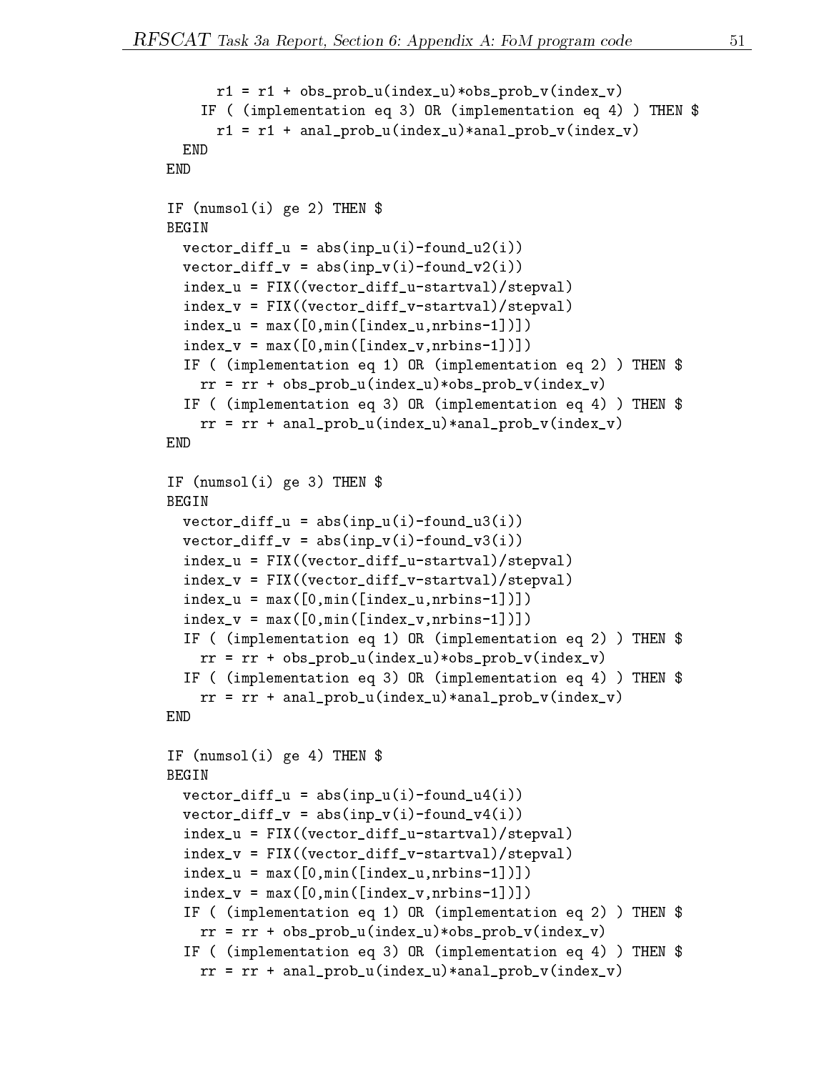```
      r1 = r1 + obs_prob_u(index_u)*obs_prob_v(index_v)
    IF ( (implementation eq 3) OR (implementation eq 4) ) THEN $
      r1 = r1 + anal_prob_u(index_u)*anal_prob_v(index_v)
  END
END

IF (numsol(i) ge 2) THEN $
BEGIN
  vector_diff_u = abs(inp_u(i)-found_u2(i))
  vector_diff_v = abs(inp_v(i)-found_v2(i))
  index_u = FIX((vector_diff_u-startval)/stepval)
  index_v = FIX((vector_diff_v-startval)/stepval)
  index_u = max([0,min([index_u,nrbins-1])])
  index_v = max([0,min([index_v,nrbins-1])])
  IF ( (implementation eq 1) OR (implementation eq 2) ) THEN $
    rr = rr + obs_prob_u(index_u)*obs_prob_v(index_v)
  IF ( (implementation eq 3) OR (implementation eq 4) ) THEN $
    rr = rr + anal_prob_u(index_u)*anal_prob_v(index_v)
END

IF (numsol(i) ge 3) THEN $
BEGIN
  vector_diff_u = abs(inp_u(i)-found_u3(i))
  vector_diff_v = abs(inp_v(i)-found_v3(i))
  index_u = FIX((vector_diff_u-startval)/stepval)
  index_v = FIX((vector_diff_v-startval)/stepval)
  index_u = max([0,min([index_u,nrbins-1])])
  index_v = max([0,min([index_v,nrbins-1])])
  IF ( (implementation eq 1) OR (implementation eq 2) ) THEN $
    rr = rr + obs_prob_u(index_u)*obs_prob_v(index_v)
  IF ( (implementation eq 3) OR (implementation eq 4) ) THEN $
    rr = rr + anal_prob_u(index_u)*anal_prob_v(index_v)
END

IF (numsol(i) ge 4) THEN $
BEGIN
  vector_diff_u = abs(inp_u(i)-found_u4(i))
  vector_diff_v = abs(inp_v(i)-found_v4(i))
  index_u = FIX((vector_diff_u-startval)/stepval)
  index_v = FIX((vector_diff_v-startval)/stepval)
  index_u = max([0,min([index_u,nrbins-1])])
  index_v = max([0,min([index_v,nrbins-1])])
  IF ( (implementation eq 1) OR (implementation eq 2) ) THEN $
    rr = rr + obs_prob_u(index_u)*obs_prob_v(index_v)
  IF ( (implementation eq 3) OR (implementation eq 4) ) THEN $
    rr = rr + anal_prob_u(index_u)*anal_prob_v(index_v)
```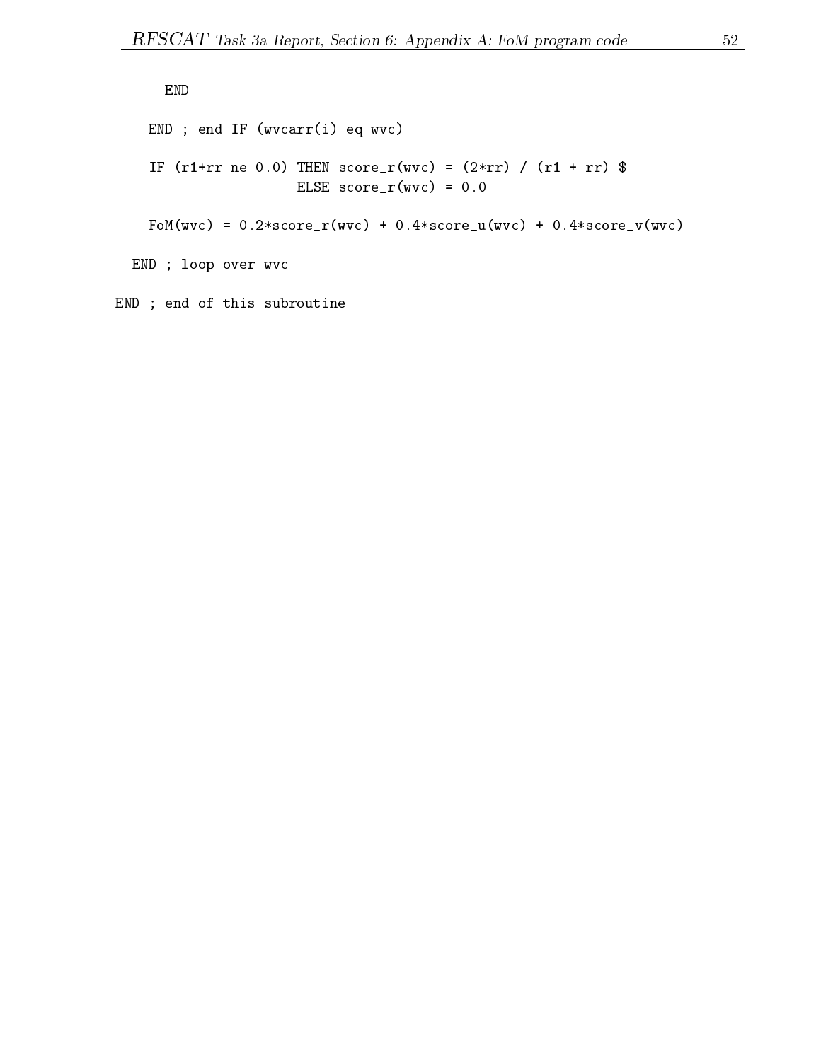```
      END

    END ; end IF (wvcarr(i) eq wvc)

    IF (r1+rr ne 0.0) THEN score_r(wvc) = (2*rr) / (r1 + rr) $
                      ELSE score_r(wvc) = 0.0

    FoM(wvc) = 0.2*score_r(wvc) + 0.4*score_u(wvc) + 0.4*score_v(wvc)

  END ; loop over wvc

END ; end of this subroutine
```